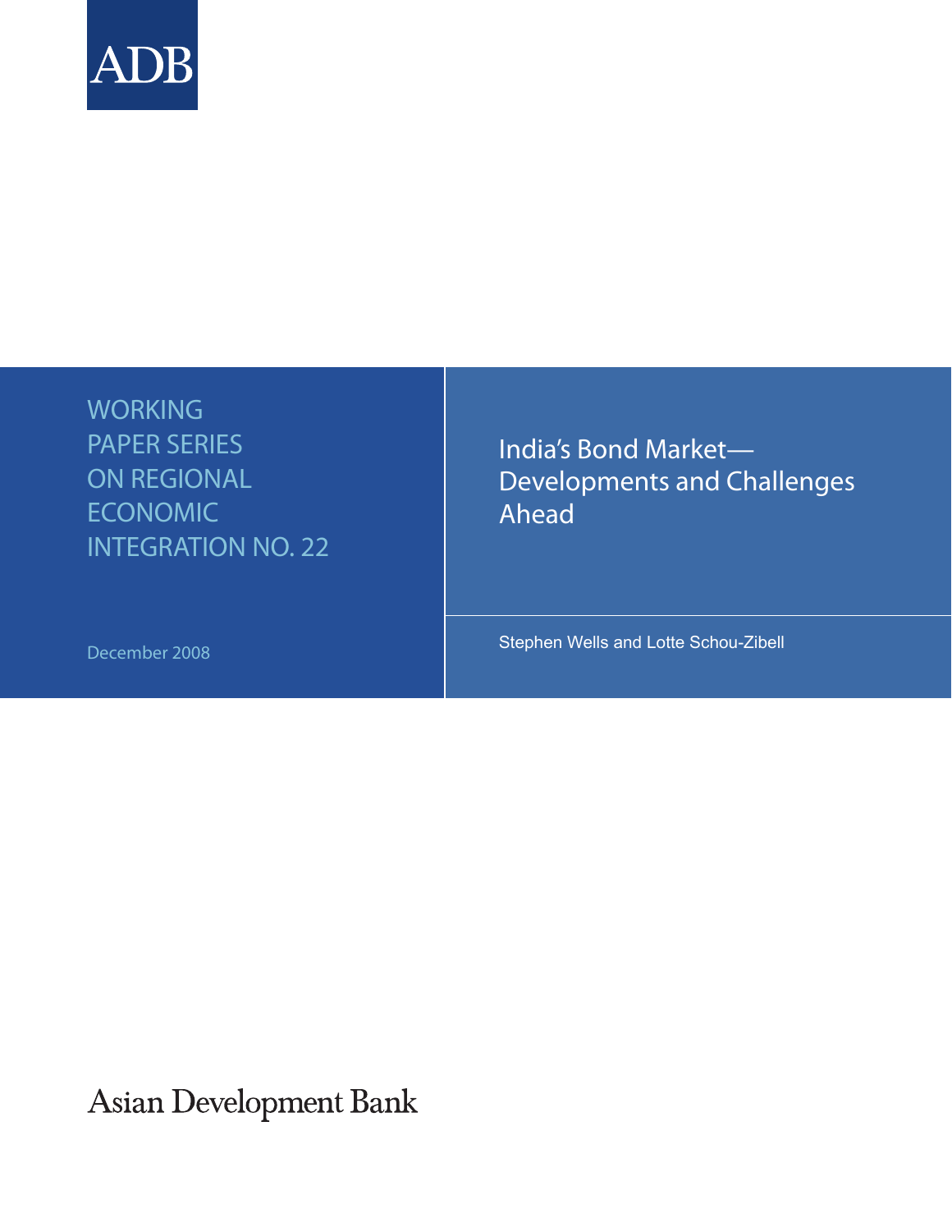ADB

WORKING PAPER SERIES ON REGIONAL ECONOMIC INTEGRATION NO. 22

# India's Bond Market—Developments and Challenges Ahead

December 2008

Stephen Wells and Lotte Schou-Zibell

Asian Development Bank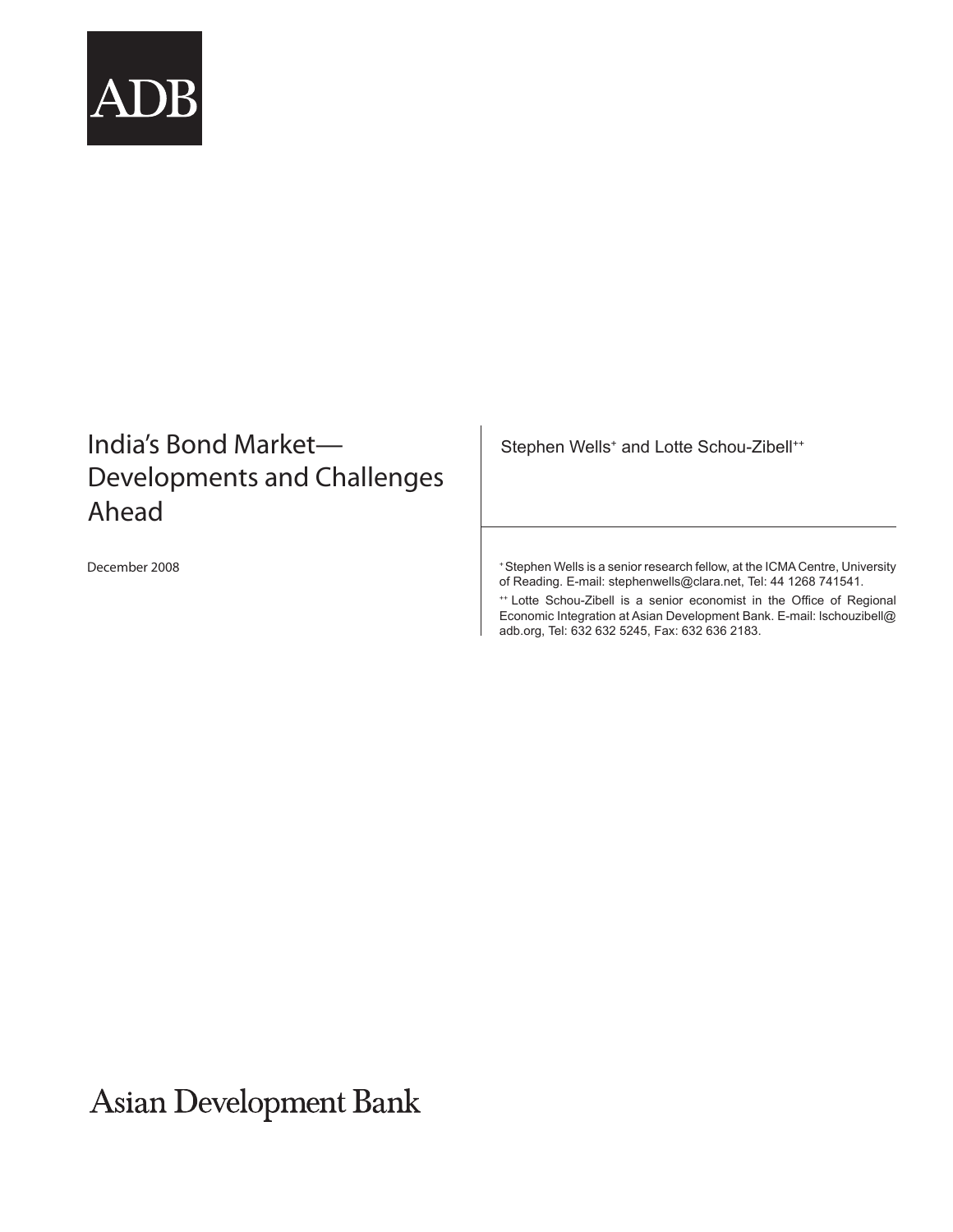ADB

# India's Bond Market—Developments and Challenges Ahead

December 2008

Stephen Wells[+] and Lotte Schou-Zibell[++]

[+] Stephen Wells is a senior research fellow, at the ICMA Centre, University of Reading. E-mail: stephenwells@clara.net, Tel: 44 1268 741541.

[++] Lotte Schou-Zibell is a senior economist in the Office of Regional Economic Integration at Asian Development Bank. E-mail: lschouzibell@adb.org, Tel: 632 632 5245, Fax: 632 636 2183.

Asian Development Bank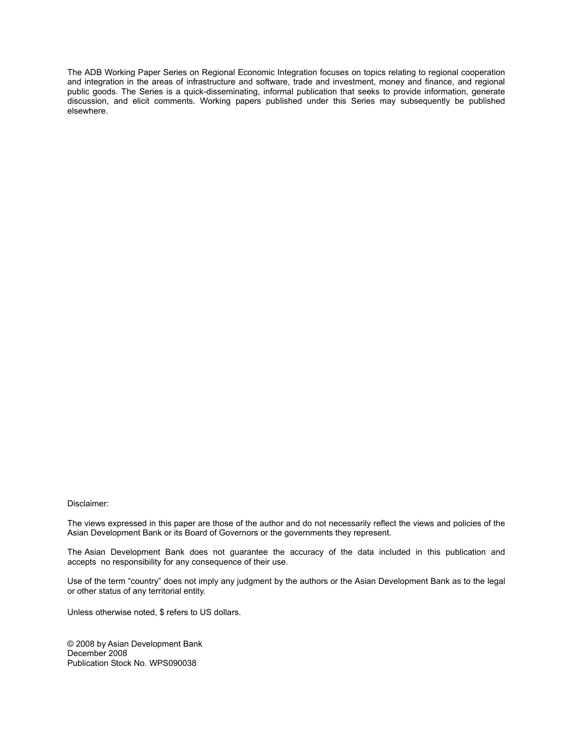The ADB Working Paper Series on Regional Economic Integration focuses on topics relating to regional cooperation and integration in the areas of infrastructure and software, trade and investment, money and finance, and regional public goods. The Series is a quick-disseminating, informal publication that seeks to provide information, generate discussion, and elicit comments. Working papers published under this Series may subsequently be published elsewhere.

Disclaimer:

The views expressed in this paper are those of the author and do not necessarily reflect the views and policies of the Asian Development Bank or its Board of Governors or the governments they represent.

The Asian Development Bank does not guarantee the accuracy of the data included in this publication and accepts no responsibility for any consequence of their use.

Use of the term "country" does not imply any judgment by the authors or the Asian Development Bank as to the legal or other status of any territorial entity.

Unless otherwise noted, $ refers to US dollars.

© 2008 by Asian Development Bank
December 2008
Publication Stock No. WPS090038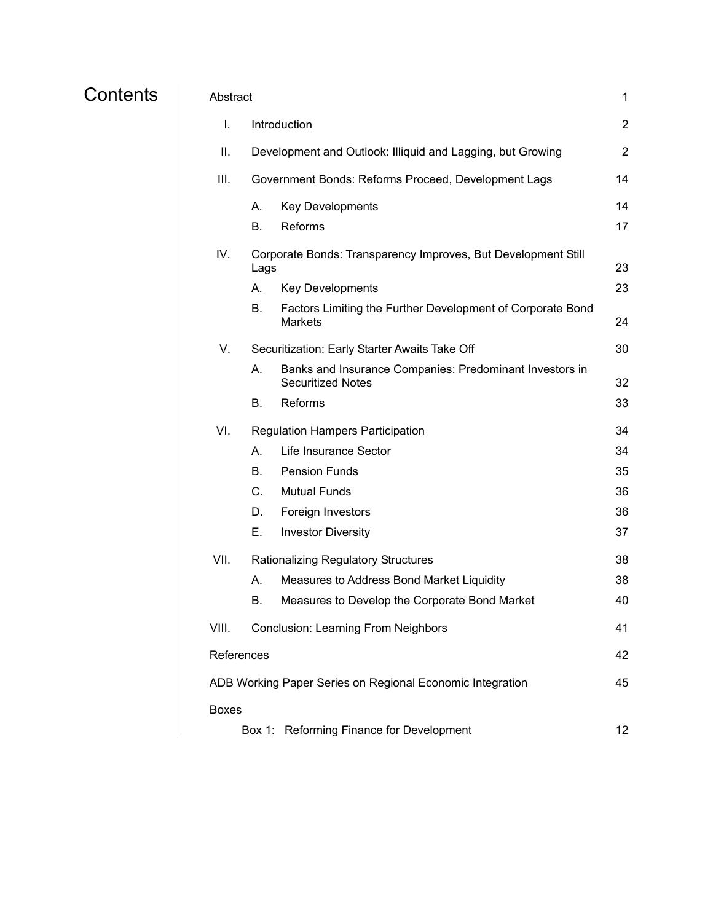# Contents

| | | |
|---|---|---|
| Abstract | | 1 |
| I. | Introduction | 2 |
| II. | Development and Outlook: Illiquid and Lagging, but Growing | 2 |
| III. | Government Bonds: Reforms Proceed, Development Lags | 14 |
| | A. Key Developments | 14 |
| | B. Reforms | 17 |
| IV. | Corporate Bonds: Transparency Improves, But Development Still Lags | 23 |
| | A. Key Developments | 23 |
| | B. Factors Limiting the Further Development of Corporate Bond Markets | 24 |
| V. | Securitization: Early Starter Awaits Take Off | 30 |
| | A. Banks and Insurance Companies: Predominant Investors in Securitized Notes | 32 |
| | B. Reforms | 33 |
| VI. | Regulation Hampers Participation | 34 |
| | A. Life Insurance Sector | 34 |
| | B. Pension Funds | 35 |
| | C. Mutual Funds | 36 |
| | D. Foreign Investors | 36 |
| | E. Investor Diversity | 37 |
| VII. | Rationalizing Regulatory Structures | 38 |
| | A. Measures to Address Bond Market Liquidity | 38 |
| | B. Measures to Develop the Corporate Bond Market | 40 |
| VIII. | Conclusion: Learning From Neighbors | 41 |
| References | | 42 |
| ADB Working Paper Series on Regional Economic Integration | | 45 |
| Boxes | | |
| | Box 1: Reforming Finance for Development | 12 |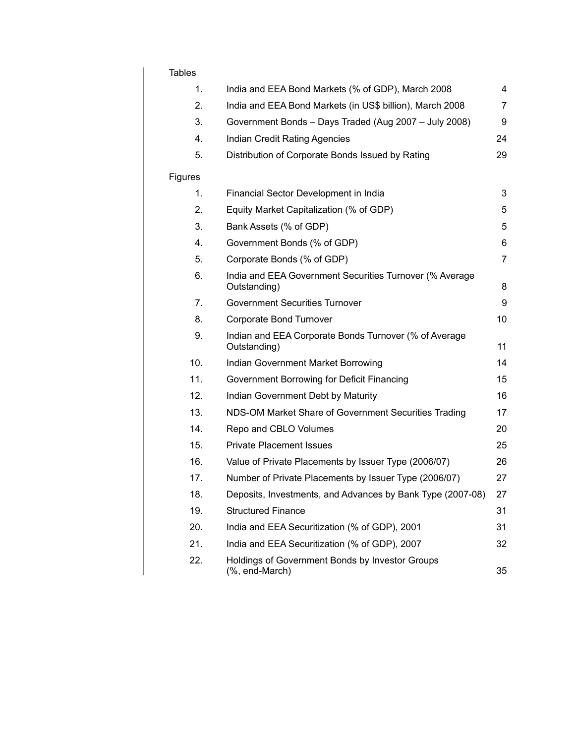## Tables

| | | |
|---|---|---|
| 1. | India and EEA Bond Markets (% of GDP), March 2008 | 4 |
| 2. | India and EEA Bond Markets (in US$ billion), March 2008 | 7 |
| 3. | Government Bonds – Days Traded (Aug 2007 – July 2008) | 9 |
| 4. | Indian Credit Rating Agencies | 24 |
| 5. | Distribution of Corporate Bonds Issued by Rating | 29 |

## Figures

| | | |
|---|---|---|
| 1. | Financial Sector Development in India | 3 |
| 2. | Equity Market Capitalization (% of GDP) | 5 |
| 3. | Bank Assets (% of GDP) | 5 |
| 4. | Government Bonds (% of GDP) | 6 |
| 5. | Corporate Bonds (% of GDP) | 7 |
| 6. | India and EEA Government Securities Turnover (% Average Outstanding) | 8 |
| 7. | Government Securities Turnover | 9 |
| 8. | Corporate Bond Turnover | 10 |
| 9. | Indian and EEA Corporate Bonds Turnover (% of Average Outstanding) | 11 |
| 10. | Indian Government Market Borrowing | 14 |
| 11. | Government Borrowing for Deficit Financing | 15 |
| 12. | Indian Government Debt by Maturity | 16 |
| 13. | NDS-OM Market Share of Government Securities Trading | 17 |
| 14. | Repo and CBLO Volumes | 20 |
| 15. | Private Placement Issues | 25 |
| 16. | Value of Private Placements by Issuer Type (2006/07) | 26 |
| 17. | Number of Private Placements by Issuer Type (2006/07) | 27 |
| 18. | Deposits, Investments, and Advances by Bank Type (2007-08) | 27 |
| 19. | Structured Finance | 31 |
| 20. | India and EEA Securitization (% of GDP), 2001 | 31 |
| 21. | India and EEA Securitization (% of GDP), 2007 | 32 |
| 22. | Holdings of Government Bonds by Investor Groups (%, end-March) | 35 |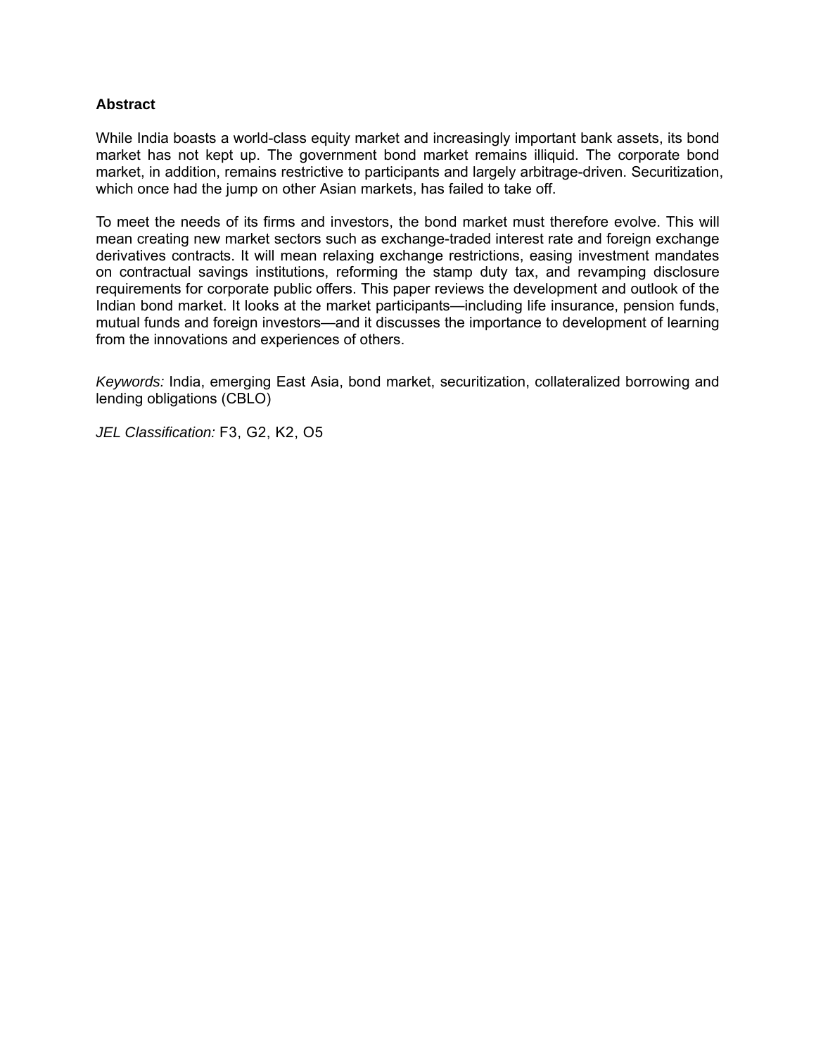## Abstract

While India boasts a world-class equity market and increasingly important bank assets, its bond market has not kept up. The government bond market remains illiquid. The corporate bond market, in addition, remains restrictive to participants and largely arbitrage-driven. Securitization, which once had the jump on other Asian markets, has failed to take off.

To meet the needs of its firms and investors, the bond market must therefore evolve. This will mean creating new market sectors such as exchange-traded interest rate and foreign exchange derivatives contracts. It will mean relaxing exchange restrictions, easing investment mandates on contractual savings institutions, reforming the stamp duty tax, and revamping disclosure requirements for corporate public offers. This paper reviews the development and outlook of the Indian bond market. It looks at the market participants—including life insurance, pension funds, mutual funds and foreign investors—and it discusses the importance to development of learning from the innovations and experiences of others.

*Keywords:* India, emerging East Asia, bond market, securitization, collateralized borrowing and lending obligations (CBLO)

*JEL Classification:* F3, G2, K2, O5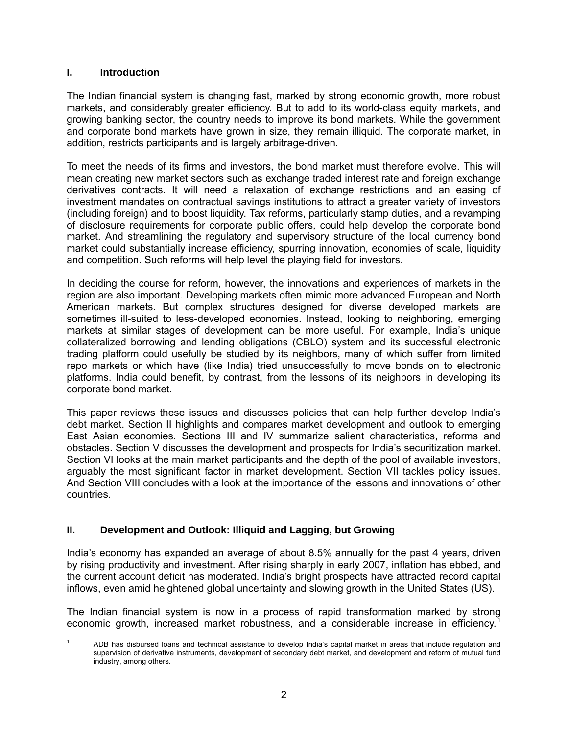## I. Introduction

The Indian financial system is changing fast, marked by strong economic growth, more robust markets, and considerably greater efficiency. But to add to its world-class equity markets, and growing banking sector, the country needs to improve its bond markets. While the government and corporate bond markets have grown in size, they remain illiquid. The corporate market, in addition, restricts participants and is largely arbitrage-driven.

To meet the needs of its firms and investors, the bond market must therefore evolve. This will mean creating new market sectors such as exchange traded interest rate and foreign exchange derivatives contracts. It will need a relaxation of exchange restrictions and an easing of investment mandates on contractual savings institutions to attract a greater variety of investors (including foreign) and to boost liquidity. Tax reforms, particularly stamp duties, and a revamping of disclosure requirements for corporate public offers, could help develop the corporate bond market. And streamlining the regulatory and supervisory structure of the local currency bond market could substantially increase efficiency, spurring innovation, economies of scale, liquidity and competition. Such reforms will help level the playing field for investors.

In deciding the course for reform, however, the innovations and experiences of markets in the region are also important. Developing markets often mimic more advanced European and North American markets. But complex structures designed for diverse developed markets are sometimes ill-suited to less-developed economies. Instead, looking to neighboring, emerging markets at similar stages of development can be more useful. For example, India's unique collateralized borrowing and lending obligations (CBLO) system and its successful electronic trading platform could usefully be studied by its neighbors, many of which suffer from limited repo markets or which have (like India) tried unsuccessfully to move bonds on to electronic platforms. India could benefit, by contrast, from the lessons of its neighbors in developing its corporate bond market.

This paper reviews these issues and discusses policies that can help further develop India's debt market. Section II highlights and compares market development and outlook to emerging East Asian economies. Sections III and IV summarize salient characteristics, reforms and obstacles. Section V discusses the development and prospects for India's securitization market. Section VI looks at the main market participants and the depth of the pool of available investors, arguably the most significant factor in market development. Section VII tackles policy issues. And Section VIII concludes with a look at the importance of the lessons and innovations of other countries.

## II. Development and Outlook: Illiquid and Lagging, but Growing

India's economy has expanded an average of about 8.5% annually for the past 4 years, driven by rising productivity and investment. After rising sharply in early 2007, inflation has ebbed, and the current account deficit has moderated. India's bright prospects have attracted record capital inflows, even amid heightened global uncertainty and slowing growth in the United States (US).

The Indian financial system is now in a process of rapid transformation marked by strong economic growth, increased market robustness, and a considerable increase in efficiency.[1]

[1] ADB has disbursed loans and technical assistance to develop India's capital market in areas that include regulation and supervision of derivative instruments, development of secondary debt market, and development and reform of mutual fund industry, among others.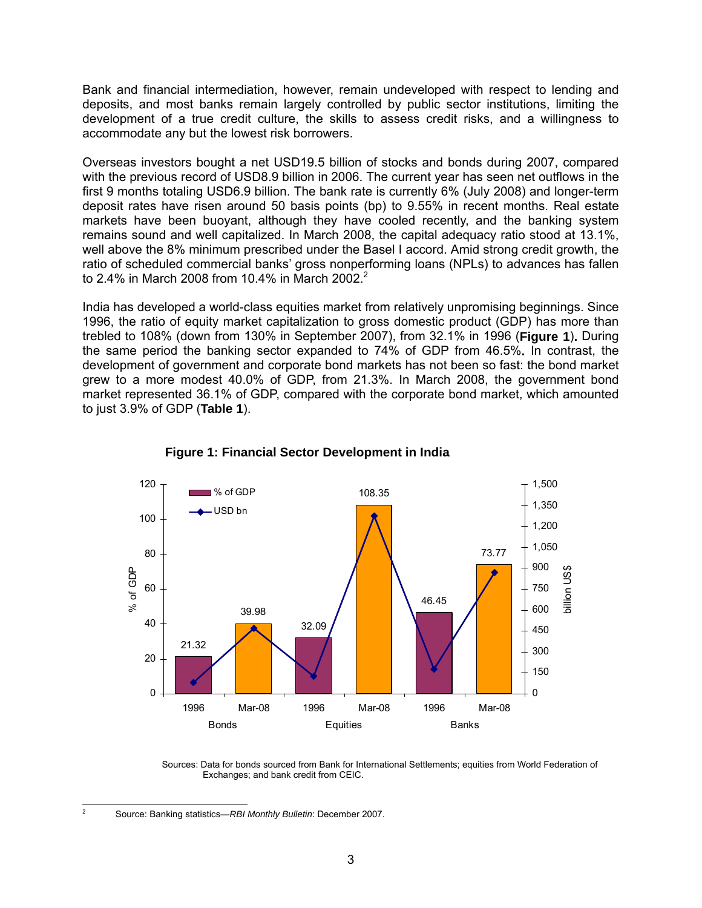Bank and financial intermediation, however, remain undeveloped with respect to lending and deposits, and most banks remain largely controlled by public sector institutions, limiting the development of a true credit culture, the skills to assess credit risks, and a willingness to accommodate any but the lowest risk borrowers.

Overseas investors bought a net USD19.5 billion of stocks and bonds during 2007, compared with the previous record of USD8.9 billion in 2006. The current year has seen net outflows in the first 9 months totaling USD6.9 billion. The bank rate is currently 6% (July 2008) and longer-term deposit rates have risen around 50 basis points (bp) to 9.55% in recent months. Real estate markets have been buoyant, although they have cooled recently, and the banking system remains sound and well capitalized. In March 2008, the capital adequacy ratio stood at 13.1%, well above the 8% minimum prescribed under the Basel I accord. Amid strong credit growth, the ratio of scheduled commercial banks' gross nonperforming loans (NPLs) to advances has fallen to 2.4% in March 2008 from 10.4% in March 2002.[2]

India has developed a world-class equities market from relatively unpromising beginnings. Since 1996, the ratio of equity market capitalization to gross domestic product (GDP) has more than trebled to 108% (down from 130% in September 2007), from 32.1% in 1996 (**Figure 1**)**.** During the same period the banking sector expanded to 74% of GDP from 46.5%**.** In contrast, the development of government and corporate bond markets has not been so fast: the bond market grew to a more modest 40.0% of GDP, from 21.3%. In March 2008, the government bond market represented 36.1% of GDP, compared with the corporate bond market, which amounted to just 3.9% of GDP (**Table 1**).

**Figure 1: Financial Sector Development in India**

| | Bonds 1996 | Bonds Mar-08 | Equities 1996 | Equities Mar-08 | Banks 1996 | Banks Mar-08 |
|---|---|---|---|---|---|---|
| % of GDP | 21.32 | 39.98 | 32.09 | 108.35 | 46.45 | 73.77 |

Sources: Data for bonds sourced from Bank for International Settlements; equities from World Federation of Exchanges; and bank credit from CEIC.

[2] Source: Banking statistics—*RBI Monthly Bulletin*: December 2007.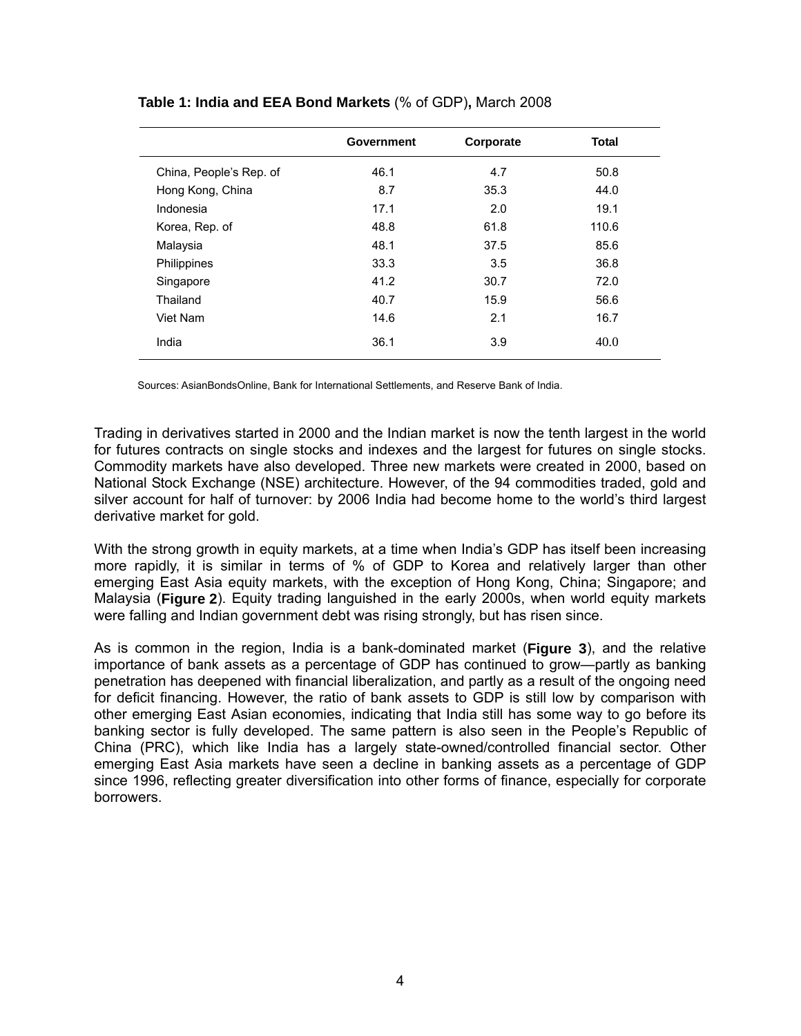**Table 1: India and EEA Bond Markets** (% of GDP)**,** March 2008

| | Government | Corporate | Total |
|---|---|---|---|
| China, People's Rep. of | 46.1 | 4.7 | 50.8 |
| Hong Kong, China | 8.7 | 35.3 | 44.0 |
| Indonesia | 17.1 | 2.0 | 19.1 |
| Korea, Rep. of | 48.8 | 61.8 | 110.6 |
| Malaysia | 48.1 | 37.5 | 85.6 |
| Philippines | 33.3 | 3.5 | 36.8 |
| Singapore | 41.2 | 30.7 | 72.0 |
| Thailand | 40.7 | 15.9 | 56.6 |
| Viet Nam | 14.6 | 2.1 | 16.7 |
| India | 36.1 | 3.9 | 40.0 |

Sources: AsianBondsOnline, Bank for International Settlements, and Reserve Bank of India.

Trading in derivatives started in 2000 and the Indian market is now the tenth largest in the world for futures contracts on single stocks and indexes and the largest for futures on single stocks. Commodity markets have also developed. Three new markets were created in 2000, based on National Stock Exchange (NSE) architecture. However, of the 94 commodities traded, gold and silver account for half of turnover: by 2006 India had become home to the world's third largest derivative market for gold.

With the strong growth in equity markets, at a time when India's GDP has itself been increasing more rapidly, it is similar in terms of % of GDP to Korea and relatively larger than other emerging East Asia equity markets, with the exception of Hong Kong, China; Singapore; and Malaysia (**Figure 2**). Equity trading languished in the early 2000s, when world equity markets were falling and Indian government debt was rising strongly, but has risen since.

As is common in the region, India is a bank-dominated market (**Figure 3**), and the relative importance of bank assets as a percentage of GDP has continued to grow—partly as banking penetration has deepened with financial liberalization, and partly as a result of the ongoing need for deficit financing. However, the ratio of bank assets to GDP is still low by comparison with other emerging East Asian economies, indicating that India still has some way to go before its banking sector is fully developed. The same pattern is also seen in the People's Republic of China (PRC), which like India has a largely state-owned/controlled financial sector. Other emerging East Asia markets have seen a decline in banking assets as a percentage of GDP since 1996, reflecting greater diversification into other forms of finance, especially for corporate borrowers.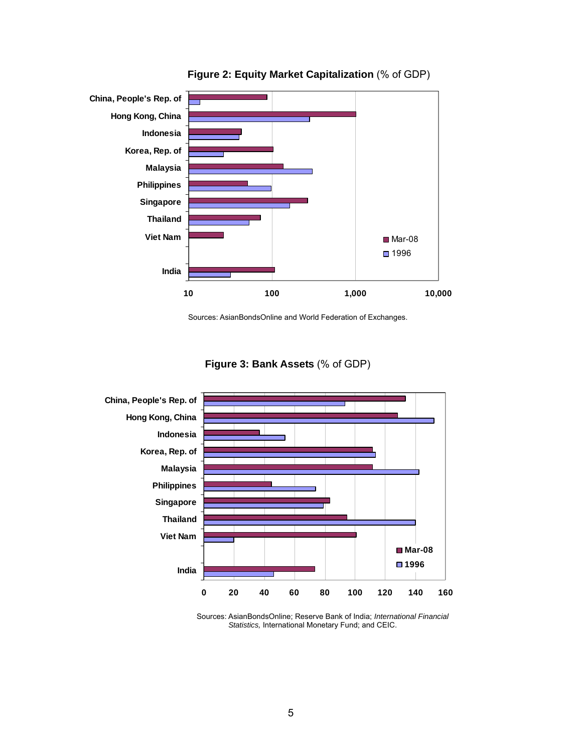**Figure 2: Equity Market Capitalization** (% of GDP)

Sources: AsianBondsOnline and World Federation of Exchanges.

**Figure 3: Bank Assets** (% of GDP)

Sources: AsianBondsOnline; Reserve Bank of India; *International Financial Statistics,* International Monetary Fund; and CEIC.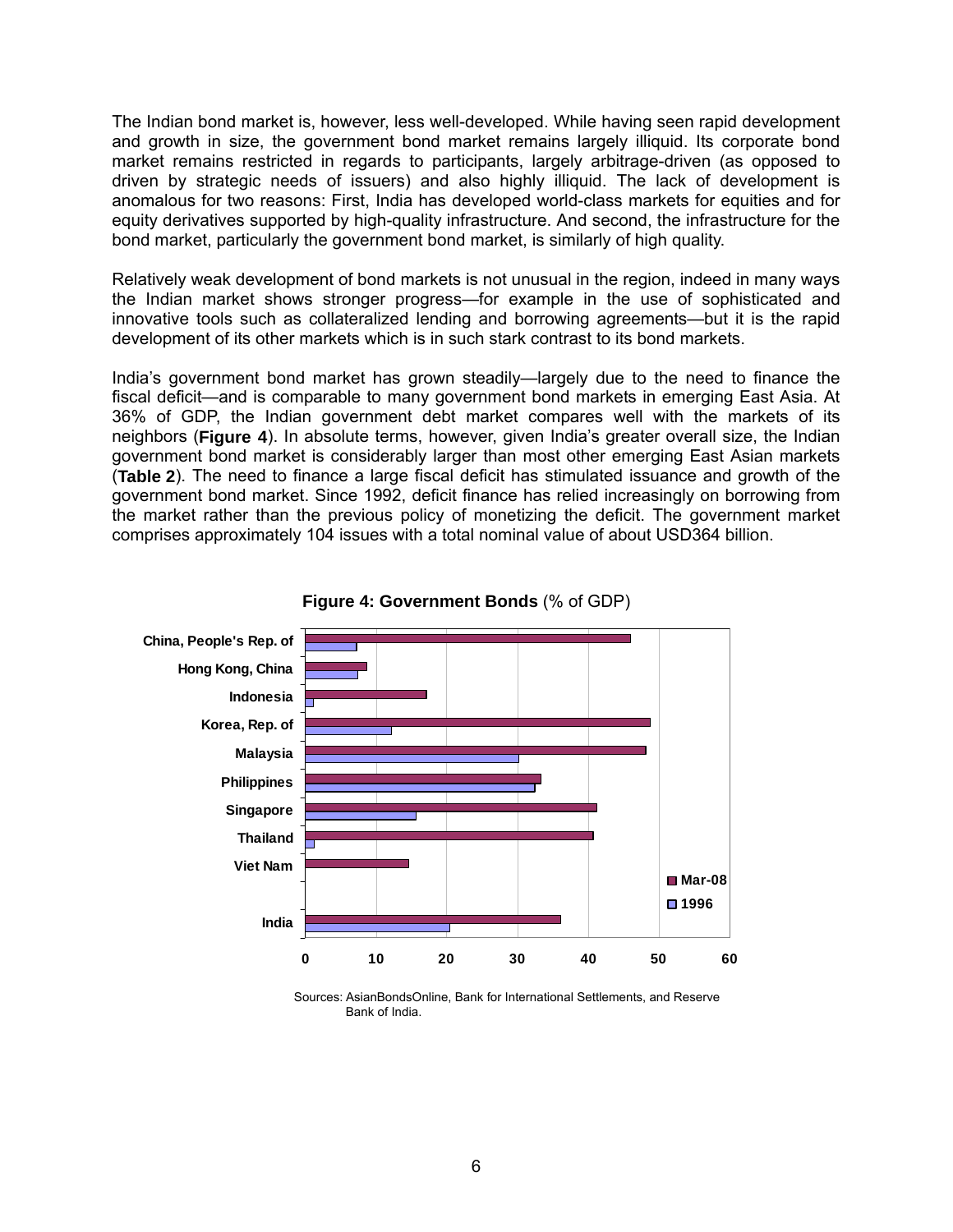The Indian bond market is, however, less well-developed. While having seen rapid development and growth in size, the government bond market remains largely illiquid. Its corporate bond market remains restricted in regards to participants, largely arbitrage-driven (as opposed to driven by strategic needs of issuers) and also highly illiquid. The lack of development is anomalous for two reasons: First, India has developed world-class markets for equities and for equity derivatives supported by high-quality infrastructure. And second, the infrastructure for the bond market, particularly the government bond market, is similarly of high quality.

Relatively weak development of bond markets is not unusual in the region, indeed in many ways the Indian market shows stronger progress—for example in the use of sophisticated and innovative tools such as collateralized lending and borrowing agreements—but it is the rapid development of its other markets which is in such stark contrast to its bond markets.

India's government bond market has grown steadily—largely due to the need to finance the fiscal deficit—and is comparable to many government bond markets in emerging East Asia. At 36% of GDP, the Indian government debt market compares well with the markets of its neighbors (**Figure 4**). In absolute terms, however, given India's greater overall size, the Indian government bond market is considerably larger than most other emerging East Asian markets (**Table 2**). The need to finance a large fiscal deficit has stimulated issuance and growth of the government bond market. Since 1992, deficit finance has relied increasingly on borrowing from the market rather than the previous policy of monetizing the deficit. The government market comprises approximately 104 issues with a total nominal value of about USD364 billion.

**Figure 4: Government Bonds** (% of GDP)

Sources: AsianBondsOnline, Bank for International Settlements, and Reserve Bank of India.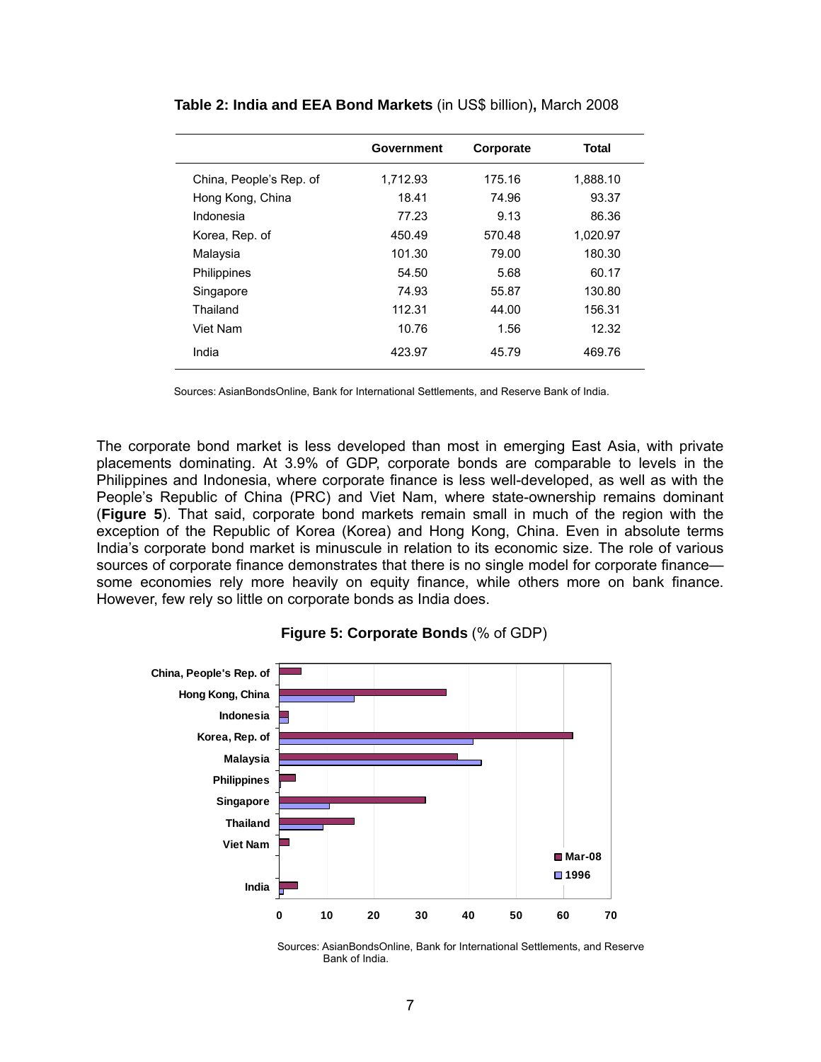**Table 2: India and EEA Bond Markets** (in US$ billion)**,** March 2008

| | Government | Corporate | Total |
|---|---|---|---|
| China, People's Rep. of | 1,712.93 | 175.16 | 1,888.10 |
| Hong Kong, China | 18.41 | 74.96 | 93.37 |
| Indonesia | 77.23 | 9.13 | 86.36 |
| Korea, Rep. of | 450.49 | 570.48 | 1,020.97 |
| Malaysia | 101.30 | 79.00 | 180.30 |
| Philippines | 54.50 | 5.68 | 60.17 |
| Singapore | 74.93 | 55.87 | 130.80 |
| Thailand | 112.31 | 44.00 | 156.31 |
| Viet Nam | 10.76 | 1.56 | 12.32 |
| India | 423.97 | 45.79 | 469.76 |

Sources: AsianBondsOnline, Bank for International Settlements, and Reserve Bank of India.

The corporate bond market is less developed than most in emerging East Asia, with private placements dominating. At 3.9% of GDP, corporate bonds are comparable to levels in the Philippines and Indonesia, where corporate finance is less well-developed, as well as with the People's Republic of China (PRC) and Viet Nam, where state-ownership remains dominant (**Figure 5**). That said, corporate bond markets remain small in much of the region with the exception of the Republic of Korea (Korea) and Hong Kong, China. Even in absolute terms India's corporate bond market is minuscule in relation to its economic size. The role of various sources of corporate finance demonstrates that there is no single model for corporate finance—some economies rely more heavily on equity finance, while others more on bank finance. However, few rely so little on corporate bonds as India does.

**Figure 5: Corporate Bonds** (% of GDP)

Sources: AsianBondsOnline, Bank for International Settlements, and Reserve Bank of India.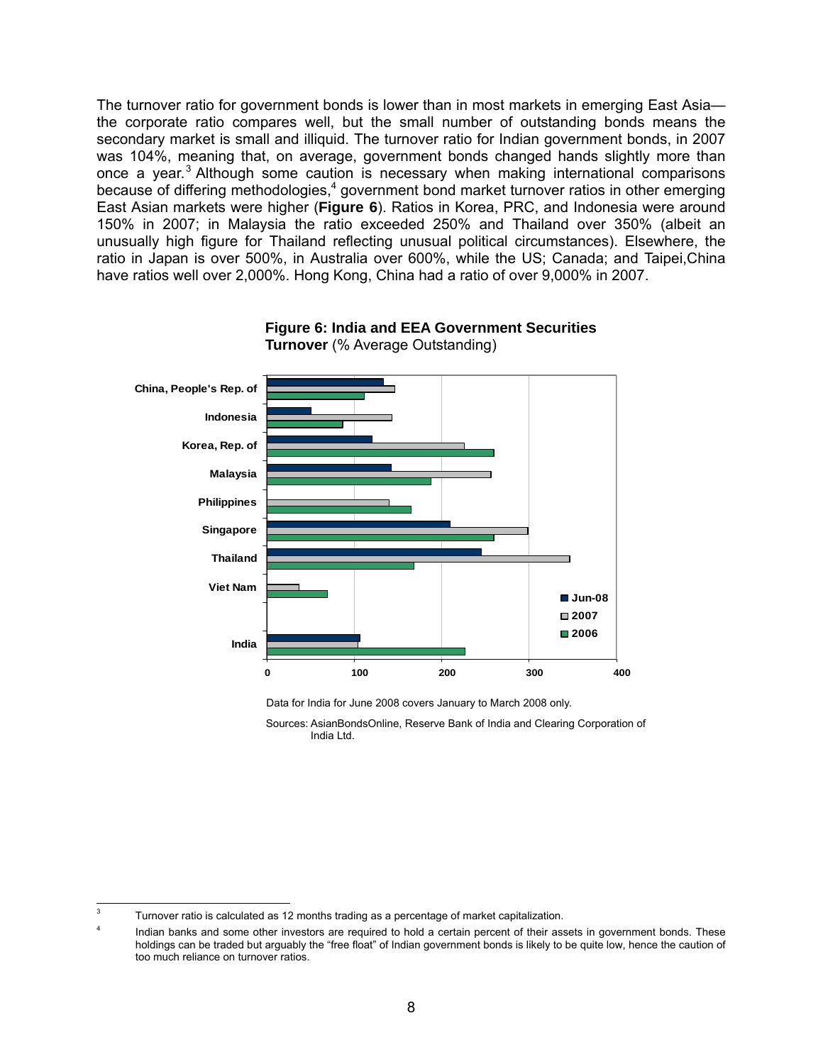The turnover ratio for government bonds is lower than in most markets in emerging East Asia—the corporate ratio compares well, but the small number of outstanding bonds means the secondary market is small and illiquid. The turnover ratio for Indian government bonds, in 2007 was 104%, meaning that, on average, government bonds changed hands slightly more than once a year.[3] Although some caution is necessary when making international comparisons because of differing methodologies,[4] government bond market turnover ratios in other emerging East Asian markets were higher (**Figure 6**). Ratios in Korea, PRC, and Indonesia were around 150% in 2007; in Malaysia the ratio exceeded 250% and Thailand over 350% (albeit an unusually high figure for Thailand reflecting unusual political circumstances). Elsewhere, the ratio in Japan is over 500%, in Australia over 600%, while the US; Canada; and Taipei,China have ratios well over 2,000%. Hong Kong, China had a ratio of over 9,000% in 2007.

**Figure 6: India and EEA Government Securities Turnover** (% Average Outstanding)

Data for India for June 2008 covers January to March 2008 only.

Sources: AsianBondsOnline, Reserve Bank of India and Clearing Corporation of India Ltd.

---

[3] Turnover ratio is calculated as 12 months trading as a percentage of market capitalization.

[4] Indian banks and some other investors are required to hold a certain percent of their assets in government bonds. These holdings can be traded but arguably the "free float" of Indian government bonds is likely to be quite low, hence the caution of too much reliance on turnover ratios.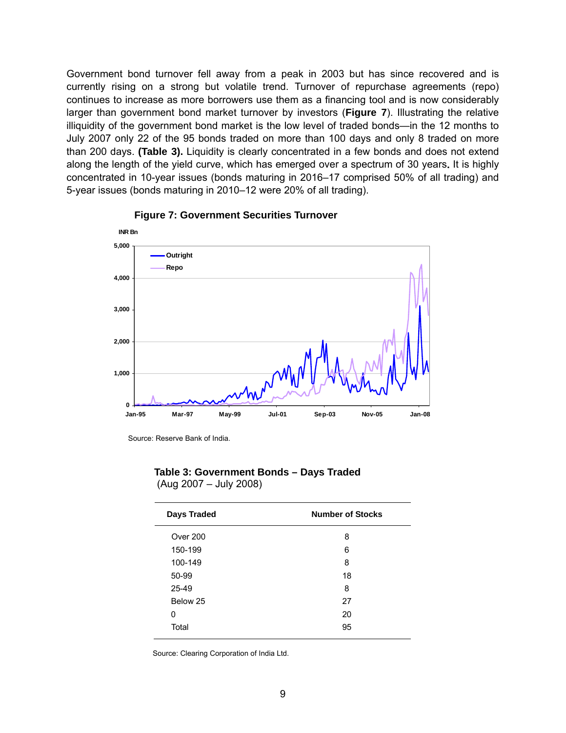Government bond turnover fell away from a peak in 2003 but has since recovered and is currently rising on a strong but volatile trend. Turnover of repurchase agreements (repo) continues to increase as more borrowers use them as a financing tool and is now considerably larger than government bond market turnover by investors (**Figure 7**). Illustrating the relative illiquidity of the government bond market is the low level of traded bonds—in the 12 months to July 2007 only 22 of the 95 bonds traded on more than 100 days and only 8 traded on more than 200 days. **(Table 3).** Liquidity is clearly concentrated in a few bonds and does not extend along the length of the yield curve, which has emerged over a spectrum of 30 years**.** It is highly concentrated in 10-year issues (bonds maturing in 2016–17 comprised 50% of all trading) and 5-year issues (bonds maturing in 2010–12 were 20% of all trading).

**Figure 7: Government Securities Turnover**

Source: Reserve Bank of India.

**Table 3: Government Bonds – Days Traded**
(Aug 2007 – July 2008)

| Days Traded | Number of Stocks |
|---|---|
| Over 200 | 8 |
| 150-199 | 6 |
| 100-149 | 8 |
| 50-99 | 18 |
| 25-49 | 8 |
| Below 25 | 27 |
| 0 | 20 |
| Total | 95 |

Source: Clearing Corporation of India Ltd.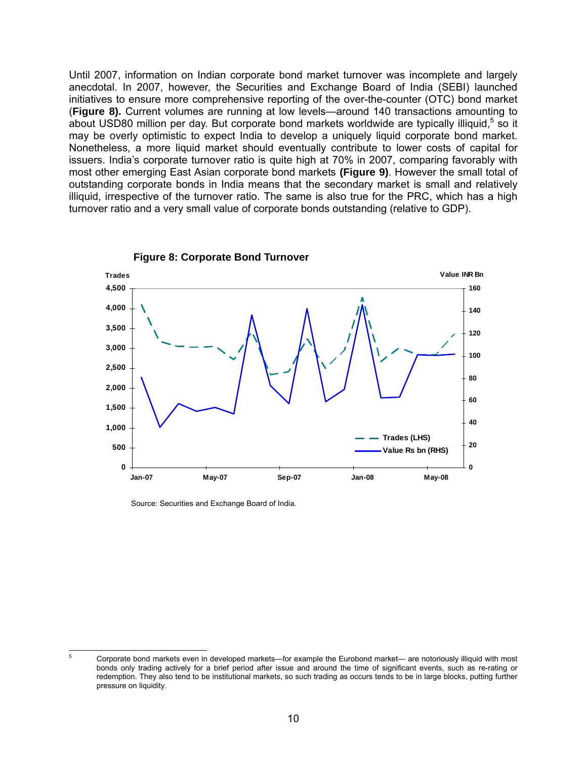Until 2007, information on Indian corporate bond market turnover was incomplete and largely anecdotal. In 2007, however, the Securities and Exchange Board of India (SEBI) launched initiatives to ensure more comprehensive reporting of the over-the-counter (OTC) bond market (**Figure 8).** Current volumes are running at low levels—around 140 transactions amounting to about USD80 million per day. But corporate bond markets worldwide are typically illiquid,[5] so it may be overly optimistic to expect India to develop a uniquely liquid corporate bond market. Nonetheless, a more liquid market should eventually contribute to lower costs of capital for issuers. India's corporate turnover ratio is quite high at 70% in 2007, comparing favorably with most other emerging East Asian corporate bond markets **(Figure 9)**. However the small total of outstanding corporate bonds in India means that the secondary market is small and relatively illiquid, irrespective of the turnover ratio. The same is also true for the PRC, which has a high turnover ratio and a very small value of corporate bonds outstanding (relative to GDP).

**Figure 8: Corporate Bond Turnover**

Source: Securities and Exchange Board of India.

[5] Corporate bond markets even in developed markets—for example the Eurobond market— are notoriously illiquid with most bonds only trading actively for a brief period after issue and around the time of significant events, such as re-rating or redemption. They also tend to be institutional markets, so such trading as occurs tends to be in large blocks, putting further pressure on liquidity.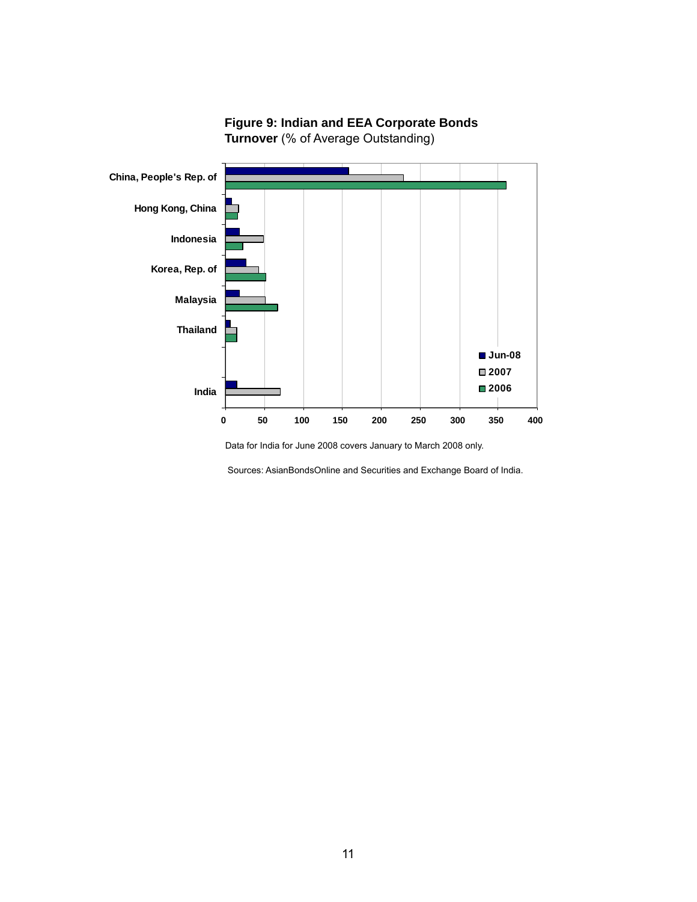**Figure 9: Indian and EEA Corporate Bonds Turnover** (% of Average Outstanding)

Data for India for June 2008 covers January to March 2008 only.

Sources: AsianBondsOnline and Securities and Exchange Board of India.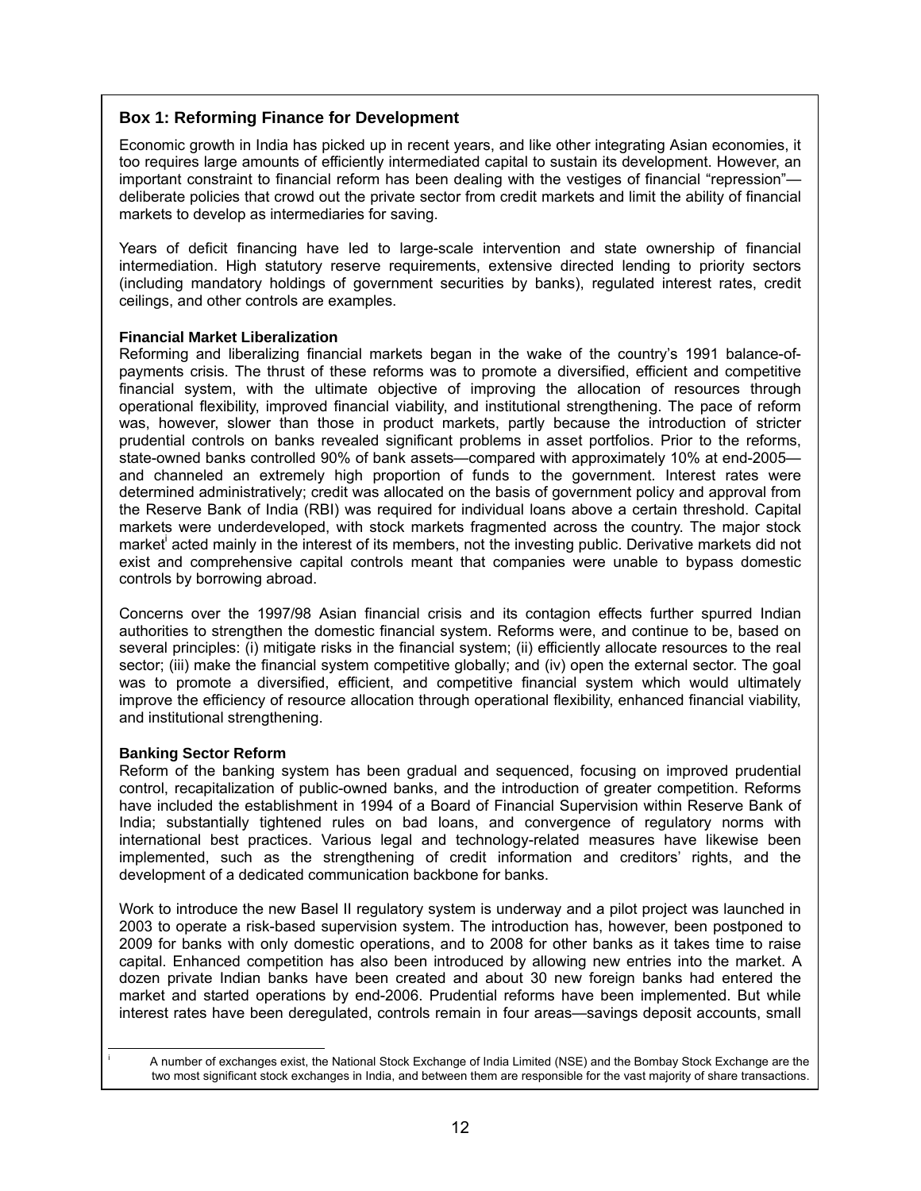### Box 1: Reforming Finance for Development

Economic growth in India has picked up in recent years, and like other integrating Asian economies, it too requires large amounts of efficiently intermediated capital to sustain its development. However, an important constraint to financial reform has been dealing with the vestiges of financial "repression"—deliberate policies that crowd out the private sector from credit markets and limit the ability of financial markets to develop as intermediaries for saving.

Years of deficit financing have led to large-scale intervention and state ownership of financial intermediation. High statutory reserve requirements, extensive directed lending to priority sectors (including mandatory holdings of government securities by banks), regulated interest rates, credit ceilings, and other controls are examples.

**Financial Market Liberalization**

Reforming and liberalizing financial markets began in the wake of the country's 1991 balance-of-payments crisis. The thrust of these reforms was to promote a diversified, efficient and competitive financial system, with the ultimate objective of improving the allocation of resources through operational flexibility, improved financial viability, and institutional strengthening. The pace of reform was, however, slower than those in product markets, partly because the introduction of stricter prudential controls on banks revealed significant problems in asset portfolios. Prior to the reforms, state-owned banks controlled 90% of bank assets—compared with approximately 10% at end-2005—and channeled an extremely high proportion of funds to the government. Interest rates were determined administratively; credit was allocated on the basis of government policy and approval from the Reserve Bank of India (RBI) was required for individual loans above a certain threshold. Capital markets were underdeveloped, with stock markets fragmented across the country. The major stock market[i] acted mainly in the interest of its members, not the investing public. Derivative markets did not exist and comprehensive capital controls meant that companies were unable to bypass domestic controls by borrowing abroad.

Concerns over the 1997/98 Asian financial crisis and its contagion effects further spurred Indian authorities to strengthen the domestic financial system. Reforms were, and continue to be, based on several principles: (i) mitigate risks in the financial system; (ii) efficiently allocate resources to the real sector; (iii) make the financial system competitive globally; and (iv) open the external sector. The goal was to promote a diversified, efficient, and competitive financial system which would ultimately improve the efficiency of resource allocation through operational flexibility, enhanced financial viability, and institutional strengthening.

**Banking Sector Reform**

Reform of the banking system has been gradual and sequenced, focusing on improved prudential control, recapitalization of public-owned banks, and the introduction of greater competition. Reforms have included the establishment in 1994 of a Board of Financial Supervision within Reserve Bank of India; substantially tightened rules on bad loans, and convergence of regulatory norms with international best practices. Various legal and technology-related measures have likewise been implemented, such as the strengthening of credit information and creditors' rights, and the development of a dedicated communication backbone for banks.

Work to introduce the new Basel II regulatory system is underway and a pilot project was launched in 2003 to operate a risk-based supervision system. The introduction has, however, been postponed to 2009 for banks with only domestic operations, and to 2008 for other banks as it takes time to raise capital. Enhanced competition has also been introduced by allowing new entries into the market. A dozen private Indian banks have been created and about 30 new foreign banks had entered the market and started operations by end-2006. Prudential reforms have been implemented. But while interest rates have been deregulated, controls remain in four areas—savings deposit accounts, small

[i] A number of exchanges exist, the National Stock Exchange of India Limited (NSE) and the Bombay Stock Exchange are the two most significant stock exchanges in India, and between them are responsible for the vast majority of share transactions.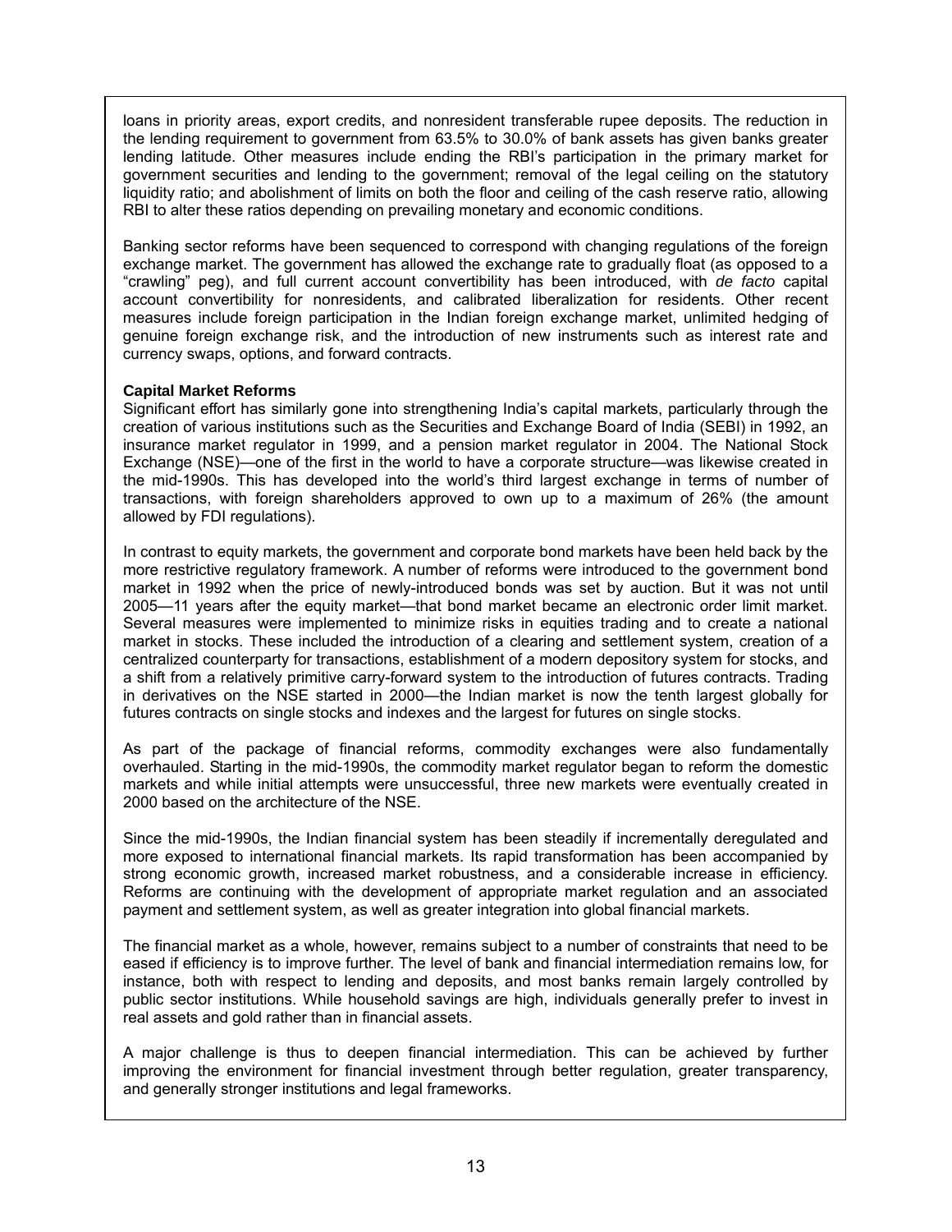loans in priority areas, export credits, and nonresident transferable rupee deposits. The reduction in the lending requirement to government from 63.5% to 30.0% of bank assets has given banks greater lending latitude. Other measures include ending the RBI's participation in the primary market for government securities and lending to the government; removal of the legal ceiling on the statutory liquidity ratio; and abolishment of limits on both the floor and ceiling of the cash reserve ratio, allowing RBI to alter these ratios depending on prevailing monetary and economic conditions.

Banking sector reforms have been sequenced to correspond with changing regulations of the foreign exchange market. The government has allowed the exchange rate to gradually float (as opposed to a "crawling" peg), and full current account convertibility has been introduced, with *de facto* capital account convertibility for nonresidents, and calibrated liberalization for residents. Other recent measures include foreign participation in the Indian foreign exchange market, unlimited hedging of genuine foreign exchange risk, and the introduction of new instruments such as interest rate and currency swaps, options, and forward contracts.

**Capital Market Reforms**

Significant effort has similarly gone into strengthening India's capital markets, particularly through the creation of various institutions such as the Securities and Exchange Board of India (SEBI) in 1992, an insurance market regulator in 1999, and a pension market regulator in 2004. The National Stock Exchange (NSE)—one of the first in the world to have a corporate structure—was likewise created in the mid-1990s. This has developed into the world's third largest exchange in terms of number of transactions, with foreign shareholders approved to own up to a maximum of 26% (the amount allowed by FDI regulations).

In contrast to equity markets, the government and corporate bond markets have been held back by the more restrictive regulatory framework. A number of reforms were introduced to the government bond market in 1992 when the price of newly-introduced bonds was set by auction. But it was not until 2005—11 years after the equity market—that bond market became an electronic order limit market. Several measures were implemented to minimize risks in equities trading and to create a national market in stocks. These included the introduction of a clearing and settlement system, creation of a centralized counterparty for transactions, establishment of a modern depository system for stocks, and a shift from a relatively primitive carry-forward system to the introduction of futures contracts. Trading in derivatives on the NSE started in 2000—the Indian market is now the tenth largest globally for futures contracts on single stocks and indexes and the largest for futures on single stocks.

As part of the package of financial reforms, commodity exchanges were also fundamentally overhauled. Starting in the mid-1990s, the commodity market regulator began to reform the domestic markets and while initial attempts were unsuccessful, three new markets were eventually created in 2000 based on the architecture of the NSE.

Since the mid-1990s, the Indian financial system has been steadily if incrementally deregulated and more exposed to international financial markets. Its rapid transformation has been accompanied by strong economic growth, increased market robustness, and a considerable increase in efficiency. Reforms are continuing with the development of appropriate market regulation and an associated payment and settlement system, as well as greater integration into global financial markets.

The financial market as a whole, however, remains subject to a number of constraints that need to be eased if efficiency is to improve further. The level of bank and financial intermediation remains low, for instance, both with respect to lending and deposits, and most banks remain largely controlled by public sector institutions. While household savings are high, individuals generally prefer to invest in real assets and gold rather than in financial assets.

A major challenge is thus to deepen financial intermediation. This can be achieved by further improving the environment for financial investment through better regulation, greater transparency, and generally stronger institutions and legal frameworks.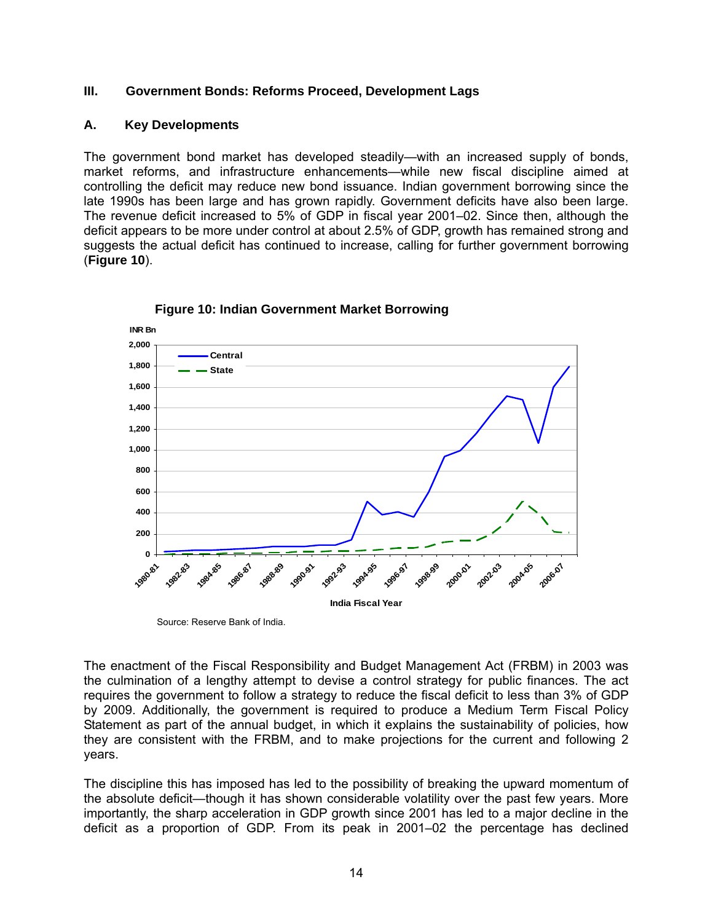### III. Government Bonds: Reforms Proceed, Development Lags

#### A. Key Developments

The government bond market has developed steadily—with an increased supply of bonds, market reforms, and infrastructure enhancements—while new fiscal discipline aimed at controlling the deficit may reduce new bond issuance. Indian government borrowing since the late 1990s has been large and has grown rapidly. Government deficits have also been large. The revenue deficit increased to 5% of GDP in fiscal year 2001–02. Since then, although the deficit appears to be more under control at about 2.5% of GDP, growth has remained strong and suggests the actual deficit has continued to increase, calling for further government borrowing (**Figure 10**).

**Figure 10: Indian Government Market Borrowing**

Source: Reserve Bank of India.

The enactment of the Fiscal Responsibility and Budget Management Act (FRBM) in 2003 was the culmination of a lengthy attempt to devise a control strategy for public finances. The act requires the government to follow a strategy to reduce the fiscal deficit to less than 3% of GDP by 2009. Additionally, the government is required to produce a Medium Term Fiscal Policy Statement as part of the annual budget, in which it explains the sustainability of policies, how they are consistent with the FRBM, and to make projections for the current and following 2 years.

The discipline this has imposed has led to the possibility of breaking the upward momentum of the absolute deficit—though it has shown considerable volatility over the past few years. More importantly, the sharp acceleration in GDP growth since 2001 has led to a major decline in the deficit as a proportion of GDP. From its peak in 2001–02 the percentage has declined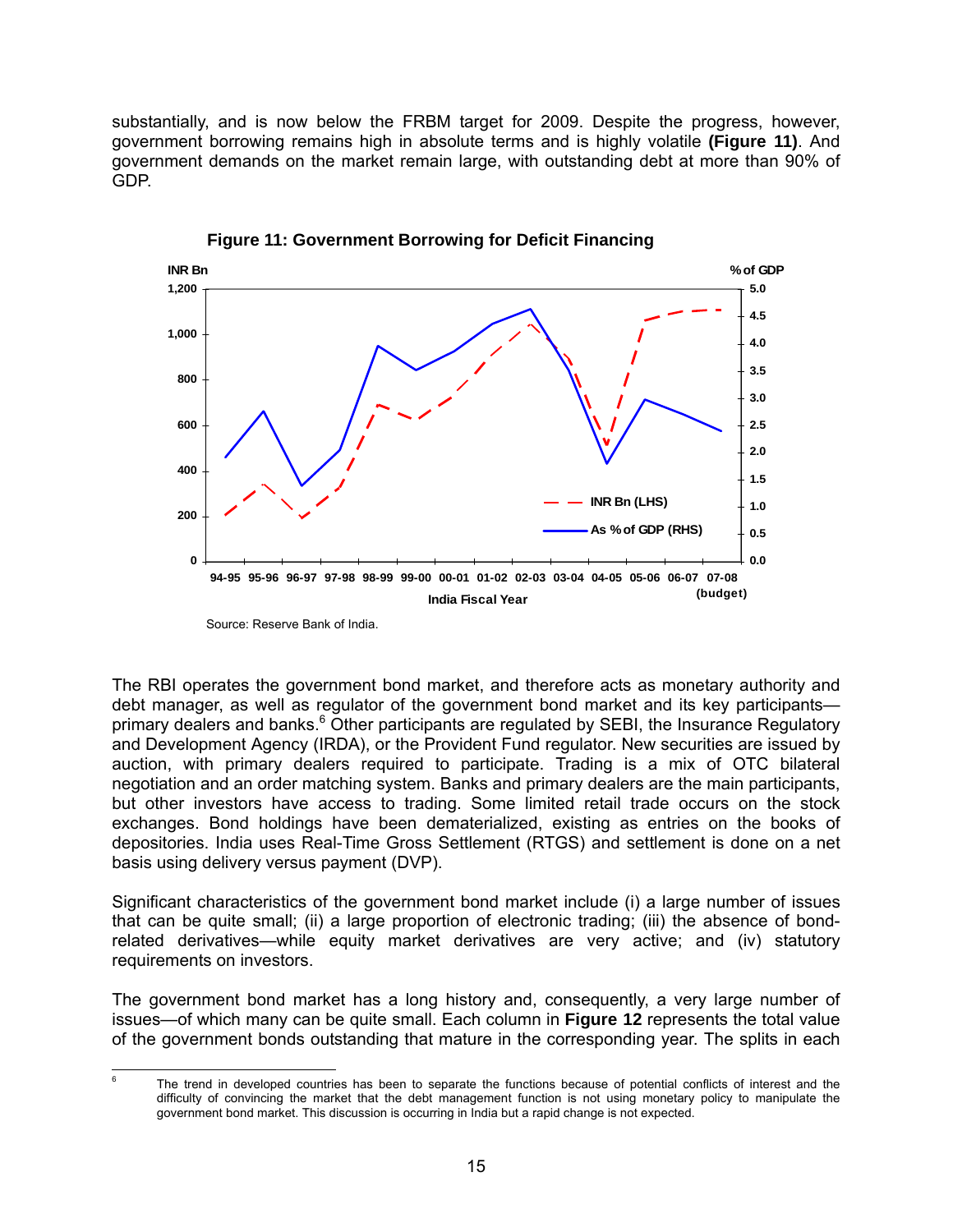substantially, and is now below the FRBM target for 2009. Despite the progress, however, government borrowing remains high in absolute terms and is highly volatile **(Figure 11)**. And government demands on the market remain large, with outstanding debt at more than 90% of GDP.

**Figure 11: Government Borrowing for Deficit Financing**

Source: Reserve Bank of India.

The RBI operates the government bond market, and therefore acts as monetary authority and debt manager, as well as regulator of the government bond market and its key participants—primary dealers and banks.[6] Other participants are regulated by SEBI, the Insurance Regulatory and Development Agency (IRDA), or the Provident Fund regulator. New securities are issued by auction, with primary dealers required to participate. Trading is a mix of OTC bilateral negotiation and an order matching system. Banks and primary dealers are the main participants, but other investors have access to trading. Some limited retail trade occurs on the stock exchanges. Bond holdings have been dematerialized, existing as entries on the books of depositories. India uses Real-Time Gross Settlement (RTGS) and settlement is done on a net basis using delivery versus payment (DVP).

Significant characteristics of the government bond market include (i) a large number of issues that can be quite small; (ii) a large proportion of electronic trading; (iii) the absence of bond-related derivatives—while equity market derivatives are very active; and (iv) statutory requirements on investors.

The government bond market has a long history and, consequently, a very large number of issues—of which many can be quite small. Each column in **Figure 12** represents the total value of the government bonds outstanding that mature in the corresponding year. The splits in each

[6] The trend in developed countries has been to separate the functions because of potential conflicts of interest and the difficulty of convincing the market that the debt management function is not using monetary policy to manipulate the government bond market. This discussion is occurring in India but a rapid change is not expected.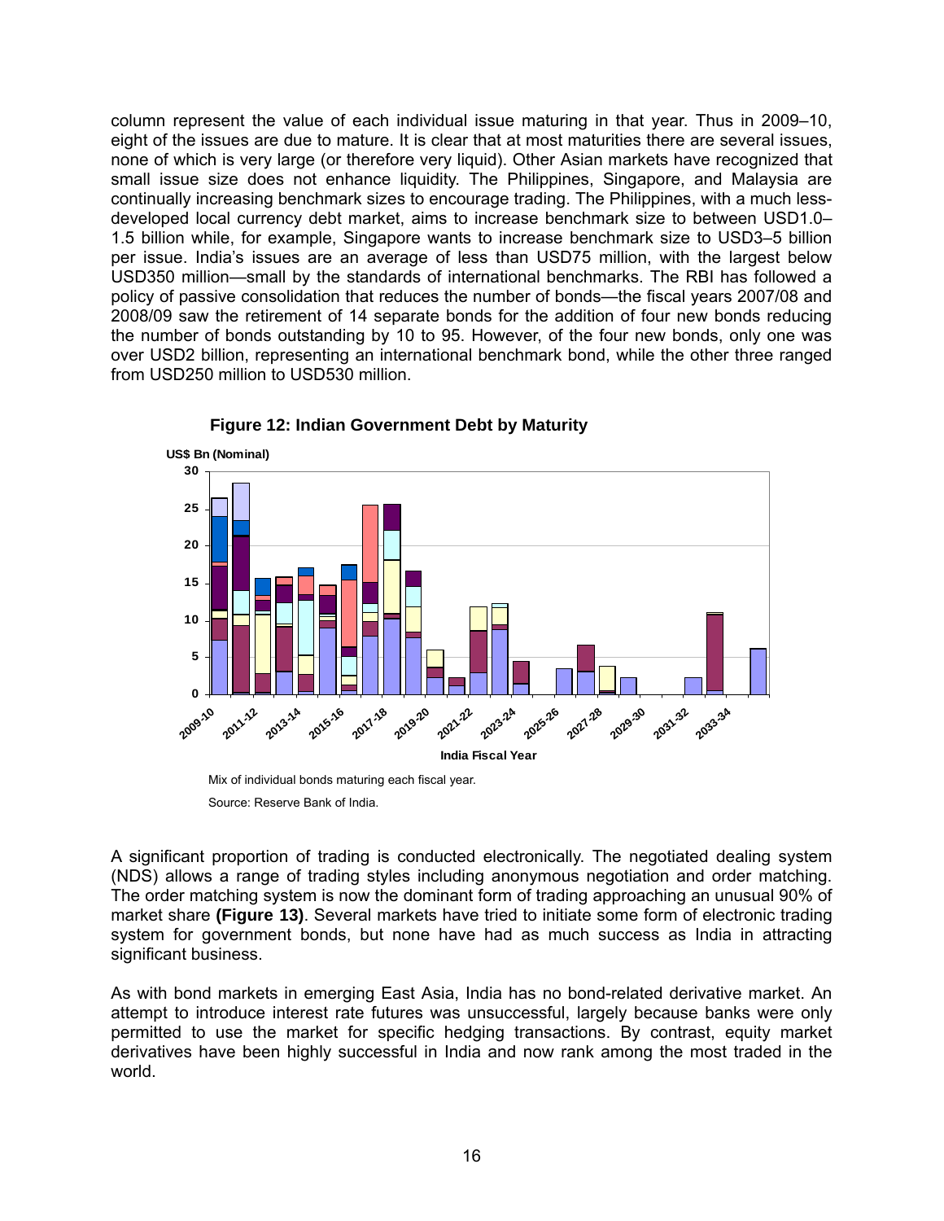column represent the value of each individual issue maturing in that year. Thus in 2009–10, eight of the issues are due to mature. It is clear that at most maturities there are several issues, none of which is very large (or therefore very liquid). Other Asian markets have recognized that small issue size does not enhance liquidity. The Philippines, Singapore, and Malaysia are continually increasing benchmark sizes to encourage trading. The Philippines, with a much less-developed local currency debt market, aims to increase benchmark size to between USD1.0–1.5 billion while, for example, Singapore wants to increase benchmark size to USD3–5 billion per issue. India's issues are an average of less than USD75 million, with the largest below USD350 million—small by the standards of international benchmarks. The RBI has followed a policy of passive consolidation that reduces the number of bonds—the fiscal years 2007/08 and 2008/09 saw the retirement of 14 separate bonds for the addition of four new bonds reducing the number of bonds outstanding by 10 to 95. However, of the four new bonds, only one was over USD2 billion, representing an international benchmark bond, while the other three ranged from USD250 million to USD530 million.

**Figure 12: Indian Government Debt by Maturity**

Mix of individual bonds maturing each fiscal year.

Source: Reserve Bank of India.

A significant proportion of trading is conducted electronically. The negotiated dealing system (NDS) allows a range of trading styles including anonymous negotiation and order matching. The order matching system is now the dominant form of trading approaching an unusual 90% of market share **(Figure 13)**. Several markets have tried to initiate some form of electronic trading system for government bonds, but none have had as much success as India in attracting significant business.

As with bond markets in emerging East Asia, India has no bond-related derivative market. An attempt to introduce interest rate futures was unsuccessful, largely because banks were only permitted to use the market for specific hedging transactions. By contrast, equity market derivatives have been highly successful in India and now rank among the most traded in the world.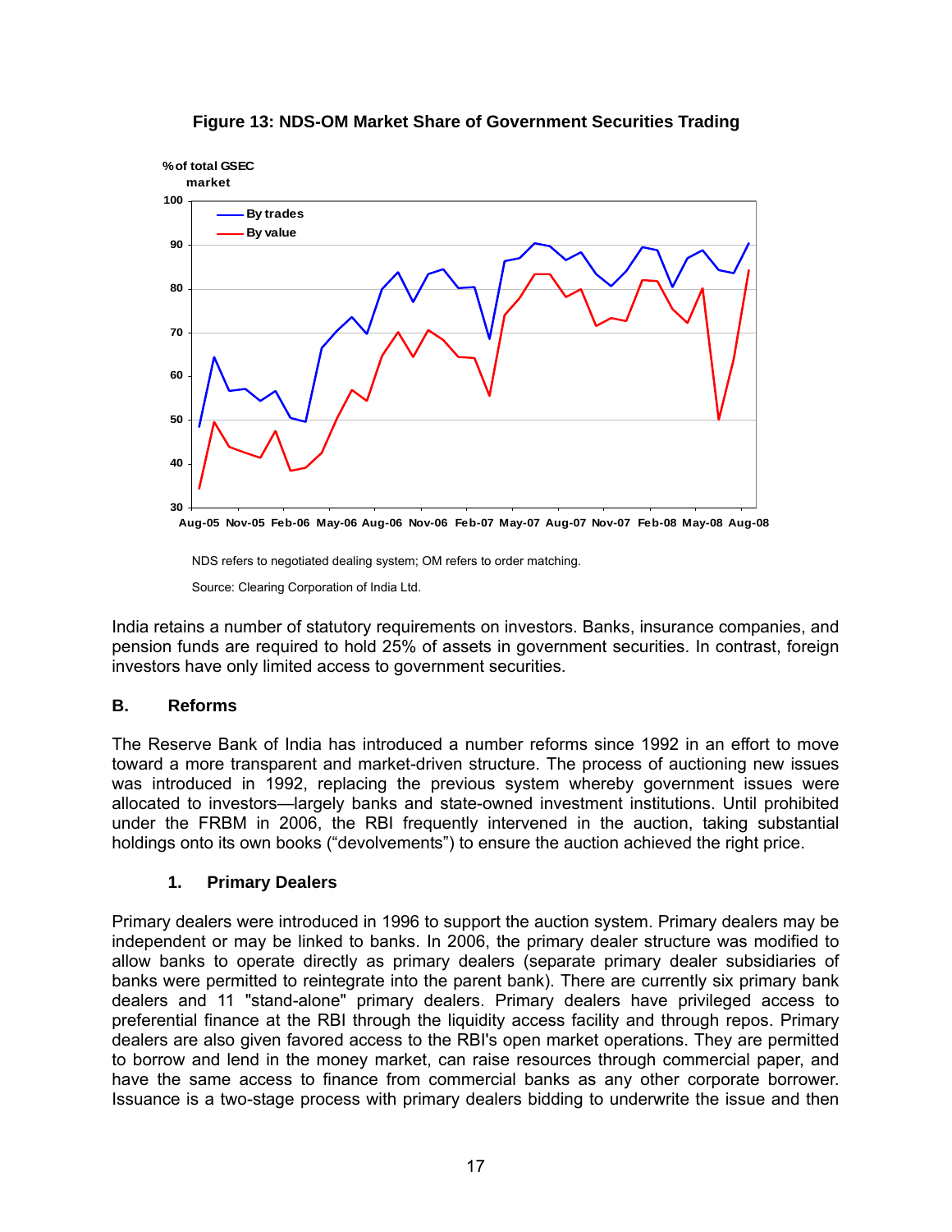**Figure 13: NDS-OM Market Share of Government Securities Trading**

NDS refers to negotiated dealing system; OM refers to order matching.

Source: Clearing Corporation of India Ltd.

India retains a number of statutory requirements on investors. Banks, insurance companies, and pension funds are required to hold 25% of assets in government securities. In contrast, foreign investors have only limited access to government securities.

## B. Reforms

The Reserve Bank of India has introduced a number reforms since 1992 in an effort to move toward a more transparent and market-driven structure. The process of auctioning new issues was introduced in 1992, replacing the previous system whereby government issues were allocated to investors—largely banks and state-owned investment institutions. Until prohibited under the FRBM in 2006, the RBI frequently intervened in the auction, taking substantial holdings onto its own books ("devolvements") to ensure the auction achieved the right price.

### 1. Primary Dealers

Primary dealers were introduced in 1996 to support the auction system. Primary dealers may be independent or may be linked to banks. In 2006, the primary dealer structure was modified to allow banks to operate directly as primary dealers (separate primary dealer subsidiaries of banks were permitted to reintegrate into the parent bank). There are currently six primary bank dealers and 11 "stand-alone" primary dealers. Primary dealers have privileged access to preferential finance at the RBI through the liquidity access facility and through repos. Primary dealers are also given favored access to the RBI's open market operations. They are permitted to borrow and lend in the money market, can raise resources through commercial paper, and have the same access to finance from commercial banks as any other corporate borrower. Issuance is a two-stage process with primary dealers bidding to underwrite the issue and then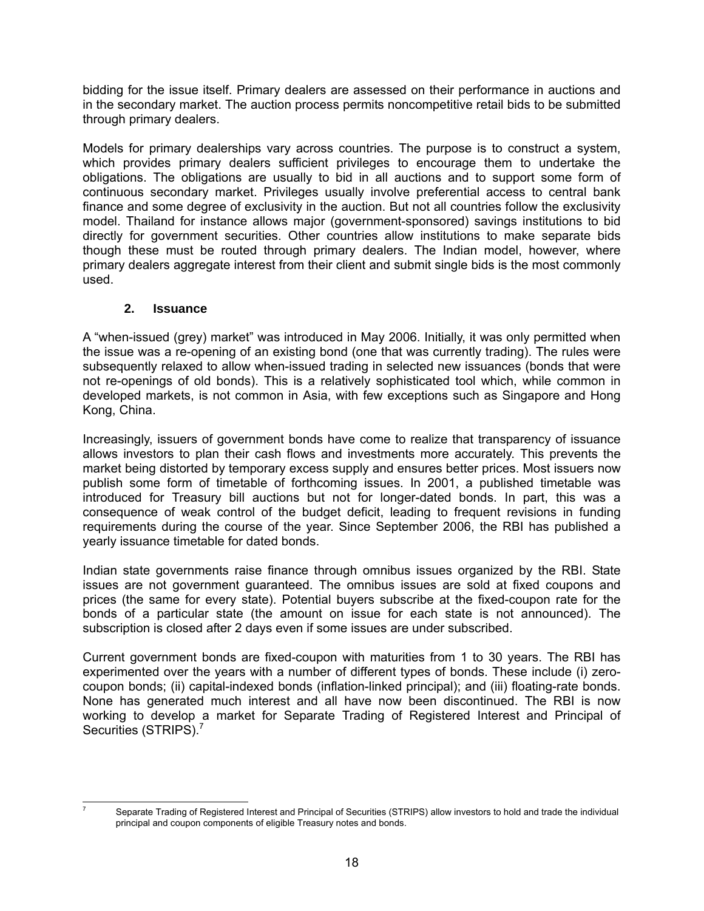bidding for the issue itself. Primary dealers are assessed on their performance in auctions and in the secondary market. The auction process permits noncompetitive retail bids to be submitted through primary dealers.

Models for primary dealerships vary across countries. The purpose is to construct a system, which provides primary dealers sufficient privileges to encourage them to undertake the obligations. The obligations are usually to bid in all auctions and to support some form of continuous secondary market. Privileges usually involve preferential access to central bank finance and some degree of exclusivity in the auction. But not all countries follow the exclusivity model. Thailand for instance allows major (government-sponsored) savings institutions to bid directly for government securities. Other countries allow institutions to make separate bids though these must be routed through primary dealers. The Indian model, however, where primary dealers aggregate interest from their client and submit single bids is the most commonly used.

### 2. Issuance

A "when-issued (grey) market" was introduced in May 2006. Initially, it was only permitted when the issue was a re-opening of an existing bond (one that was currently trading). The rules were subsequently relaxed to allow when-issued trading in selected new issuances (bonds that were not re-openings of old bonds). This is a relatively sophisticated tool which, while common in developed markets, is not common in Asia, with few exceptions such as Singapore and Hong Kong, China.

Increasingly, issuers of government bonds have come to realize that transparency of issuance allows investors to plan their cash flows and investments more accurately. This prevents the market being distorted by temporary excess supply and ensures better prices. Most issuers now publish some form of timetable of forthcoming issues. In 2001, a published timetable was introduced for Treasury bill auctions but not for longer-dated bonds. In part, this was a consequence of weak control of the budget deficit, leading to frequent revisions in funding requirements during the course of the year. Since September 2006, the RBI has published a yearly issuance timetable for dated bonds.

Indian state governments raise finance through omnibus issues organized by the RBI. State issues are not government guaranteed. The omnibus issues are sold at fixed coupons and prices (the same for every state). Potential buyers subscribe at the fixed-coupon rate for the bonds of a particular state (the amount on issue for each state is not announced). The subscription is closed after 2 days even if some issues are under subscribed.

Current government bonds are fixed-coupon with maturities from 1 to 30 years. The RBI has experimented over the years with a number of different types of bonds. These include (i) zero-coupon bonds; (ii) capital-indexed bonds (inflation-linked principal); and (iii) floating-rate bonds. None has generated much interest and all have now been discontinued. The RBI is now working to develop a market for Separate Trading of Registered Interest and Principal of Securities (STRIPS).[7]

---

[7] Separate Trading of Registered Interest and Principal of Securities (STRIPS) allow investors to hold and trade the individual principal and coupon components of eligible Treasury notes and bonds.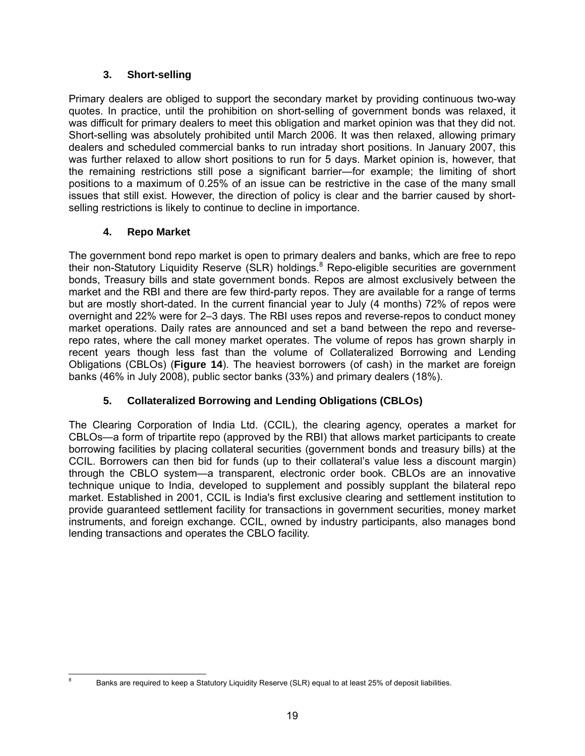### 3. Short-selling

Primary dealers are obliged to support the secondary market by providing continuous two-way quotes. In practice, until the prohibition on short-selling of government bonds was relaxed, it was difficult for primary dealers to meet this obligation and market opinion was that they did not. Short-selling was absolutely prohibited until March 2006. It was then relaxed, allowing primary dealers and scheduled commercial banks to run intraday short positions. In January 2007, this was further relaxed to allow short positions to run for 5 days. Market opinion is, however, that the remaining restrictions still pose a significant barrier—for example; the limiting of short positions to a maximum of 0.25% of an issue can be restrictive in the case of the many small issues that still exist. However, the direction of policy is clear and the barrier caused by short-selling restrictions is likely to continue to decline in importance.

### 4. Repo Market

The government bond repo market is open to primary dealers and banks, which are free to repo their non-Statutory Liquidity Reserve (SLR) holdings.[8] Repo-eligible securities are government bonds, Treasury bills and state government bonds. Repos are almost exclusively between the market and the RBI and there are few third-party repos. They are available for a range of terms but are mostly short-dated. In the current financial year to July (4 months) 72% of repos were overnight and 22% were for 2–3 days. The RBI uses repos and reverse-repos to conduct money market operations. Daily rates are announced and set a band between the repo and reverse-repo rates, where the call money market operates. The volume of repos has grown sharply in recent years though less fast than the volume of Collateralized Borrowing and Lending Obligations (CBLOs) (**Figure 14**). The heaviest borrowers (of cash) in the market are foreign banks (46% in July 2008), public sector banks (33%) and primary dealers (18%).

### 5. Collateralized Borrowing and Lending Obligations (CBLOs)

The Clearing Corporation of India Ltd. (CCIL), the clearing agency, operates a market for CBLOs—a form of tripartite repo (approved by the RBI) that allows market participants to create borrowing facilities by placing collateral securities (government bonds and treasury bills) at the CCIL. Borrowers can then bid for funds (up to their collateral's value less a discount margin) through the CBLO system—a transparent, electronic order book. CBLOs are an innovative technique unique to India, developed to supplement and possibly supplant the bilateral repo market. Established in 2001, CCIL is India's first exclusive clearing and settlement institution to provide guaranteed settlement facility for transactions in government securities, money market instruments, and foreign exchange. CCIL, owned by industry participants, also manages bond lending transactions and operates the CBLO facility.

---

[8] Banks are required to keep a Statutory Liquidity Reserve (SLR) equal to at least 25% of deposit liabilities.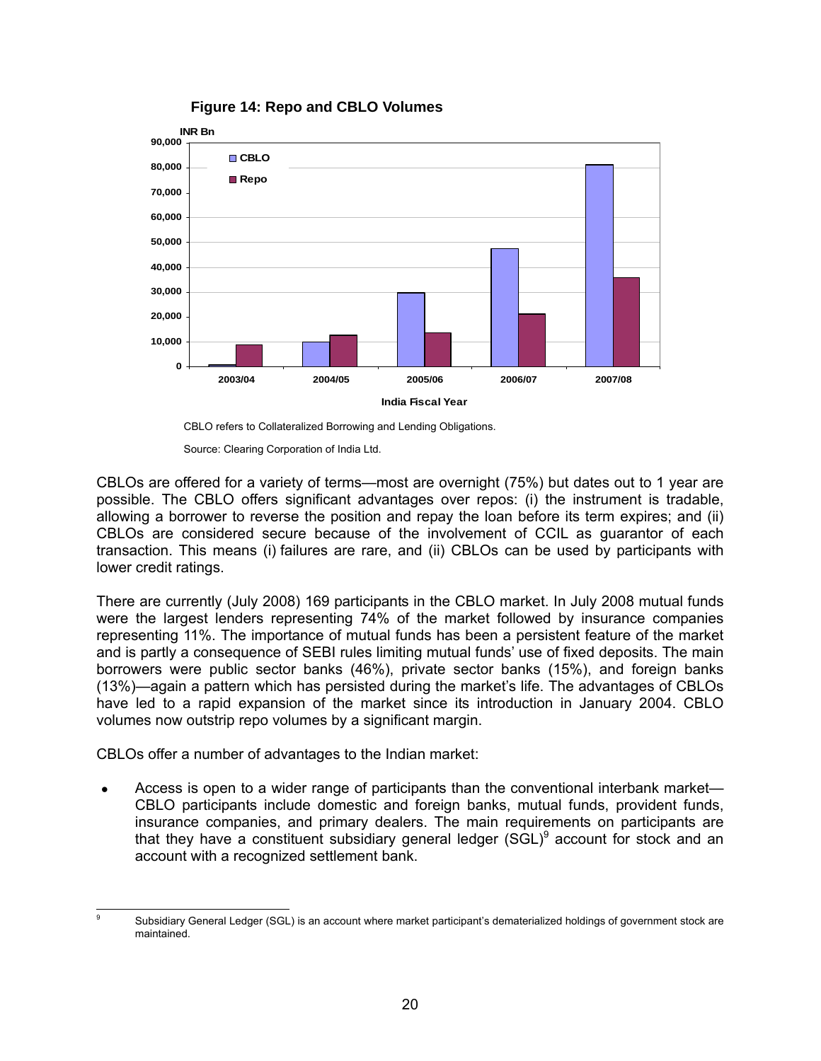**Figure 14: Repo and CBLO Volumes**

CBLO refers to Collateralized Borrowing and Lending Obligations.

Source: Clearing Corporation of India Ltd.

CBLOs are offered for a variety of terms—most are overnight (75%) but dates out to 1 year are possible. The CBLO offers significant advantages over repos: (i) the instrument is tradable, allowing a borrower to reverse the position and repay the loan before its term expires; and (ii) CBLOs are considered secure because of the involvement of CCIL as guarantor of each transaction. This means (i) failures are rare, and (ii) CBLOs can be used by participants with lower credit ratings.

There are currently (July 2008) 169 participants in the CBLO market. In July 2008 mutual funds were the largest lenders representing 74% of the market followed by insurance companies representing 11%. The importance of mutual funds has been a persistent feature of the market and is partly a consequence of SEBI rules limiting mutual funds' use of fixed deposits. The main borrowers were public sector banks (46%), private sector banks (15%), and foreign banks (13%)—again a pattern which has persisted during the market's life. The advantages of CBLOs have led to a rapid expansion of the market since its introduction in January 2004. CBLO volumes now outstrip repo volumes by a significant margin.

CBLOs offer a number of advantages to the Indian market:

- Access is open to a wider range of participants than the conventional interbank market—CBLO participants include domestic and foreign banks, mutual funds, provident funds, insurance companies, and primary dealers. The main requirements on participants are that they have a constituent subsidiary general ledger (SGL)[9] account for stock and an account with a recognized settlement bank.

[9] Subsidiary General Ledger (SGL) is an account where market participant's dematerialized holdings of government stock are maintained.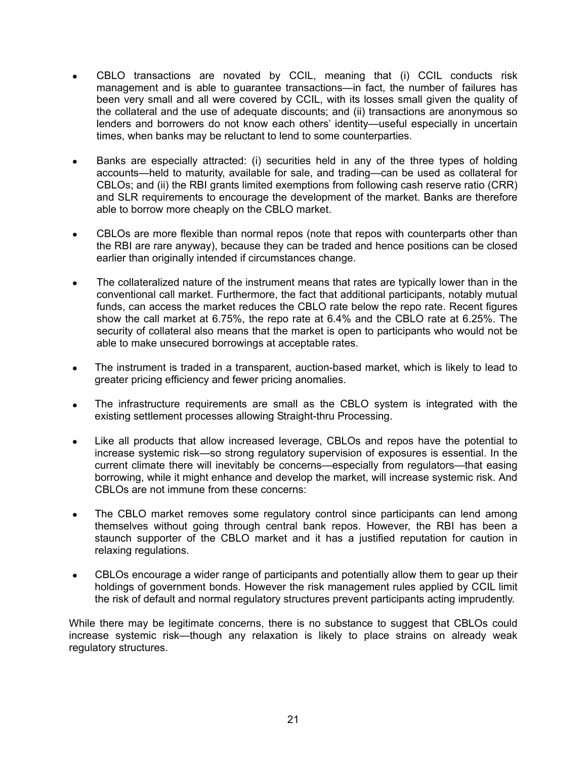- CBLO transactions are novated by CCIL, meaning that (i) CCIL conducts risk management and is able to guarantee transactions—in fact, the number of failures has been very small and all were covered by CCIL, with its losses small given the quality of the collateral and the use of adequate discounts; and (ii) transactions are anonymous so lenders and borrowers do not know each others' identity—useful especially in uncertain times, when banks may be reluctant to lend to some counterparties.

- Banks are especially attracted: (i) securities held in any of the three types of holding accounts—held to maturity, available for sale, and trading—can be used as collateral for CBLOs; and (ii) the RBI grants limited exemptions from following cash reserve ratio (CRR) and SLR requirements to encourage the development of the market. Banks are therefore able to borrow more cheaply on the CBLO market.

- CBLOs are more flexible than normal repos (note that repos with counterparts other than the RBI are rare anyway), because they can be traded and hence positions can be closed earlier than originally intended if circumstances change.

- The collateralized nature of the instrument means that rates are typically lower than in the conventional call market. Furthermore, the fact that additional participants, notably mutual funds, can access the market reduces the CBLO rate below the repo rate. Recent figures show the call market at 6.75%, the repo rate at 6.4% and the CBLO rate at 6.25%. The security of collateral also means that the market is open to participants who would not be able to make unsecured borrowings at acceptable rates.

- The instrument is traded in a transparent, auction-based market, which is likely to lead to greater pricing efficiency and fewer pricing anomalies.

- The infrastructure requirements are small as the CBLO system is integrated with the existing settlement processes allowing Straight-thru Processing.

- Like all products that allow increased leverage, CBLOs and repos have the potential to increase systemic risk—so strong regulatory supervision of exposures is essential. In the current climate there will inevitably be concerns—especially from regulators—that easing borrowing, while it might enhance and develop the market, will increase systemic risk. And CBLOs are not immune from these concerns:

- The CBLO market removes some regulatory control since participants can lend among themselves without going through central bank repos. However, the RBI has been a staunch supporter of the CBLO market and it has a justified reputation for caution in relaxing regulations.

- CBLOs encourage a wider range of participants and potentially allow them to gear up their holdings of government bonds. However the risk management rules applied by CCIL limit the risk of default and normal regulatory structures prevent participants acting imprudently.

While there may be legitimate concerns, there is no substance to suggest that CBLOs could increase systemic risk—though any relaxation is likely to place strains on already weak regulatory structures.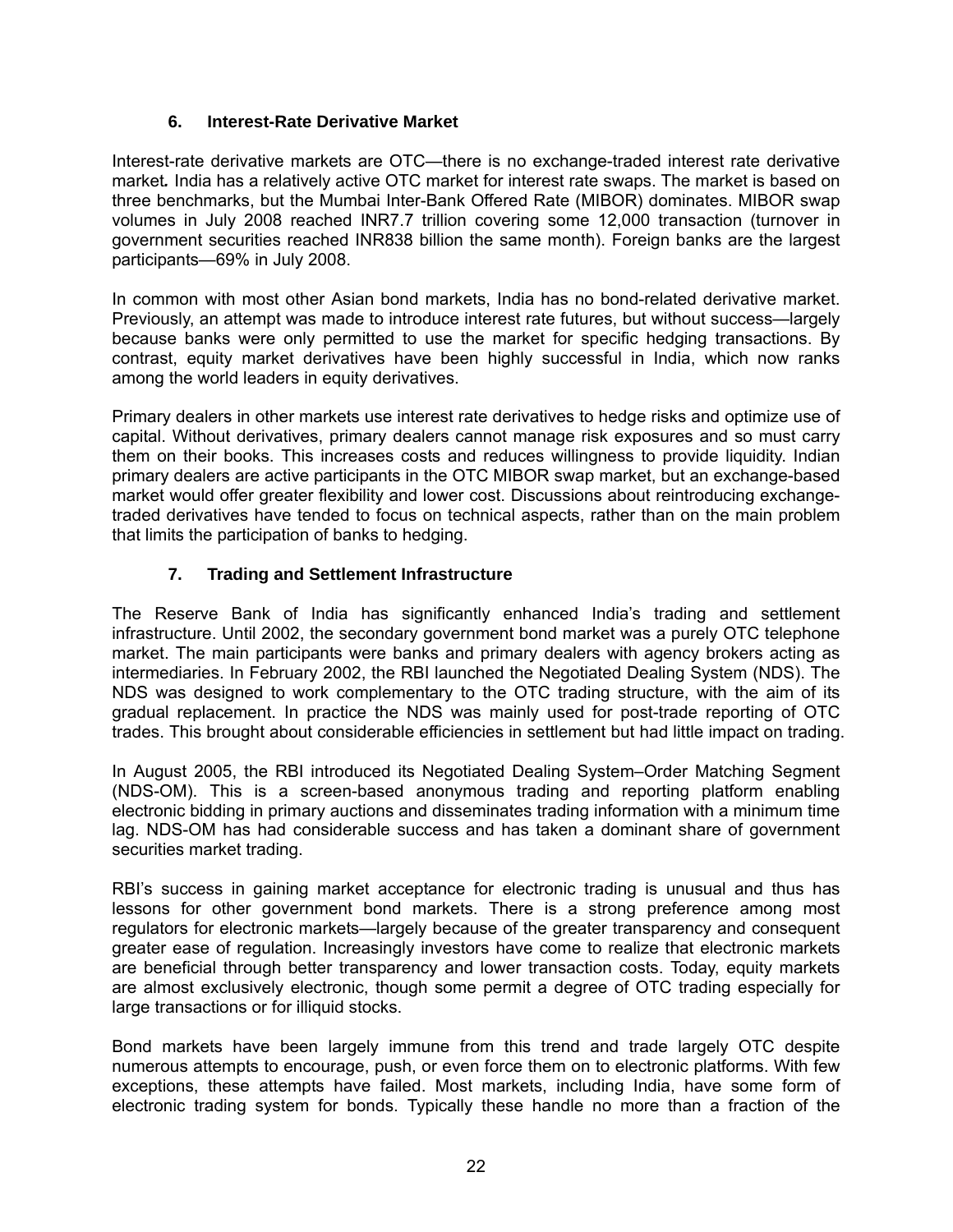### 6. Interest-Rate Derivative Market

Interest-rate derivative markets are OTC—there is no exchange-traded interest rate derivative market**.** India has a relatively active OTC market for interest rate swaps. The market is based on three benchmarks, but the Mumbai Inter-Bank Offered Rate (MIBOR) dominates. MIBOR swap volumes in July 2008 reached INR7.7 trillion covering some 12,000 transaction (turnover in government securities reached INR838 billion the same month). Foreign banks are the largest participants—69% in July 2008.

In common with most other Asian bond markets, India has no bond-related derivative market. Previously, an attempt was made to introduce interest rate futures, but without success—largely because banks were only permitted to use the market for specific hedging transactions. By contrast, equity market derivatives have been highly successful in India, which now ranks among the world leaders in equity derivatives.

Primary dealers in other markets use interest rate derivatives to hedge risks and optimize use of capital. Without derivatives, primary dealers cannot manage risk exposures and so must carry them on their books. This increases costs and reduces willingness to provide liquidity. Indian primary dealers are active participants in the OTC MIBOR swap market, but an exchange-based market would offer greater flexibility and lower cost. Discussions about reintroducing exchange-traded derivatives have tended to focus on technical aspects, rather than on the main problem that limits the participation of banks to hedging.

### 7. Trading and Settlement Infrastructure

The Reserve Bank of India has significantly enhanced India's trading and settlement infrastructure. Until 2002, the secondary government bond market was a purely OTC telephone market. The main participants were banks and primary dealers with agency brokers acting as intermediaries. In February 2002, the RBI launched the Negotiated Dealing System (NDS). The NDS was designed to work complementary to the OTC trading structure, with the aim of its gradual replacement. In practice the NDS was mainly used for post-trade reporting of OTC trades. This brought about considerable efficiencies in settlement but had little impact on trading.

In August 2005, the RBI introduced its Negotiated Dealing System–Order Matching Segment (NDS-OM). This is a screen-based anonymous trading and reporting platform enabling electronic bidding in primary auctions and disseminates trading information with a minimum time lag. NDS-OM has had considerable success and has taken a dominant share of government securities market trading.

RBI's success in gaining market acceptance for electronic trading is unusual and thus has lessons for other government bond markets. There is a strong preference among most regulators for electronic markets—largely because of the greater transparency and consequent greater ease of regulation. Increasingly investors have come to realize that electronic markets are beneficial through better transparency and lower transaction costs. Today, equity markets are almost exclusively electronic, though some permit a degree of OTC trading especially for large transactions or for illiquid stocks.

Bond markets have been largely immune from this trend and trade largely OTC despite numerous attempts to encourage, push, or even force them on to electronic platforms. With few exceptions, these attempts have failed. Most markets, including India, have some form of electronic trading system for bonds. Typically these handle no more than a fraction of the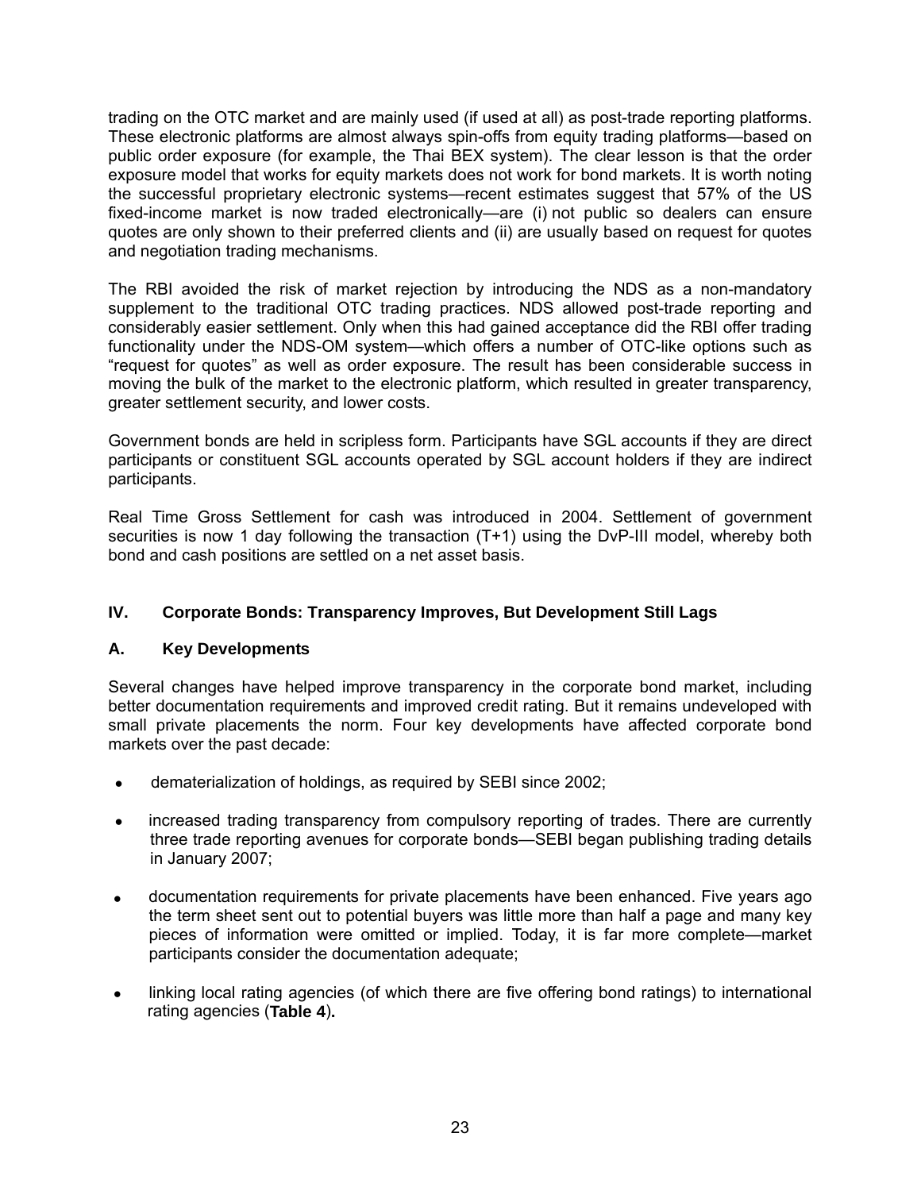trading on the OTC market and are mainly used (if used at all) as post-trade reporting platforms. These electronic platforms are almost always spin-offs from equity trading platforms—based on public order exposure (for example, the Thai BEX system). The clear lesson is that the order exposure model that works for equity markets does not work for bond markets. It is worth noting the successful proprietary electronic systems—recent estimates suggest that 57% of the US fixed-income market is now traded electronically—are (i) not public so dealers can ensure quotes are only shown to their preferred clients and (ii) are usually based on request for quotes and negotiation trading mechanisms.

The RBI avoided the risk of market rejection by introducing the NDS as a non-mandatory supplement to the traditional OTC trading practices. NDS allowed post-trade reporting and considerably easier settlement. Only when this had gained acceptance did the RBI offer trading functionality under the NDS-OM system—which offers a number of OTC-like options such as "request for quotes" as well as order exposure. The result has been considerable success in moving the bulk of the market to the electronic platform, which resulted in greater transparency, greater settlement security, and lower costs.

Government bonds are held in scripless form. Participants have SGL accounts if they are direct participants or constituent SGL accounts operated by SGL account holders if they are indirect participants.

Real Time Gross Settlement for cash was introduced in 2004. Settlement of government securities is now 1 day following the transaction (T+1) using the DvP-III model, whereby both bond and cash positions are settled on a net asset basis.

## IV. Corporate Bonds: Transparency Improves, But Development Still Lags

### A. Key Developments

Several changes have helped improve transparency in the corporate bond market, including better documentation requirements and improved credit rating. But it remains undeveloped with small private placements the norm. Four key developments have affected corporate bond markets over the past decade:

- dematerialization of holdings, as required by SEBI since 2002;
- increased trading transparency from compulsory reporting of trades. There are currently three trade reporting avenues for corporate bonds—SEBI began publishing trading details in January 2007;
- documentation requirements for private placements have been enhanced. Five years ago the term sheet sent out to potential buyers was little more than half a page and many key pieces of information were omitted or implied. Today, it is far more complete—market participants consider the documentation adequate;
- linking local rating agencies (of which there are five offering bond ratings) to international rating agencies (**Table 4**).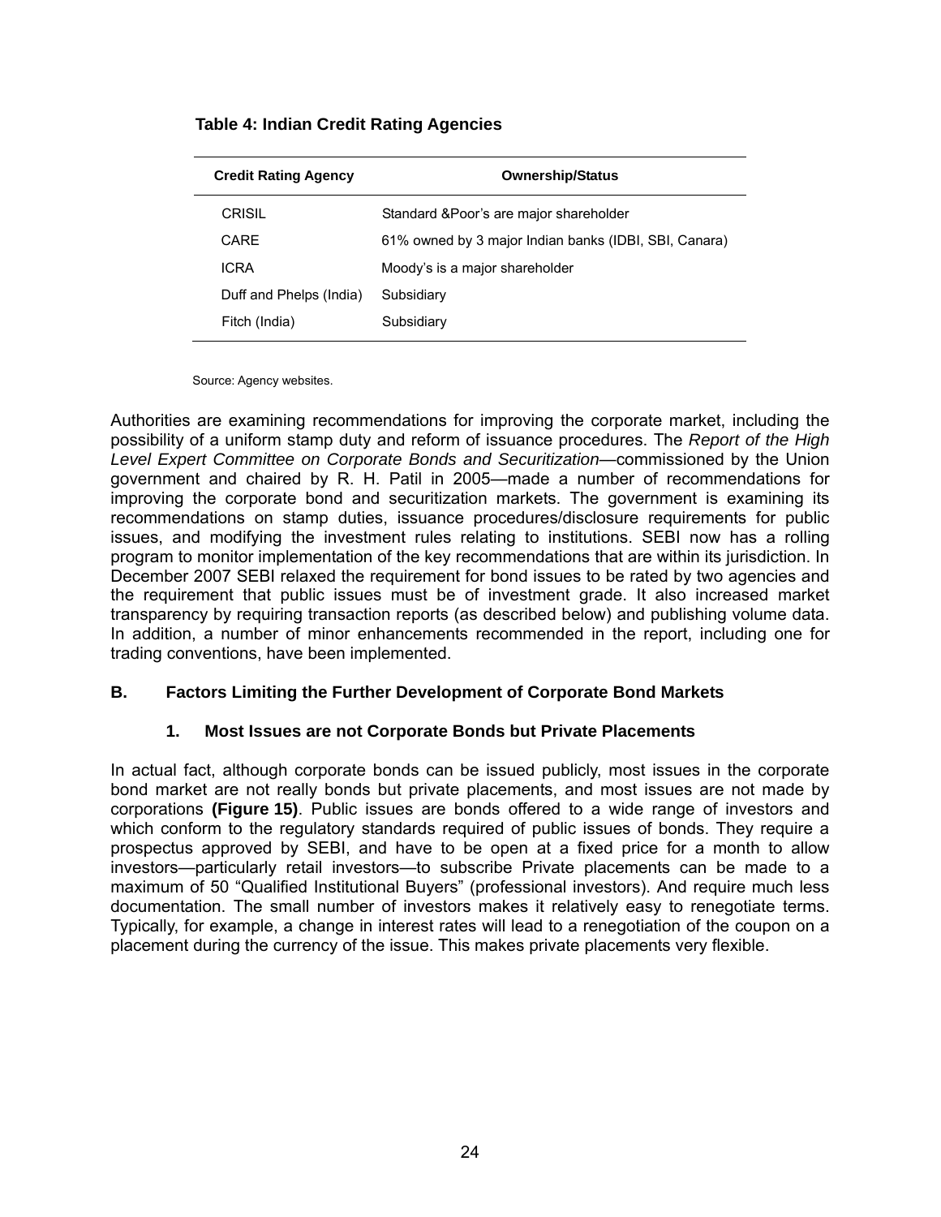**Table 4: Indian Credit Rating Agencies**

| Credit Rating Agency | Ownership/Status |
| --- | --- |
| CRISIL | Standard &Poor's are major shareholder |
| CARE | 61% owned by 3 major Indian banks (IDBI, SBI, Canara) |
| ICRA | Moody's is a major shareholder |
| Duff and Phelps (India) | Subsidiary |
| Fitch (India) | Subsidiary |

Source: Agency websites.

Authorities are examining recommendations for improving the corporate market, including the possibility of a uniform stamp duty and reform of issuance procedures. The *Report of the High Level Expert Committee on Corporate Bonds and Securitization*—commissioned by the Union government and chaired by R. H. Patil in 2005—made a number of recommendations for improving the corporate bond and securitization markets. The government is examining its recommendations on stamp duties, issuance procedures/disclosure requirements for public issues, and modifying the investment rules relating to institutions. SEBI now has a rolling program to monitor implementation of the key recommendations that are within its jurisdiction. In December 2007 SEBI relaxed the requirement for bond issues to be rated by two agencies and the requirement that public issues must be of investment grade. It also increased market transparency by requiring transaction reports (as described below) and publishing volume data. In addition, a number of minor enhancements recommended in the report, including one for trading conventions, have been implemented.

## B. Factors Limiting the Further Development of Corporate Bond Markets

### 1. Most Issues are not Corporate Bonds but Private Placements

In actual fact, although corporate bonds can be issued publicly, most issues in the corporate bond market are not really bonds but private placements, and most issues are not made by corporations **(Figure 15)**. Public issues are bonds offered to a wide range of investors and which conform to the regulatory standards required of public issues of bonds. They require a prospectus approved by SEBI, and have to be open at a fixed price for a month to allow investors—particularly retail investors—to subscribe Private placements can be made to a maximum of 50 "Qualified Institutional Buyers" (professional investors). And require much less documentation. The small number of investors makes it relatively easy to renegotiate terms. Typically, for example, a change in interest rates will lead to a renegotiation of the coupon on a placement during the currency of the issue. This makes private placements very flexible.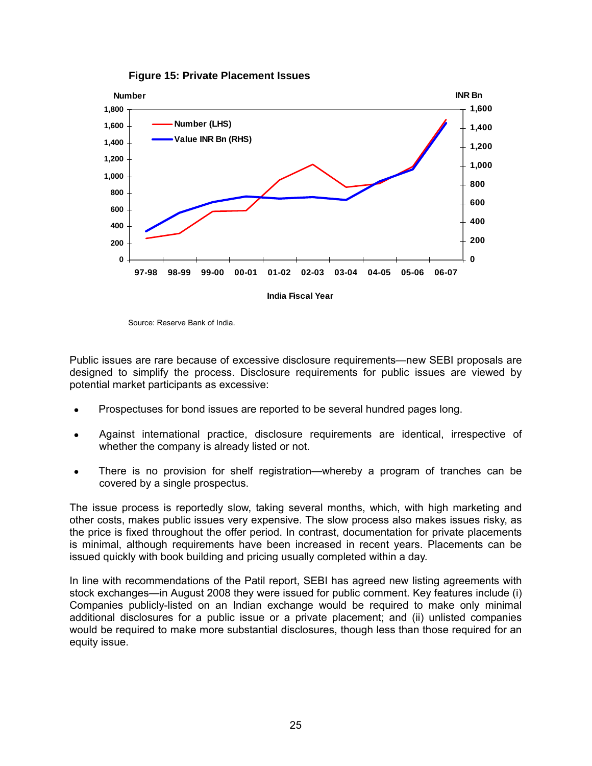**Figure 15: Private Placement Issues**

Source: Reserve Bank of India.

Public issues are rare because of excessive disclosure requirements—new SEBI proposals are designed to simplify the process. Disclosure requirements for public issues are viewed by potential market participants as excessive:

- Prospectuses for bond issues are reported to be several hundred pages long.
- Against international practice, disclosure requirements are identical, irrespective of whether the company is already listed or not.
- There is no provision for shelf registration—whereby a program of tranches can be covered by a single prospectus.

The issue process is reportedly slow, taking several months, which, with high marketing and other costs, makes public issues very expensive. The slow process also makes issues risky, as the price is fixed throughout the offer period. In contrast, documentation for private placements is minimal, although requirements have been increased in recent years. Placements can be issued quickly with book building and pricing usually completed within a day.

In line with recommendations of the Patil report, SEBI has agreed new listing agreements with stock exchanges—in August 2008 they were issued for public comment. Key features include (i) Companies publicly-listed on an Indian exchange would be required to make only minimal additional disclosures for a public issue or a private placement; and (ii) unlisted companies would be required to make more substantial disclosures, though less than those required for an equity issue.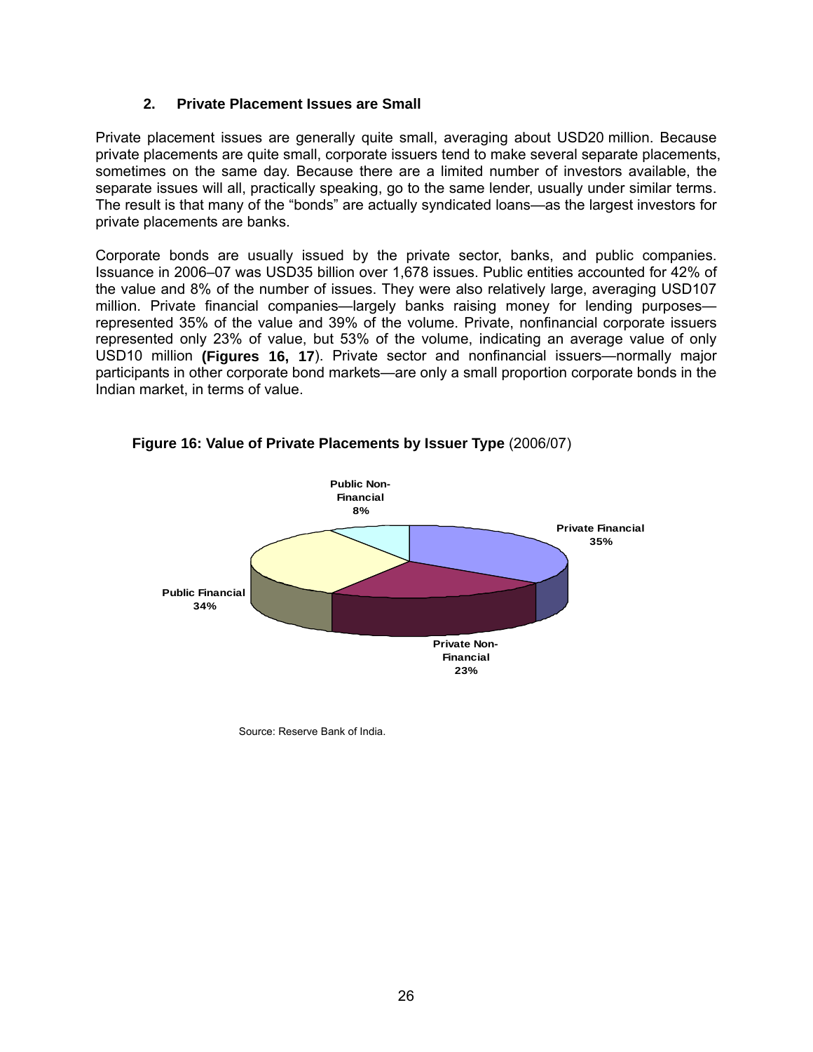### 2. Private Placement Issues are Small

Private placement issues are generally quite small, averaging about USD20 million. Because private placements are quite small, corporate issuers tend to make several separate placements, sometimes on the same day. Because there are a limited number of investors available, the separate issues will all, practically speaking, go to the same lender, usually under similar terms. The result is that many of the "bonds" are actually syndicated loans—as the largest investors for private placements are banks.

Corporate bonds are usually issued by the private sector, banks, and public companies. Issuance in 2006–07 was USD35 billion over 1,678 issues. Public entities accounted for 42% of the value and 8% of the number of issues. They were also relatively large, averaging USD107 million. Private financial companies—largely banks raising money for lending purposes—represented 35% of the value and 39% of the volume. Private, nonfinancial corporate issuers represented only 23% of value, but 53% of the volume, indicating an average value of only USD10 million **(Figures 16, 17**). Private sector and nonfinancial issuers—normally major participants in other corporate bond markets—are only a small proportion corporate bonds in the Indian market, in terms of value.

**Figure 16: Value of Private Placements by Issuer Type** (2006/07)

| Issuer Type | Share |
|---|---|
| Public Non-Financial | 8% |
| Private Financial | 35% |
| Private Non-Financial | 23% |
| Public Financial | 34% |

Source: Reserve Bank of India.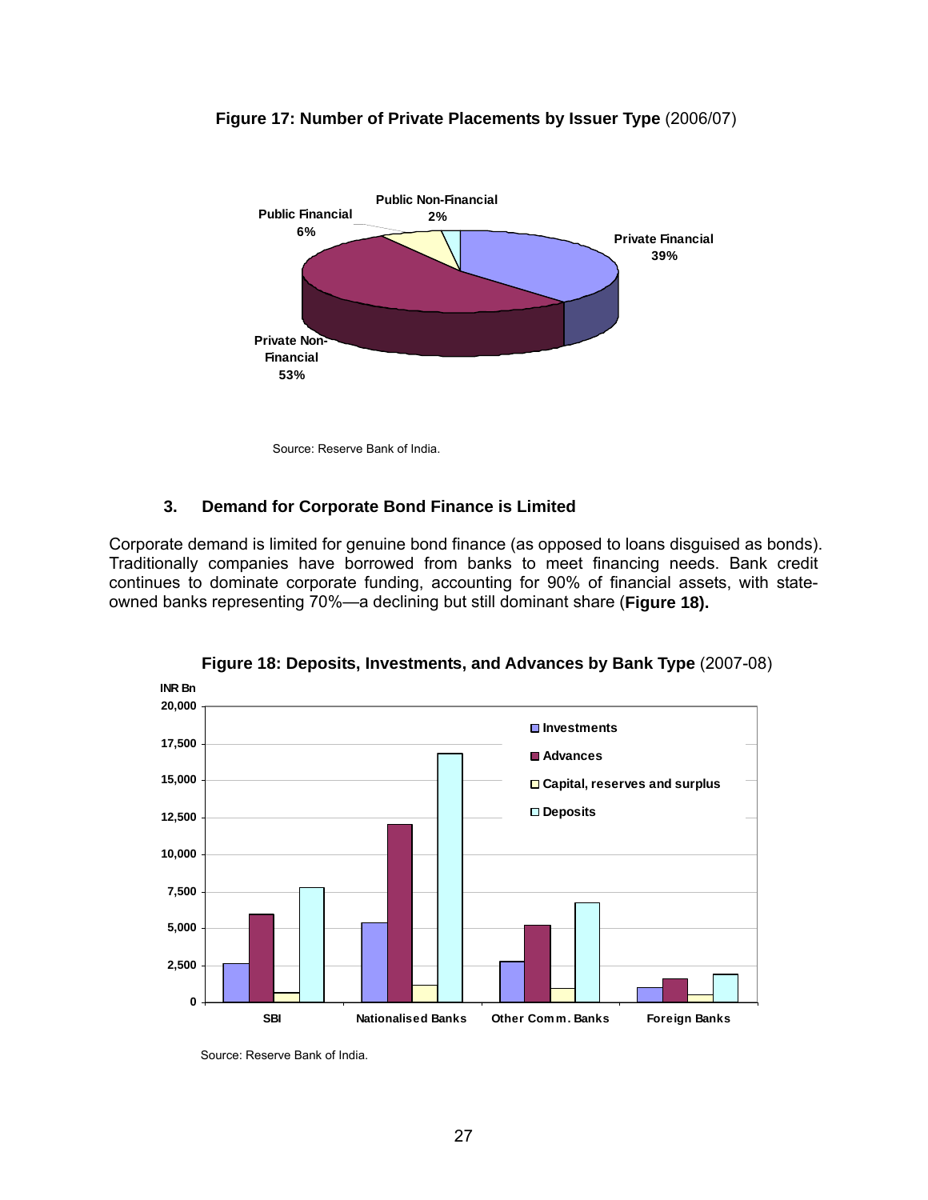**Figure 17: Number of Private Placements by Issuer Type** (2006/07)

Source: Reserve Bank of India.

### 3. Demand for Corporate Bond Finance is Limited

Corporate demand is limited for genuine bond finance (as opposed to loans disguised as bonds). Traditionally companies have borrowed from banks to meet financing needs. Bank credit continues to dominate corporate funding, accounting for 90% of financial assets, with state-owned banks representing 70%—a declining but still dominant share (**Figure 18).**

**Figure 18: Deposits, Investments, and Advances by Bank Type** (2007-08)

Source: Reserve Bank of India.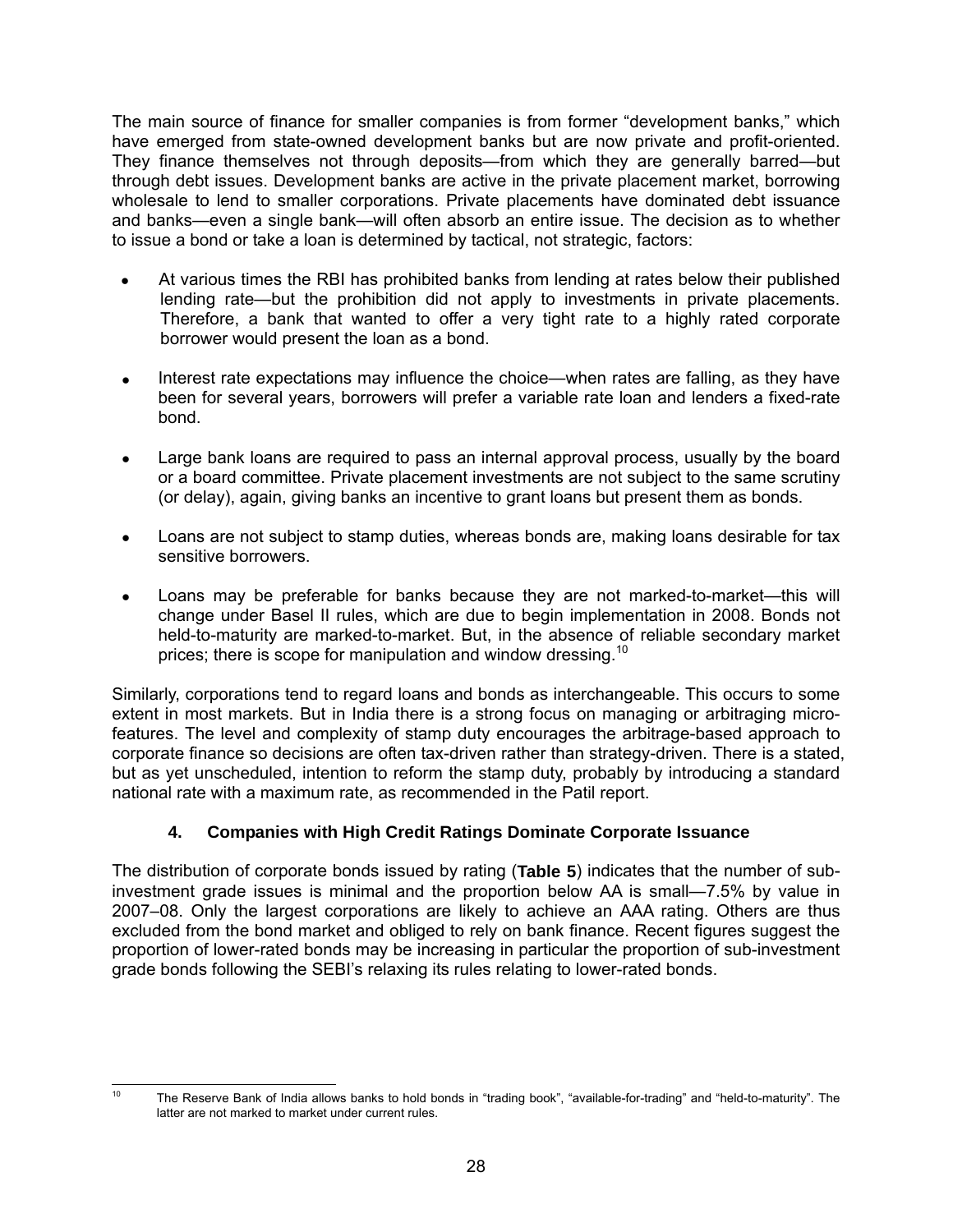The main source of finance for smaller companies is from former "development banks," which have emerged from state-owned development banks but are now private and profit-oriented. They finance themselves not through deposits—from which they are generally barred—but through debt issues. Development banks are active in the private placement market, borrowing wholesale to lend to smaller corporations. Private placements have dominated debt issuance and banks—even a single bank—will often absorb an entire issue. The decision as to whether to issue a bond or take a loan is determined by tactical, not strategic, factors:

- At various times the RBI has prohibited banks from lending at rates below their published lending rate—but the prohibition did not apply to investments in private placements. Therefore, a bank that wanted to offer a very tight rate to a highly rated corporate borrower would present the loan as a bond.
- Interest rate expectations may influence the choice—when rates are falling, as they have been for several years, borrowers will prefer a variable rate loan and lenders a fixed-rate bond.
- Large bank loans are required to pass an internal approval process, usually by the board or a board committee. Private placement investments are not subject to the same scrutiny (or delay), again, giving banks an incentive to grant loans but present them as bonds.
- Loans are not subject to stamp duties, whereas bonds are, making loans desirable for tax sensitive borrowers.
- Loans may be preferable for banks because they are not marked-to-market—this will change under Basel II rules, which are due to begin implementation in 2008. Bonds not held-to-maturity are marked-to-market. But, in the absence of reliable secondary market prices; there is scope for manipulation and window dressing.[10]

Similarly, corporations tend to regard loans and bonds as interchangeable. This occurs to some extent in most markets. But in India there is a strong focus on managing or arbitraging micro-features. The level and complexity of stamp duty encourages the arbitrage-based approach to corporate finance so decisions are often tax-driven rather than strategy-driven. There is a stated, but as yet unscheduled, intention to reform the stamp duty, probably by introducing a standard national rate with a maximum rate, as recommended in the Patil report.

### 4. Companies with High Credit Ratings Dominate Corporate Issuance

The distribution of corporate bonds issued by rating (**Table 5**) indicates that the number of sub-investment grade issues is minimal and the proportion below AA is small—7.5% by value in 2007–08. Only the largest corporations are likely to achieve an AAA rating. Others are thus excluded from the bond market and obliged to rely on bank finance. Recent figures suggest the proportion of lower-rated bonds may be increasing in particular the proportion of sub-investment grade bonds following the SEBI's relaxing its rules relating to lower-rated bonds.

[10] The Reserve Bank of India allows banks to hold bonds in "trading book", "available-for-trading" and "held-to-maturity". The latter are not marked to market under current rules.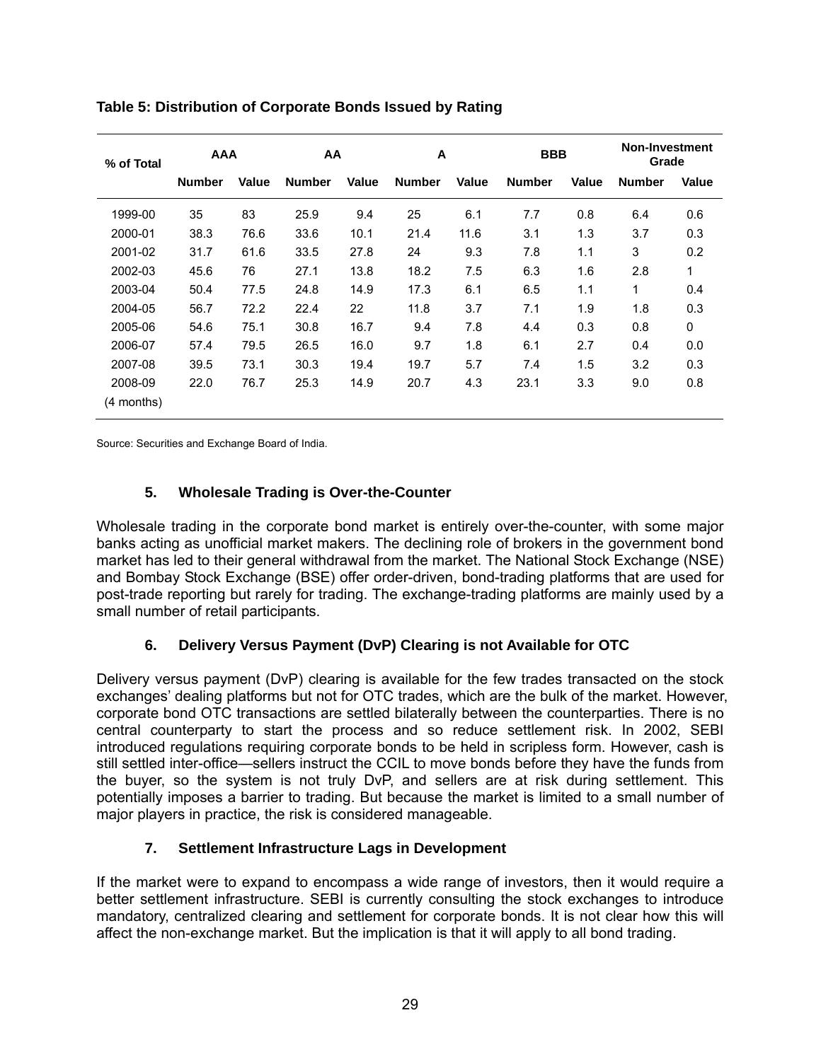**Table 5: Distribution of Corporate Bonds Issued by Rating**

| % of Total | AAA | | AA | | A | | BBB | | Non-Investment Grade | |
|---|---|---|---|---|---|---|---|---|---|---|
| | Number | Value | Number | Value | Number | Value | Number | Value | Number | Value |
| 1999-00 | 35 | 83 | 25.9 | 9.4 | 25 | 6.1 | 7.7 | 0.8 | 6.4 | 0.6 |
| 2000-01 | 38.3 | 76.6 | 33.6 | 10.1 | 21.4 | 11.6 | 3.1 | 1.3 | 3.7 | 0.3 |
| 2001-02 | 31.7 | 61.6 | 33.5 | 27.8 | 24 | 9.3 | 7.8 | 1.1 | 3 | 0.2 |
| 2002-03 | 45.6 | 76 | 27.1 | 13.8 | 18.2 | 7.5 | 6.3 | 1.6 | 2.8 | 1 |
| 2003-04 | 50.4 | 77.5 | 24.8 | 14.9 | 17.3 | 6.1 | 6.5 | 1.1 | 1 | 0.4 |
| 2004-05 | 56.7 | 72.2 | 22.4 | 22 | 11.8 | 3.7 | 7.1 | 1.9 | 1.8 | 0.3 |
| 2005-06 | 54.6 | 75.1 | 30.8 | 16.7 | 9.4 | 7.8 | 4.4 | 0.3 | 0.8 | 0 |
| 2006-07 | 57.4 | 79.5 | 26.5 | 16.0 | 9.7 | 1.8 | 6.1 | 2.7 | 0.4 | 0.0 |
| 2007-08 | 39.5 | 73.1 | 30.3 | 19.4 | 19.7 | 5.7 | 7.4 | 1.5 | 3.2 | 0.3 |
| 2008-09 (4 months) | 22.0 | 76.7 | 25.3 | 14.9 | 20.7 | 4.3 | 23.1 | 3.3 | 9.0 | 0.8 |

Source: Securities and Exchange Board of India.

### 5. Wholesale Trading is Over-the-Counter

Wholesale trading in the corporate bond market is entirely over-the-counter, with some major banks acting as unofficial market makers. The declining role of brokers in the government bond market has led to their general withdrawal from the market. The National Stock Exchange (NSE) and Bombay Stock Exchange (BSE) offer order-driven, bond-trading platforms that are used for post-trade reporting but rarely for trading. The exchange-trading platforms are mainly used by a small number of retail participants.

### 6. Delivery Versus Payment (DvP) Clearing is not Available for OTC

Delivery versus payment (DvP) clearing is available for the few trades transacted on the stock exchanges' dealing platforms but not for OTC trades, which are the bulk of the market. However, corporate bond OTC transactions are settled bilaterally between the counterparties. There is no central counterparty to start the process and so reduce settlement risk. In 2002, SEBI introduced regulations requiring corporate bonds to be held in scripless form. However, cash is still settled inter-office—sellers instruct the CCIL to move bonds before they have the funds from the buyer, so the system is not truly DvP, and sellers are at risk during settlement. This potentially imposes a barrier to trading. But because the market is limited to a small number of major players in practice, the risk is considered manageable.

### 7. Settlement Infrastructure Lags in Development

If the market were to expand to encompass a wide range of investors, then it would require a better settlement infrastructure. SEBI is currently consulting the stock exchanges to introduce mandatory, centralized clearing and settlement for corporate bonds. It is not clear how this will affect the non-exchange market. But the implication is that it will apply to all bond trading.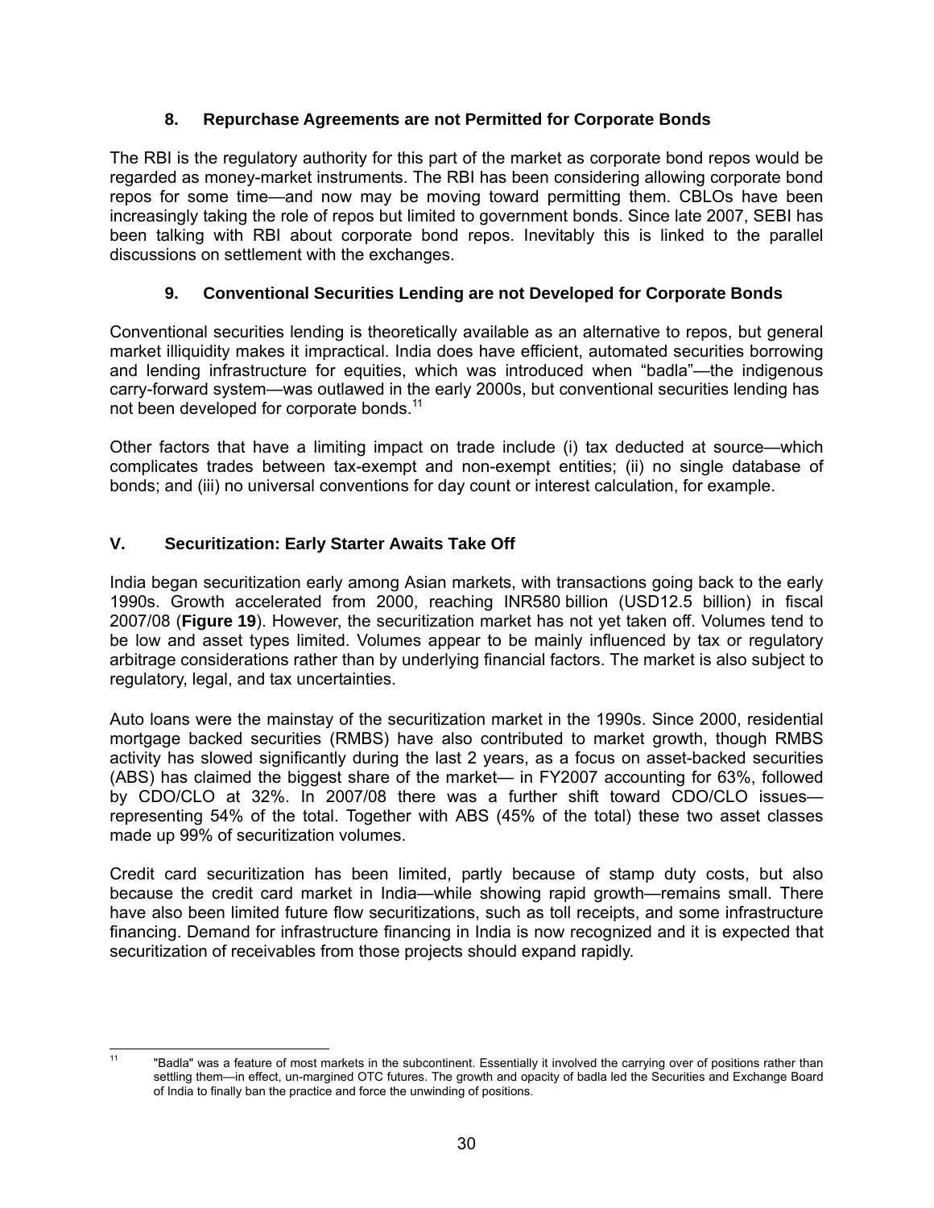### 8. Repurchase Agreements are not Permitted for Corporate Bonds

The RBI is the regulatory authority for this part of the market as corporate bond repos would be regarded as money-market instruments. The RBI has been considering allowing corporate bond repos for some time—and now may be moving toward permitting them. CBLOs have been increasingly taking the role of repos but limited to government bonds. Since late 2007, SEBI has been talking with RBI about corporate bond repos. Inevitably this is linked to the parallel discussions on settlement with the exchanges.

### 9. Conventional Securities Lending are not Developed for Corporate Bonds

Conventional securities lending is theoretically available as an alternative to repos, but general market illiquidity makes it impractical. India does have efficient, automated securities borrowing and lending infrastructure for equities, which was introduced when "badla"—the indigenous carry-forward system—was outlawed in the early 2000s, but conventional securities lending has not been developed for corporate bonds.[11]

Other factors that have a limiting impact on trade include (i) tax deducted at source—which complicates trades between tax-exempt and non-exempt entities; (ii) no single database of bonds; and (iii) no universal conventions for day count or interest calculation, for example.

## V. Securitization: Early Starter Awaits Take Off

India began securitization early among Asian markets, with transactions going back to the early 1990s. Growth accelerated from 2000, reaching INR580 billion (USD12.5 billion) in fiscal 2007/08 (**Figure 19**). However, the securitization market has not yet taken off. Volumes tend to be low and asset types limited. Volumes appear to be mainly influenced by tax or regulatory arbitrage considerations rather than by underlying financial factors. The market is also subject to regulatory, legal, and tax uncertainties.

Auto loans were the mainstay of the securitization market in the 1990s. Since 2000, residential mortgage backed securities (RMBS) have also contributed to market growth, though RMBS activity has slowed significantly during the last 2 years, as a focus on asset-backed securities (ABS) has claimed the biggest share of the market— in FY2007 accounting for 63%, followed by CDO/CLO at 32%. In 2007/08 there was a further shift toward CDO/CLO issues—representing 54% of the total. Together with ABS (45% of the total) these two asset classes made up 99% of securitization volumes.

Credit card securitization has been limited, partly because of stamp duty costs, but also because the credit card market in India—while showing rapid growth—remains small. There have also been limited future flow securitizations, such as toll receipts, and some infrastructure financing. Demand for infrastructure financing in India is now recognized and it is expected that securitization of receivables from those projects should expand rapidly.

---

[11] "Badla" was a feature of most markets in the subcontinent. Essentially it involved the carrying over of positions rather than settling them—in effect, un-margined OTC futures. The growth and opacity of badla led the Securities and Exchange Board of India to finally ban the practice and force the unwinding of positions.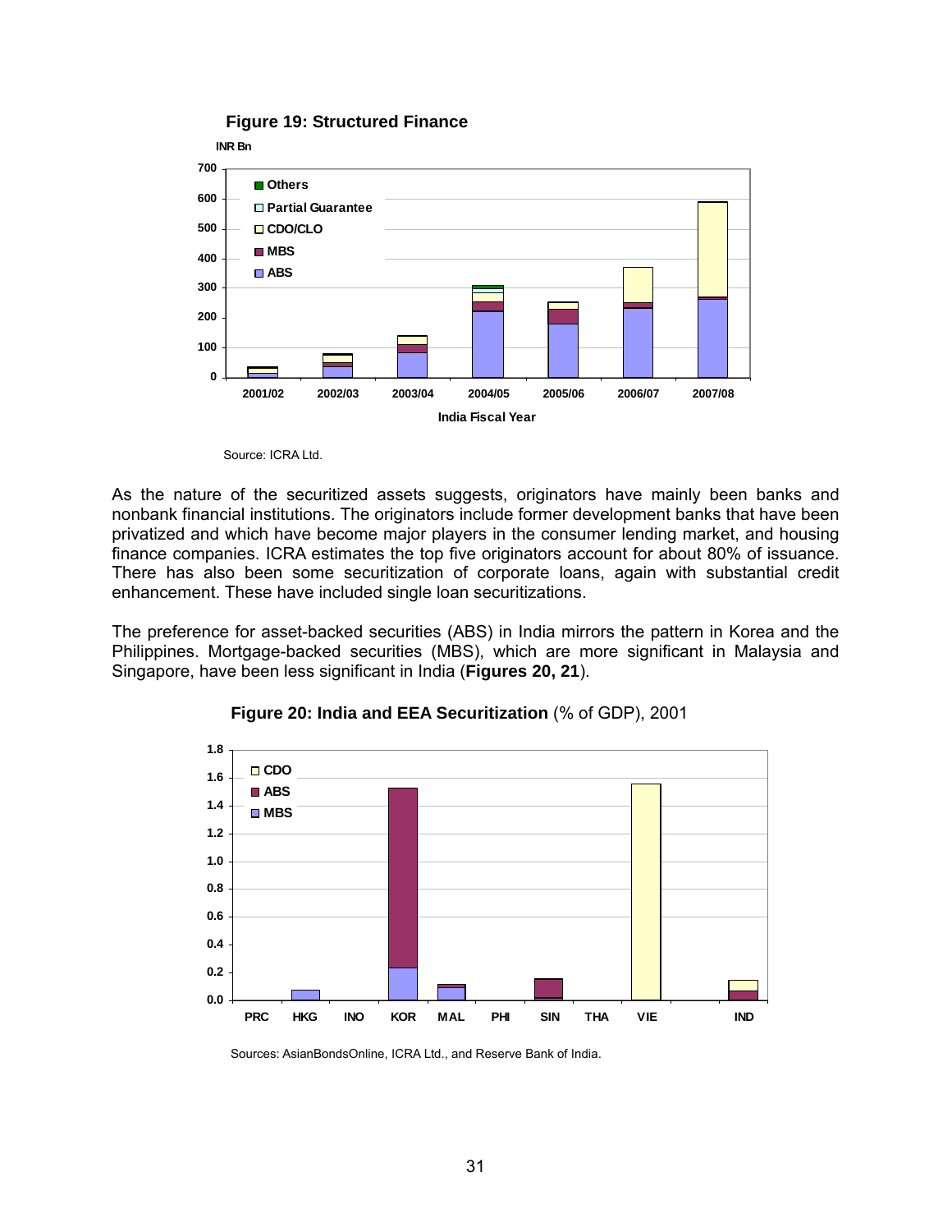**Figure 19: Structured Finance**

Source: ICRA Ltd.

As the nature of the securitized assets suggests, originators have mainly been banks and nonbank financial institutions. The originators include former development banks that have been privatized and which have become major players in the consumer lending market, and housing finance companies. ICRA estimates the top five originators account for about 80% of issuance. There has also been some securitization of corporate loans, again with substantial credit enhancement. These have included single loan securitizations.

The preference for asset-backed securities (ABS) in India mirrors the pattern in Korea and the Philippines. Mortgage-backed securities (MBS), which are more significant in Malaysia and Singapore, have been less significant in India (**Figures 20, 21**).

**Figure 20: India and EEA Securitization** (% of GDP), 2001

Sources: AsianBondsOnline, ICRA Ltd., and Reserve Bank of India.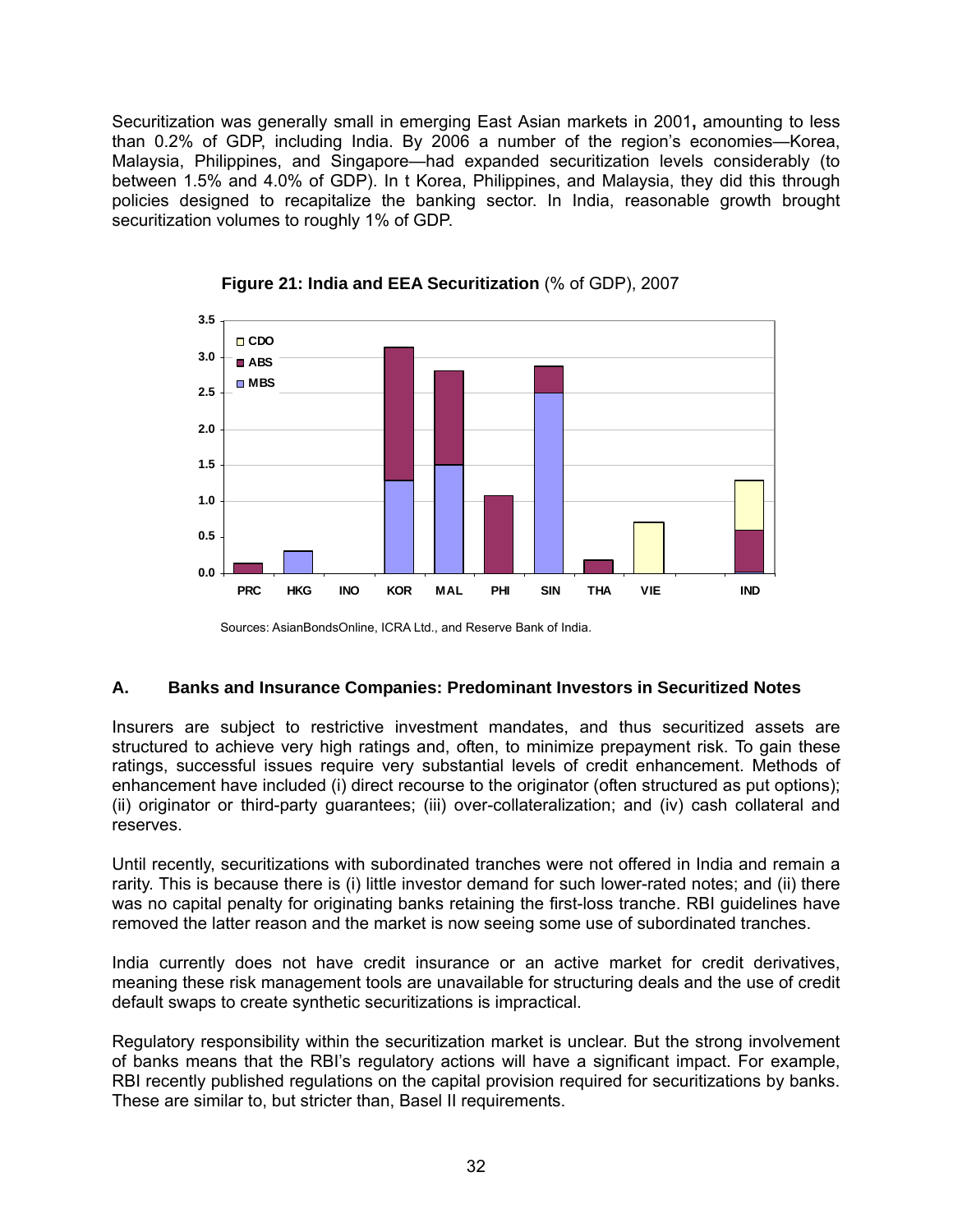Securitization was generally small in emerging East Asian markets in 2001**,** amounting to less than 0.2% of GDP, including India. By 2006 a number of the region's economies—Korea, Malaysia, Philippines, and Singapore—had expanded securitization levels considerably (to between 1.5% and 4.0% of GDP). In t Korea, Philippines, and Malaysia, they did this through policies designed to recapitalize the banking sector. In India, reasonable growth brought securitization volumes to roughly 1% of GDP.

**Figure 21: India and EEA Securitization** (% of GDP), 2007

Sources: AsianBondsOnline, ICRA Ltd., and Reserve Bank of India.

## A. Banks and Insurance Companies: Predominant Investors in Securitized Notes

Insurers are subject to restrictive investment mandates, and thus securitized assets are structured to achieve very high ratings and, often, to minimize prepayment risk. To gain these ratings, successful issues require very substantial levels of credit enhancement. Methods of enhancement have included (i) direct recourse to the originator (often structured as put options); (ii) originator or third-party guarantees; (iii) over-collateralization; and (iv) cash collateral and reserves.

Until recently, securitizations with subordinated tranches were not offered in India and remain a rarity. This is because there is (i) little investor demand for such lower-rated notes; and (ii) there was no capital penalty for originating banks retaining the first-loss tranche. RBI guidelines have removed the latter reason and the market is now seeing some use of subordinated tranches.

India currently does not have credit insurance or an active market for credit derivatives, meaning these risk management tools are unavailable for structuring deals and the use of credit default swaps to create synthetic securitizations is impractical.

Regulatory responsibility within the securitization market is unclear. But the strong involvement of banks means that the RBI's regulatory actions will have a significant impact. For example, RBI recently published regulations on the capital provision required for securitizations by banks. These are similar to, but stricter than, Basel II requirements.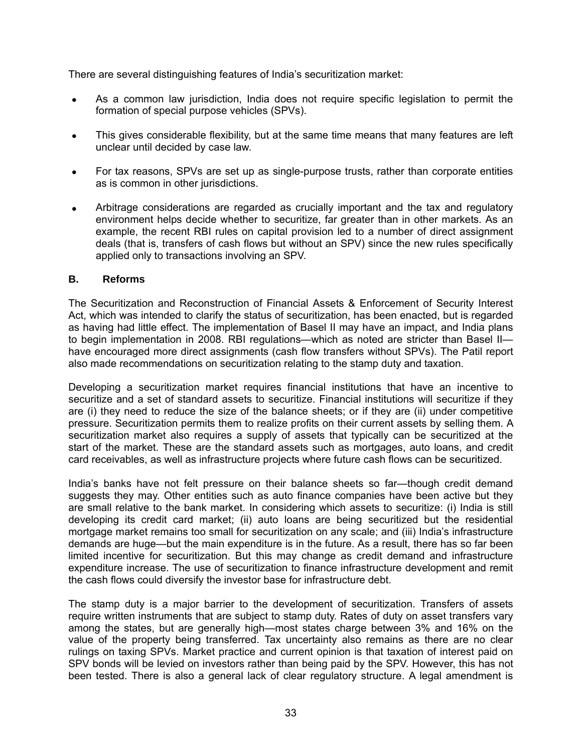There are several distinguishing features of India's securitization market:

- As a common law jurisdiction, India does not require specific legislation to permit the formation of special purpose vehicles (SPVs).
- This gives considerable flexibility, but at the same time means that many features are left unclear until decided by case law.
- For tax reasons, SPVs are set up as single-purpose trusts, rather than corporate entities as is common in other jurisdictions.
- Arbitrage considerations are regarded as crucially important and the tax and regulatory environment helps decide whether to securitize, far greater than in other markets. As an example, the recent RBI rules on capital provision led to a number of direct assignment deals (that is, transfers of cash flows but without an SPV) since the new rules specifically applied only to transactions involving an SPV.

### B. Reforms

The Securitization and Reconstruction of Financial Assets & Enforcement of Security Interest Act, which was intended to clarify the status of securitization, has been enacted, but is regarded as having had little effect. The implementation of Basel II may have an impact, and India plans to begin implementation in 2008. RBI regulations—which as noted are stricter than Basel II—have encouraged more direct assignments (cash flow transfers without SPVs). The Patil report also made recommendations on securitization relating to the stamp duty and taxation.

Developing a securitization market requires financial institutions that have an incentive to securitize and a set of standard assets to securitize. Financial institutions will securitize if they are (i) they need to reduce the size of the balance sheets; or if they are (ii) under competitive pressure. Securitization permits them to realize profits on their current assets by selling them. A securitization market also requires a supply of assets that typically can be securitized at the start of the market. These are the standard assets such as mortgages, auto loans, and credit card receivables, as well as infrastructure projects where future cash flows can be securitized.

India's banks have not felt pressure on their balance sheets so far—though credit demand suggests they may. Other entities such as auto finance companies have been active but they are small relative to the bank market. In considering which assets to securitize: (i) India is still developing its credit card market; (ii) auto loans are being securitized but the residential mortgage market remains too small for securitization on any scale; and (iii) India's infrastructure demands are huge—but the main expenditure is in the future. As a result, there has so far been limited incentive for securitization. But this may change as credit demand and infrastructure expenditure increase. The use of securitization to finance infrastructure development and remit the cash flows could diversify the investor base for infrastructure debt.

The stamp duty is a major barrier to the development of securitization. Transfers of assets require written instruments that are subject to stamp duty. Rates of duty on asset transfers vary among the states, but are generally high—most states charge between 3% and 16% on the value of the property being transferred. Tax uncertainty also remains as there are no clear rulings on taxing SPVs. Market practice and current opinion is that taxation of interest paid on SPV bonds will be levied on investors rather than being paid by the SPV. However, this has not been tested. There is also a general lack of clear regulatory structure. A legal amendment is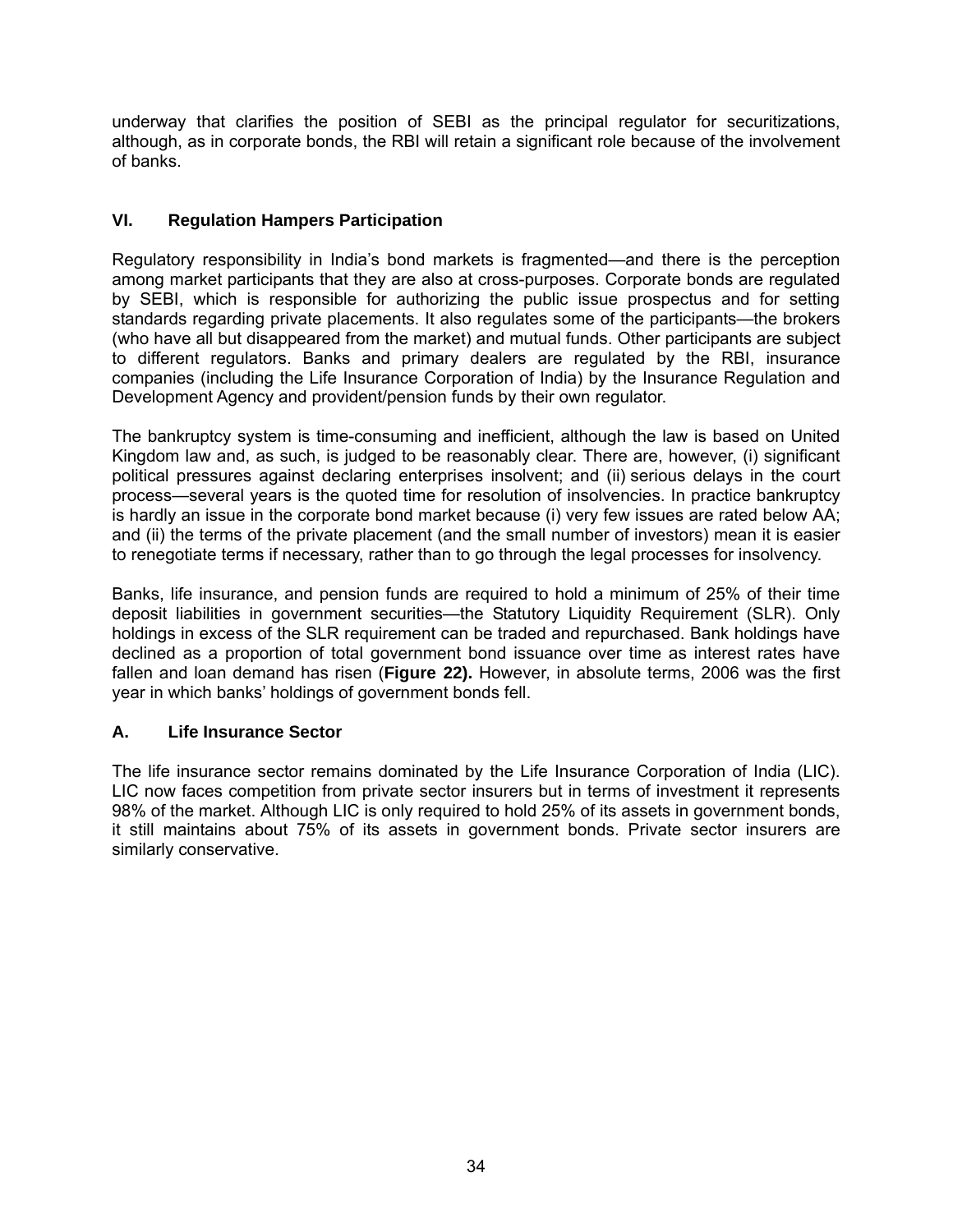underway that clarifies the position of SEBI as the principal regulator for securitizations, although, as in corporate bonds, the RBI will retain a significant role because of the involvement of banks.

## VI. Regulation Hampers Participation

Regulatory responsibility in India's bond markets is fragmented—and there is the perception among market participants that they are also at cross-purposes. Corporate bonds are regulated by SEBI, which is responsible for authorizing the public issue prospectus and for setting standards regarding private placements. It also regulates some of the participants—the brokers (who have all but disappeared from the market) and mutual funds. Other participants are subject to different regulators. Banks and primary dealers are regulated by the RBI, insurance companies (including the Life Insurance Corporation of India) by the Insurance Regulation and Development Agency and provident/pension funds by their own regulator.

The bankruptcy system is time-consuming and inefficient, although the law is based on United Kingdom law and, as such, is judged to be reasonably clear. There are, however, (i) significant political pressures against declaring enterprises insolvent; and (ii) serious delays in the court process—several years is the quoted time for resolution of insolvencies. In practice bankruptcy is hardly an issue in the corporate bond market because (i) very few issues are rated below AA; and (ii) the terms of the private placement (and the small number of investors) mean it is easier to renegotiate terms if necessary, rather than to go through the legal processes for insolvency.

Banks, life insurance, and pension funds are required to hold a minimum of 25% of their time deposit liabilities in government securities—the Statutory Liquidity Requirement (SLR). Only holdings in excess of the SLR requirement can be traded and repurchased. Bank holdings have declined as a proportion of total government bond issuance over time as interest rates have fallen and loan demand has risen (**Figure 22).** However, in absolute terms, 2006 was the first year in which banks' holdings of government bonds fell.

### A. Life Insurance Sector

The life insurance sector remains dominated by the Life Insurance Corporation of India (LIC). LIC now faces competition from private sector insurers but in terms of investment it represents 98% of the market. Although LIC is only required to hold 25% of its assets in government bonds, it still maintains about 75% of its assets in government bonds. Private sector insurers are similarly conservative.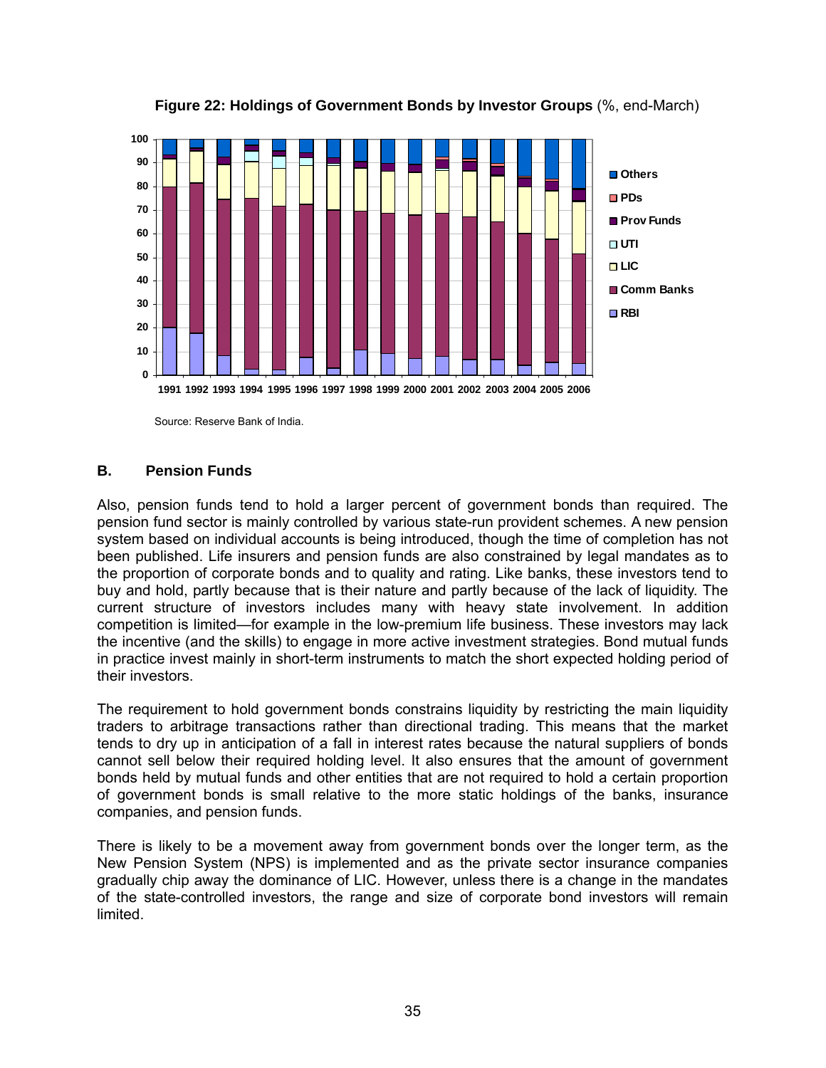**Figure 22: Holdings of Government Bonds by Investor Groups** (%, end-March)

Source: Reserve Bank of India.

## B. Pension Funds

Also, pension funds tend to hold a larger percent of government bonds than required. The pension fund sector is mainly controlled by various state-run provident schemes. A new pension system based on individual accounts is being introduced, though the time of completion has not been published. Life insurers and pension funds are also constrained by legal mandates as to the proportion of corporate bonds and to quality and rating. Like banks, these investors tend to buy and hold, partly because that is their nature and partly because of the lack of liquidity. The current structure of investors includes many with heavy state involvement. In addition competition is limited—for example in the low-premium life business. These investors may lack the incentive (and the skills) to engage in more active investment strategies. Bond mutual funds in practice invest mainly in short-term instruments to match the short expected holding period of their investors.

The requirement to hold government bonds constrains liquidity by restricting the main liquidity traders to arbitrage transactions rather than directional trading. This means that the market tends to dry up in anticipation of a fall in interest rates because the natural suppliers of bonds cannot sell below their required holding level. It also ensures that the amount of government bonds held by mutual funds and other entities that are not required to hold a certain proportion of government bonds is small relative to the more static holdings of the banks, insurance companies, and pension funds.

There is likely to be a movement away from government bonds over the longer term, as the New Pension System (NPS) is implemented and as the private sector insurance companies gradually chip away the dominance of LIC. However, unless there is a change in the mandates of the state-controlled investors, the range and size of corporate bond investors will remain limited.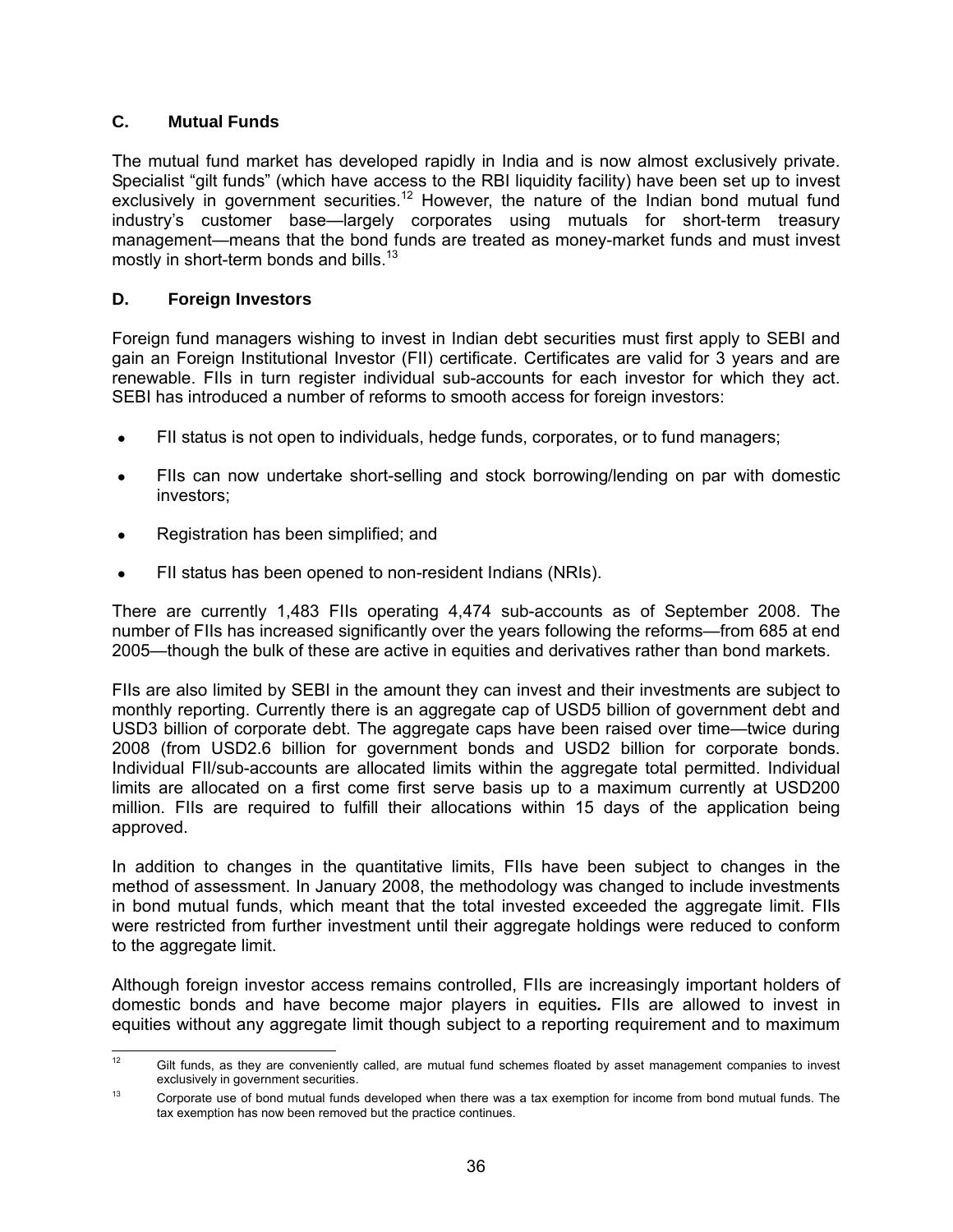### C. Mutual Funds

The mutual fund market has developed rapidly in India and is now almost exclusively private. Specialist "gilt funds" (which have access to the RBI liquidity facility) have been set up to invest exclusively in government securities.[12] However, the nature of the Indian bond mutual fund industry's customer base—largely corporates using mutuals for short-term treasury management—means that the bond funds are treated as money-market funds and must invest mostly in short-term bonds and bills.[13]

### D. Foreign Investors

Foreign fund managers wishing to invest in Indian debt securities must first apply to SEBI and gain an Foreign Institutional Investor (FII) certificate. Certificates are valid for 3 years and are renewable. FIIs in turn register individual sub-accounts for each investor for which they act. SEBI has introduced a number of reforms to smooth access for foreign investors:

- FII status is not open to individuals, hedge funds, corporates, or to fund managers;
- FIIs can now undertake short-selling and stock borrowing/lending on par with domestic investors;
- Registration has been simplified; and
- FII status has been opened to non-resident Indians (NRIs).

There are currently 1,483 FIIs operating 4,474 sub-accounts as of September 2008. The number of FIIs has increased significantly over the years following the reforms—from 685 at end 2005—though the bulk of these are active in equities and derivatives rather than bond markets.

FIIs are also limited by SEBI in the amount they can invest and their investments are subject to monthly reporting. Currently there is an aggregate cap of USD5 billion of government debt and USD3 billion of corporate debt. The aggregate caps have been raised over time—twice during 2008 (from USD2.6 billion for government bonds and USD2 billion for corporate bonds. Individual FII/sub-accounts are allocated limits within the aggregate total permitted. Individual limits are allocated on a first come first serve basis up to a maximum currently at USD200 million. FIIs are required to fulfill their allocations within 15 days of the application being approved.

In addition to changes in the quantitative limits, FIIs have been subject to changes in the method of assessment. In January 2008, the methodology was changed to include investments in bond mutual funds, which meant that the total invested exceeded the aggregate limit. FIIs were restricted from further investment until their aggregate holdings were reduced to conform to the aggregate limit.

Although foreign investor access remains controlled, FIIs are increasingly important holders of domestic bonds and have become major players in equities**.** FIIs are allowed to invest in equities without any aggregate limit though subject to a reporting requirement and to maximum

---

[12] Gilt funds, as they are conveniently called, are mutual fund schemes floated by asset management companies to invest exclusively in government securities.

[13] Corporate use of bond mutual funds developed when there was a tax exemption for income from bond mutual funds. The tax exemption has now been removed but the practice continues.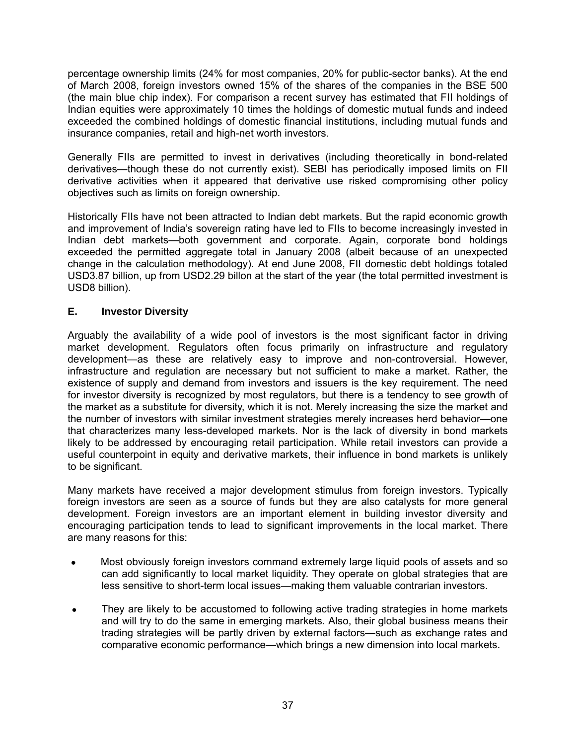percentage ownership limits (24% for most companies, 20% for public-sector banks). At the end of March 2008, foreign investors owned 15% of the shares of the companies in the BSE 500 (the main blue chip index). For comparison a recent survey has estimated that FII holdings of Indian equities were approximately 10 times the holdings of domestic mutual funds and indeed exceeded the combined holdings of domestic financial institutions, including mutual funds and insurance companies, retail and high-net worth investors.

Generally FIIs are permitted to invest in derivatives (including theoretically in bond-related derivatives—though these do not currently exist). SEBI has periodically imposed limits on FII derivative activities when it appeared that derivative use risked compromising other policy objectives such as limits on foreign ownership.

Historically FIIs have not been attracted to Indian debt markets. But the rapid economic growth and improvement of India's sovereign rating have led to FIIs to become increasingly invested in Indian debt markets—both government and corporate. Again, corporate bond holdings exceeded the permitted aggregate total in January 2008 (albeit because of an unexpected change in the calculation methodology). At end June 2008, FII domestic debt holdings totaled USD3.87 billion, up from USD2.29 billon at the start of the year (the total permitted investment is USD8 billion).

### E. Investor Diversity

Arguably the availability of a wide pool of investors is the most significant factor in driving market development. Regulators often focus primarily on infrastructure and regulatory development—as these are relatively easy to improve and non-controversial. However, infrastructure and regulation are necessary but not sufficient to make a market. Rather, the existence of supply and demand from investors and issuers is the key requirement. The need for investor diversity is recognized by most regulators, but there is a tendency to see growth of the market as a substitute for diversity, which it is not. Merely increasing the size the market and the number of investors with similar investment strategies merely increases herd behavior—one that characterizes many less-developed markets. Nor is the lack of diversity in bond markets likely to be addressed by encouraging retail participation. While retail investors can provide a useful counterpoint in equity and derivative markets, their influence in bond markets is unlikely to be significant.

Many markets have received a major development stimulus from foreign investors. Typically foreign investors are seen as a source of funds but they are also catalysts for more general development. Foreign investors are an important element in building investor diversity and encouraging participation tends to lead to significant improvements in the local market. There are many reasons for this:

- Most obviously foreign investors command extremely large liquid pools of assets and so can add significantly to local market liquidity. They operate on global strategies that are less sensitive to short-term local issues—making them valuable contrarian investors.
- They are likely to be accustomed to following active trading strategies in home markets and will try to do the same in emerging markets. Also, their global business means their trading strategies will be partly driven by external factors—such as exchange rates and comparative economic performance—which brings a new dimension into local markets.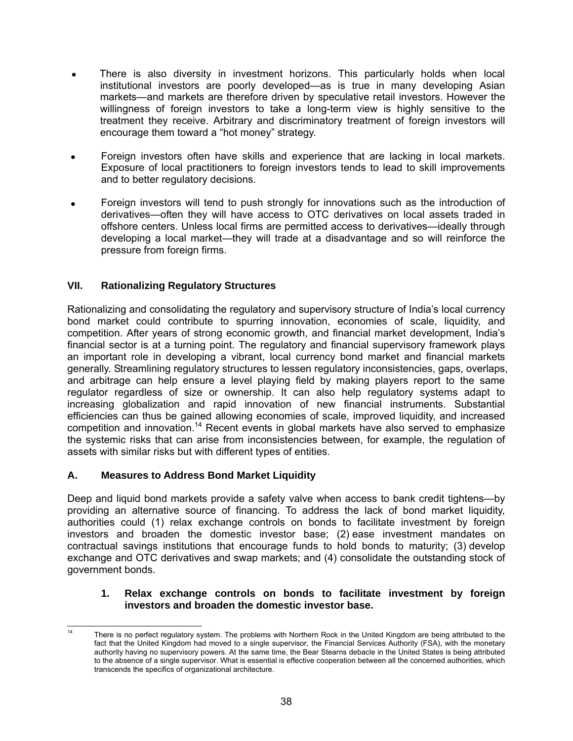- There is also diversity in investment horizons. This particularly holds when local institutional investors are poorly developed—as is true in many developing Asian markets—and markets are therefore driven by speculative retail investors. However the willingness of foreign investors to take a long-term view is highly sensitive to the treatment they receive. Arbitrary and discriminatory treatment of foreign investors will encourage them toward a "hot money" strategy.

- Foreign investors often have skills and experience that are lacking in local markets. Exposure of local practitioners to foreign investors tends to lead to skill improvements and to better regulatory decisions.

- Foreign investors will tend to push strongly for innovations such as the introduction of derivatives—often they will have access to OTC derivatives on local assets traded in offshore centers. Unless local firms are permitted access to derivatives—ideally through developing a local market—they will trade at a disadvantage and so will reinforce the pressure from foreign firms.

## VII. Rationalizing Regulatory Structures

Rationalizing and consolidating the regulatory and supervisory structure of India's local currency bond market could contribute to spurring innovation, economies of scale, liquidity, and competition. After years of strong economic growth, and financial market development, India's financial sector is at a turning point. The regulatory and financial supervisory framework plays an important role in developing a vibrant, local currency bond market and financial markets generally. Streamlining regulatory structures to lessen regulatory inconsistencies, gaps, overlaps, and arbitrage can help ensure a level playing field by making players report to the same regulator regardless of size or ownership. It can also help regulatory systems adapt to increasing globalization and rapid innovation of new financial instruments. Substantial efficiencies can thus be gained allowing economies of scale, improved liquidity, and increased competition and innovation.[14] Recent events in global markets have also served to emphasize the systemic risks that can arise from inconsistencies between, for example, the regulation of assets with similar risks but with different types of entities.

### A. Measures to Address Bond Market Liquidity

Deep and liquid bond markets provide a safety valve when access to bank credit tightens—by providing an alternative source of financing. To address the lack of bond market liquidity, authorities could (1) relax exchange controls on bonds to facilitate investment by foreign investors and broaden the domestic investor base; (2) ease investment mandates on contractual savings institutions that encourage funds to hold bonds to maturity; (3) develop exchange and OTC derivatives and swap markets; and (4) consolidate the outstanding stock of government bonds.

#### 1. Relax exchange controls on bonds to facilitate investment by foreign investors and broaden the domestic investor base.

[14] There is no perfect regulatory system. The problems with Northern Rock in the United Kingdom are being attributed to the fact that the United Kingdom had moved to a single supervisor, the Financial Services Authority (FSA), with the monetary authority having no supervisory powers. At the same time, the Bear Stearns debacle in the United States is being attributed to the absence of a single supervisor. What is essential is effective cooperation between all the concerned authorities, which transcends the specifics of organizational architecture.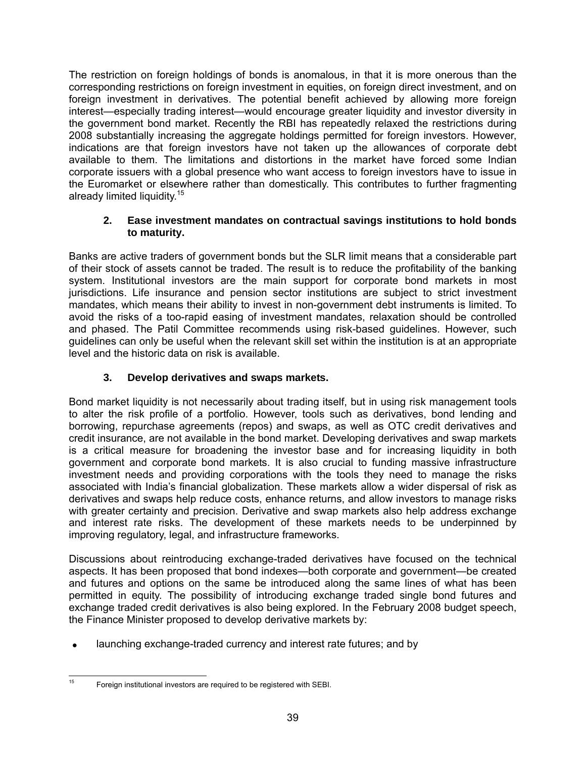The restriction on foreign holdings of bonds is anomalous, in that it is more onerous than the corresponding restrictions on foreign investment in equities, on foreign direct investment, and on foreign investment in derivatives. The potential benefit achieved by allowing more foreign interest—especially trading interest—would encourage greater liquidity and investor diversity in the government bond market. Recently the RBI has repeatedly relaxed the restrictions during 2008 substantially increasing the aggregate holdings permitted for foreign investors. However, indications are that foreign investors have not taken up the allowances of corporate debt available to them. The limitations and distortions in the market have forced some Indian corporate issuers with a global presence who want access to foreign investors have to issue in the Euromarket or elsewhere rather than domestically. This contributes to further fragmenting already limited liquidity.[15]

**2. Ease investment mandates on contractual savings institutions to hold bonds to maturity.**

Banks are active traders of government bonds but the SLR limit means that a considerable part of their stock of assets cannot be traded. The result is to reduce the profitability of the banking system. Institutional investors are the main support for corporate bond markets in most jurisdictions. Life insurance and pension sector institutions are subject to strict investment mandates, which means their ability to invest in non-government debt instruments is limited. To avoid the risks of a too-rapid easing of investment mandates, relaxation should be controlled and phased. The Patil Committee recommends using risk-based guidelines. However, such guidelines can only be useful when the relevant skill set within the institution is at an appropriate level and the historic data on risk is available.

**3. Develop derivatives and swaps markets.**

Bond market liquidity is not necessarily about trading itself, but in using risk management tools to alter the risk profile of a portfolio. However, tools such as derivatives, bond lending and borrowing, repurchase agreements (repos) and swaps, as well as OTC credit derivatives and credit insurance, are not available in the bond market. Developing derivatives and swap markets is a critical measure for broadening the investor base and for increasing liquidity in both government and corporate bond markets. It is also crucial to funding massive infrastructure investment needs and providing corporations with the tools they need to manage the risks associated with India's financial globalization. These markets allow a wider dispersal of risk as derivatives and swaps help reduce costs, enhance returns, and allow investors to manage risks with greater certainty and precision. Derivative and swap markets also help address exchange and interest rate risks. The development of these markets needs to be underpinned by improving regulatory, legal, and infrastructure frameworks.

Discussions about reintroducing exchange-traded derivatives have focused on the technical aspects. It has been proposed that bond indexes—both corporate and government—be created and futures and options on the same be introduced along the same lines of what has been permitted in equity. The possibility of introducing exchange traded single bond futures and exchange traded credit derivatives is also being explored. In the February 2008 budget speech, the Finance Minister proposed to develop derivative markets by:

- launching exchange-traded currency and interest rate futures; and by

[15] Foreign institutional investors are required to be registered with SEBI.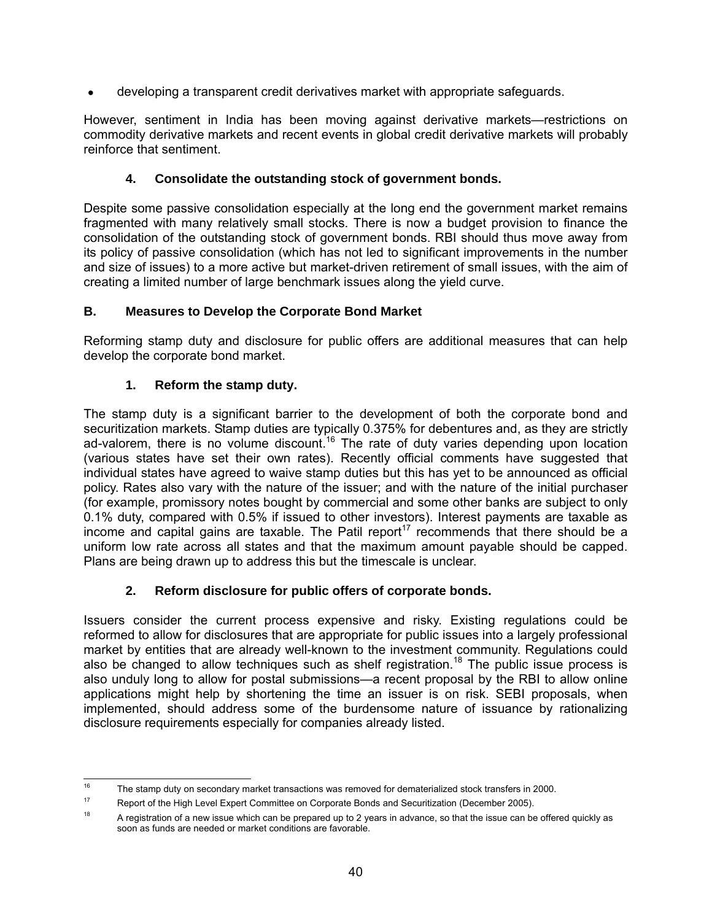- developing a transparent credit derivatives market with appropriate safeguards.

However, sentiment in India has been moving against derivative markets—restrictions on commodity derivative markets and recent events in global credit derivative markets will probably reinforce that sentiment.

#### 4. Consolidate the outstanding stock of government bonds.

Despite some passive consolidation especially at the long end the government market remains fragmented with many relatively small stocks. There is now a budget provision to finance the consolidation of the outstanding stock of government bonds. RBI should thus move away from its policy of passive consolidation (which has not led to significant improvements in the number and size of issues) to a more active but market-driven retirement of small issues, with the aim of creating a limited number of large benchmark issues along the yield curve.

### B. Measures to Develop the Corporate Bond Market

Reforming stamp duty and disclosure for public offers are additional measures that can help develop the corporate bond market.

#### 1. Reform the stamp duty.

The stamp duty is a significant barrier to the development of both the corporate bond and securitization markets. Stamp duties are typically 0.375% for debentures and, as they are strictly ad-valorem, there is no volume discount.[16] The rate of duty varies depending upon location (various states have set their own rates). Recently official comments have suggested that individual states have agreed to waive stamp duties but this has yet to be announced as official policy. Rates also vary with the nature of the issuer; and with the nature of the initial purchaser (for example, promissory notes bought by commercial and some other banks are subject to only 0.1% duty, compared with 0.5% if issued to other investors). Interest payments are taxable as income and capital gains are taxable. The Patil report[17] recommends that there should be a uniform low rate across all states and that the maximum amount payable should be capped. Plans are being drawn up to address this but the timescale is unclear.

#### 2. Reform disclosure for public offers of corporate bonds.

Issuers consider the current process expensive and risky. Existing regulations could be reformed to allow for disclosures that are appropriate for public issues into a largely professional market by entities that are already well-known to the investment community. Regulations could also be changed to allow techniques such as shelf registration.[18] The public issue process is also unduly long to allow for postal submissions—a recent proposal by the RBI to allow online applications might help by shortening the time an issuer is on risk. SEBI proposals, when implemented, should address some of the burdensome nature of issuance by rationalizing disclosure requirements especially for companies already listed.

---

[16] The stamp duty on secondary market transactions was removed for dematerialized stock transfers in 2000.

[17] Report of the High Level Expert Committee on Corporate Bonds and Securitization (December 2005).

[18] A registration of a new issue which can be prepared up to 2 years in advance, so that the issue can be offered quickly as soon as funds are needed or market conditions are favorable.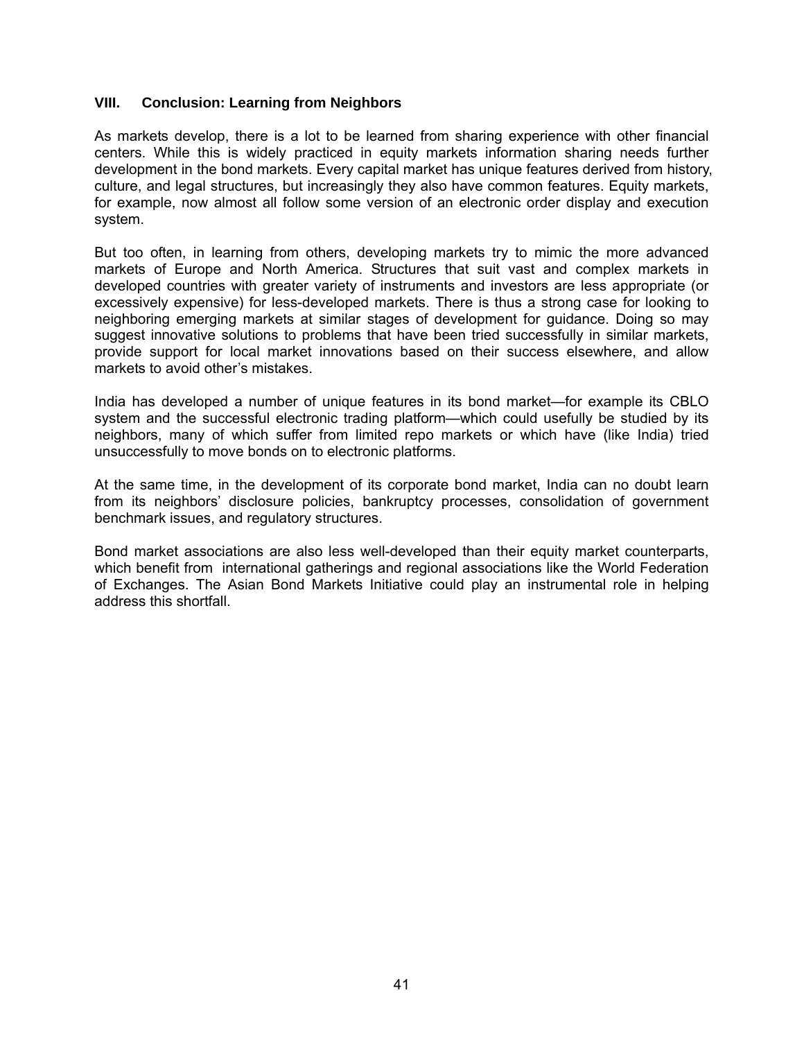## VIII. Conclusion: Learning from Neighbors

As markets develop, there is a lot to be learned from sharing experience with other financial centers. While this is widely practiced in equity markets information sharing needs further development in the bond markets. Every capital market has unique features derived from history, culture, and legal structures, but increasingly they also have common features. Equity markets, for example, now almost all follow some version of an electronic order display and execution system.

But too often, in learning from others, developing markets try to mimic the more advanced markets of Europe and North America. Structures that suit vast and complex markets in developed countries with greater variety of instruments and investors are less appropriate (or excessively expensive) for less-developed markets. There is thus a strong case for looking to neighboring emerging markets at similar stages of development for guidance. Doing so may suggest innovative solutions to problems that have been tried successfully in similar markets, provide support for local market innovations based on their success elsewhere, and allow markets to avoid other's mistakes.

India has developed a number of unique features in its bond market—for example its CBLO system and the successful electronic trading platform—which could usefully be studied by its neighbors, many of which suffer from limited repo markets or which have (like India) tried unsuccessfully to move bonds on to electronic platforms.

At the same time, in the development of its corporate bond market, India can no doubt learn from its neighbors' disclosure policies, bankruptcy processes, consolidation of government benchmark issues, and regulatory structures.

Bond market associations are also less well-developed than their equity market counterparts, which benefit from international gatherings and regional associations like the World Federation of Exchanges. The Asian Bond Markets Initiative could play an instrumental role in helping address this shortfall.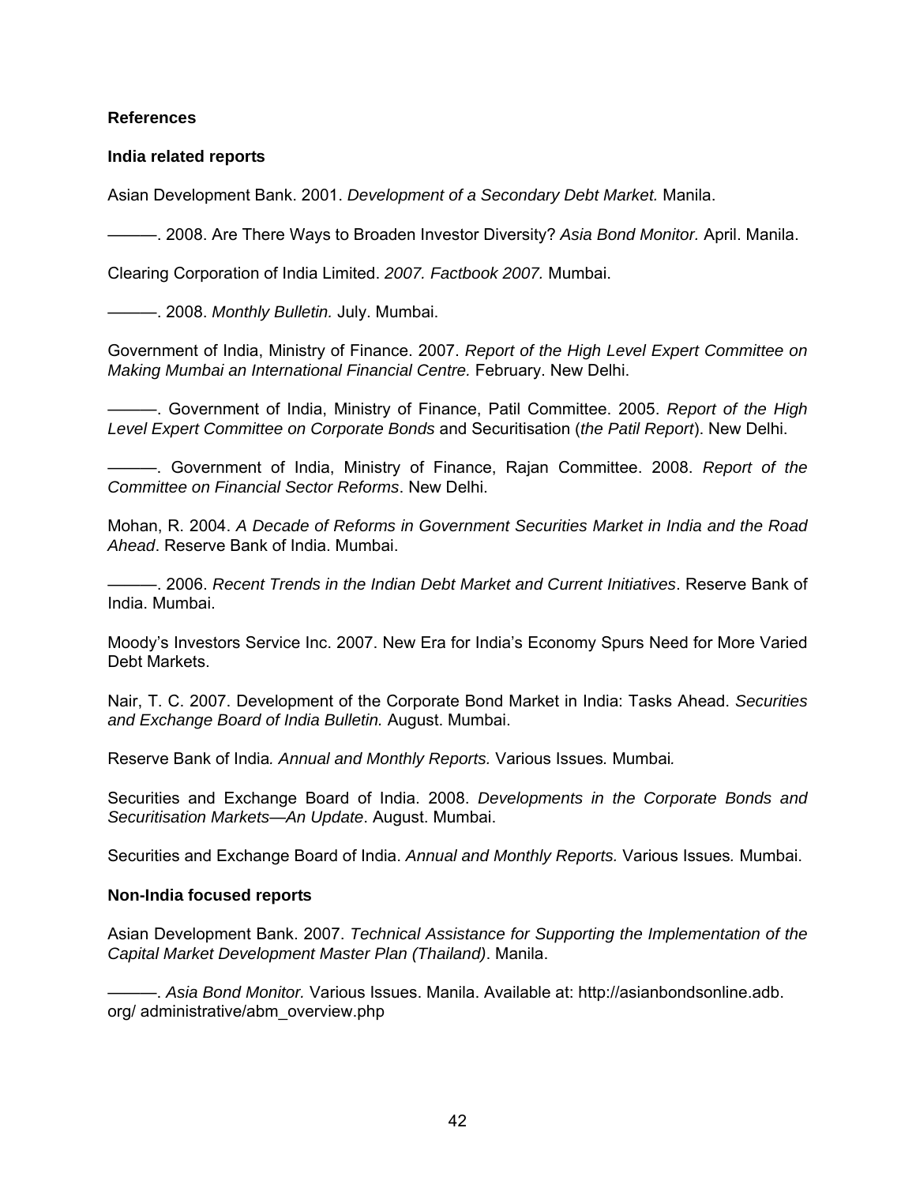## References

### India related reports

Asian Development Bank. 2001. *Development of a Secondary Debt Market.* Manila.

———. 2008. Are There Ways to Broaden Investor Diversity? *Asia Bond Monitor.* April. Manila.

Clearing Corporation of India Limited. *2007. Factbook 2007.* Mumbai.

———. 2008. *Monthly Bulletin.* July. Mumbai.

Government of India, Ministry of Finance. 2007. *Report of the High Level Expert Committee on Making Mumbai an International Financial Centre.* February. New Delhi.

———. Government of India, Ministry of Finance, Patil Committee. 2005. *Report of the High Level Expert Committee on Corporate Bonds* and Securitisation (*the Patil Report*). New Delhi.

———. Government of India, Ministry of Finance, Rajan Committee. 2008. *Report of the Committee on Financial Sector Reforms*. New Delhi.

Mohan, R. 2004. *A Decade of Reforms in Government Securities Market in India and the Road Ahead*. Reserve Bank of India. Mumbai.

———. 2006. *Recent Trends in the Indian Debt Market and Current Initiatives*. Reserve Bank of India. Mumbai.

Moody's Investors Service Inc. 2007. New Era for India's Economy Spurs Need for More Varied Debt Markets.

Nair, T. C. 2007. Development of the Corporate Bond Market in India: Tasks Ahead. *Securities and Exchange Board of India Bulletin.* August. Mumbai.

Reserve Bank of India*. Annual and Monthly Reports.* Various Issues*.* Mumbai*.*

Securities and Exchange Board of India. 2008. *Developments in the Corporate Bonds and Securitisation Markets—An Update*. August. Mumbai.

Securities and Exchange Board of India. *Annual and Monthly Reports.* Various Issues*.* Mumbai.

### Non-India focused reports

Asian Development Bank. 2007. *Technical Assistance for Supporting the Implementation of the Capital Market Development Master Plan (Thailand)*. Manila.

———. *Asia Bond Monitor.* Various Issues. Manila. Available at: http://asianbondsonline.adb.org/ administrative/abm_overview.php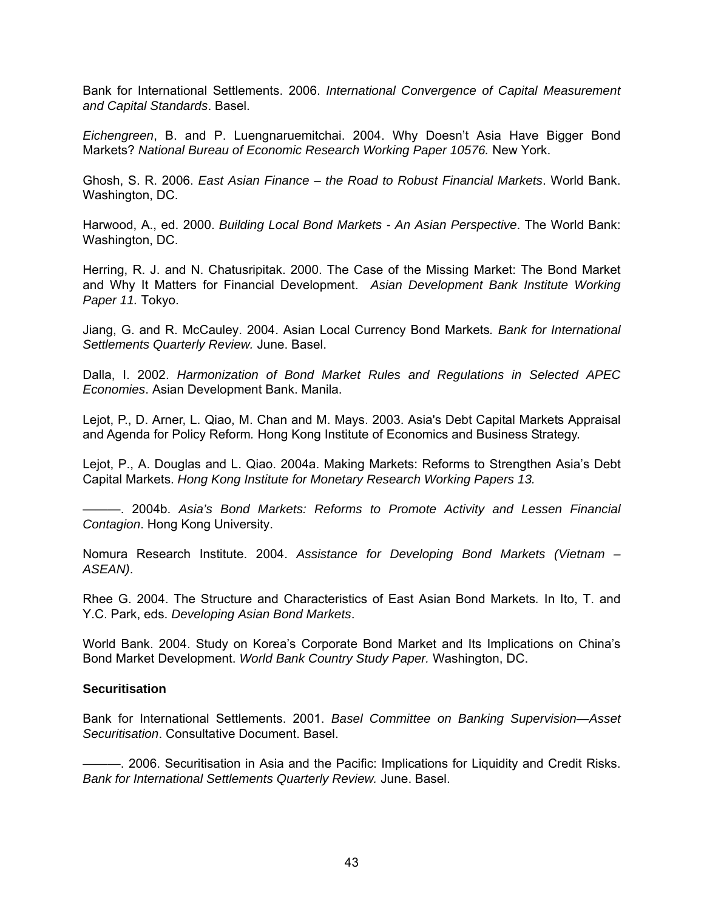Bank for International Settlements. 2006. *International Convergence of Capital Measurement and Capital Standards*. Basel.

*Eichengreen*, B. and P. Luengnaruemitchai. 2004. Why Doesn't Asia Have Bigger Bond Markets? *National Bureau of Economic Research Working Paper 10576.* New York.

Ghosh, S. R. 2006. *East Asian Finance – the Road to Robust Financial Markets*. World Bank. Washington, DC.

Harwood, A., ed. 2000. *Building Local Bond Markets - An Asian Perspective*. The World Bank: Washington, DC.

Herring, R. J. and N. Chatusripitak. 2000. The Case of the Missing Market: The Bond Market and Why It Matters for Financial Development. *Asian Development Bank Institute Working Paper 11.* Tokyo.

Jiang, G. and R. McCauley. 2004. Asian Local Currency Bond Markets. *Bank for International Settlements Quarterly Review.* June. Basel.

Dalla, I. 2002. *Harmonization of Bond Market Rules and Regulations in Selected APEC Economies*. Asian Development Bank. Manila.

Lejot, P., D. Arner, L. Qiao, M. Chan and M. Mays. 2003. Asia's Debt Capital Markets Appraisal and Agenda for Policy Reform. Hong Kong Institute of Economics and Business Strategy.

Lejot, P., A. Douglas and L. Qiao. 2004a. Making Markets: Reforms to Strengthen Asia's Debt Capital Markets. *Hong Kong Institute for Monetary Research Working Papers 13.*

———. 2004b. *Asia's Bond Markets: Reforms to Promote Activity and Lessen Financial Contagion*. Hong Kong University.

Nomura Research Institute. 2004. *Assistance for Developing Bond Markets (Vietnam – ASEAN)*.

Rhee G. 2004. The Structure and Characteristics of East Asian Bond Markets. In Ito, T. and Y.C. Park, eds. *Developing Asian Bond Markets*.

World Bank. 2004. Study on Korea's Corporate Bond Market and Its Implications on China's Bond Market Development. *World Bank Country Study Paper.* Washington, DC.

**Securitisation**

Bank for International Settlements. 2001. *Basel Committee on Banking Supervision—Asset Securitisation*. Consultative Document. Basel.

———. 2006. Securitisation in Asia and the Pacific: Implications for Liquidity and Credit Risks. *Bank for International Settlements Quarterly Review.* June. Basel.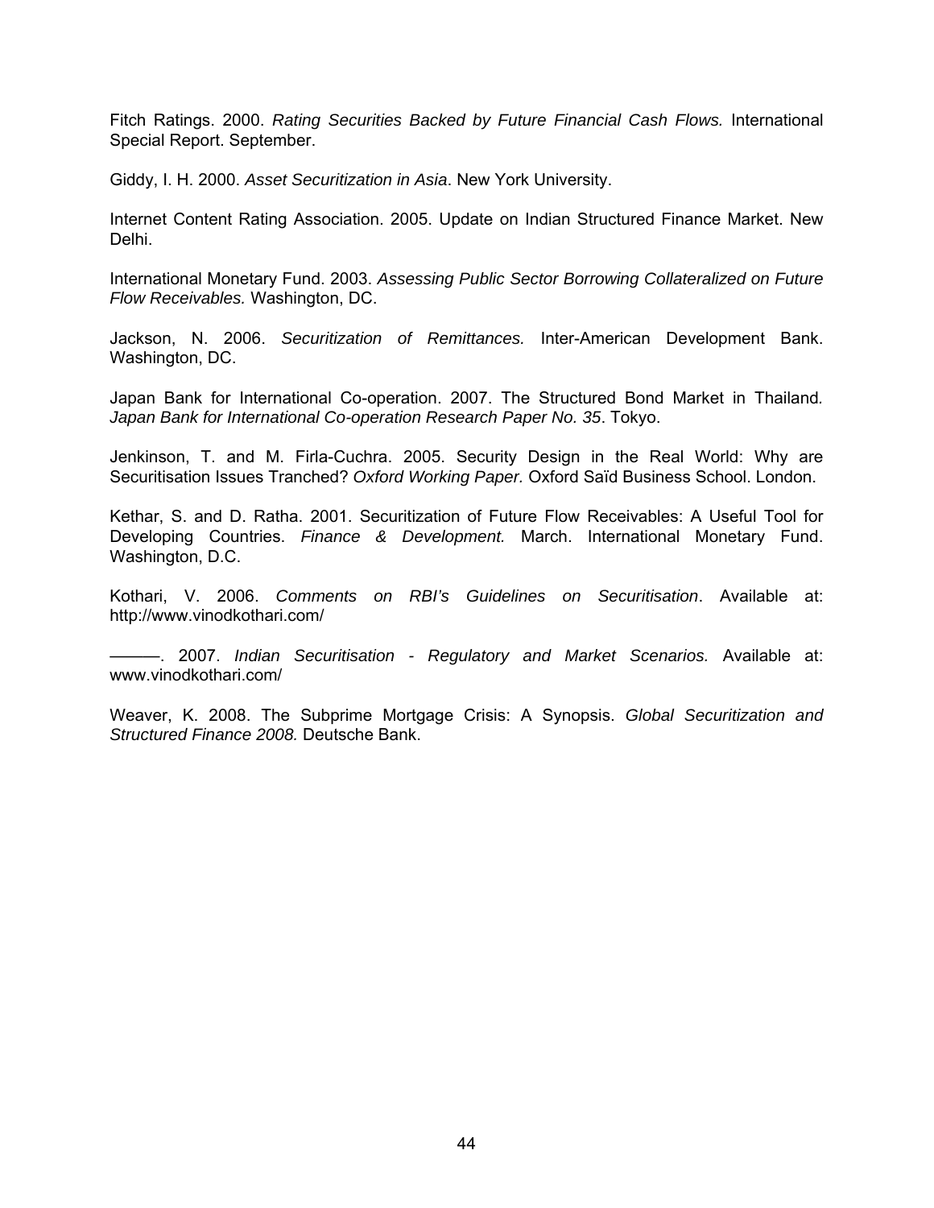Fitch Ratings. 2000. *Rating Securities Backed by Future Financial Cash Flows.* International Special Report. September.

Giddy, I. H. 2000. *Asset Securitization in Asia*. New York University.

Internet Content Rating Association. 2005. Update on Indian Structured Finance Market. New Delhi.

International Monetary Fund. 2003. *Assessing Public Sector Borrowing Collateralized on Future Flow Receivables.* Washington, DC.

Jackson, N. 2006. *Securitization of Remittances.* Inter-American Development Bank. Washington, DC.

Japan Bank for International Co-operation. 2007. The Structured Bond Market in Thailand*. Japan Bank for International Co-operation Research Paper No. 35*. Tokyo.

Jenkinson, T. and M. Firla-Cuchra. 2005. Security Design in the Real World: Why are Securitisation Issues Tranched? *Oxford Working Paper.* Oxford Saïd Business School. London.

Kethar, S. and D. Ratha. 2001. Securitization of Future Flow Receivables: A Useful Tool for Developing Countries. *Finance & Development.* March. International Monetary Fund. Washington, D.C.

Kothari, V. 2006. *Comments on RBI's Guidelines on Securitisation*. Available at: http://www.vinodkothari.com/

———. 2007. *Indian Securitisation - Regulatory and Market Scenarios.* Available at: www.vinodkothari.com/

Weaver, K. 2008. The Subprime Mortgage Crisis: A Synopsis. *Global Securitization and Structured Finance 2008.* Deutsche Bank.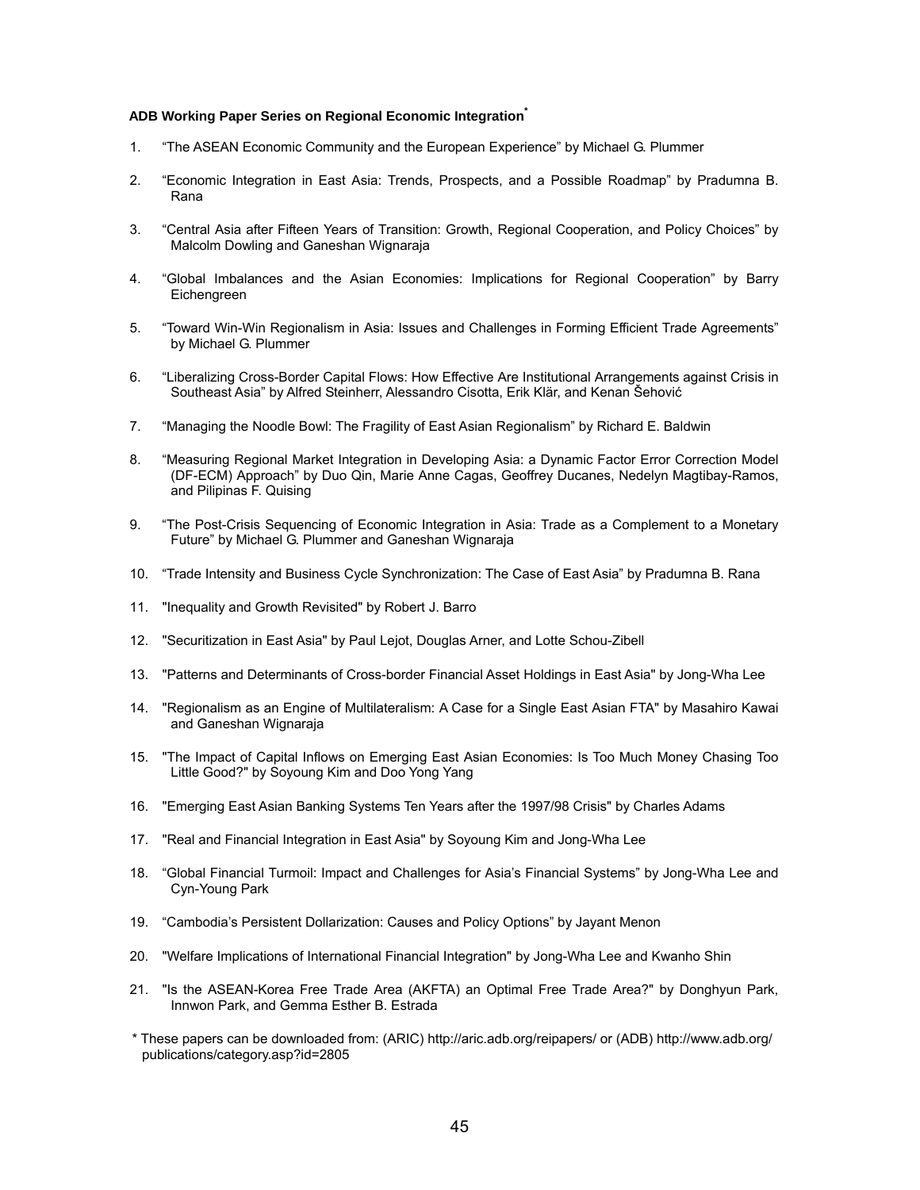**ADB Working Paper Series on Regional Economic Integration***

1. "The ASEAN Economic Community and the European Experience" by Michael G. Plummer

2. "Economic Integration in East Asia: Trends, Prospects, and a Possible Roadmap" by Pradumna B. Rana

3. "Central Asia after Fifteen Years of Transition: Growth, Regional Cooperation, and Policy Choices" by Malcolm Dowling and Ganeshan Wignaraja

4. "Global Imbalances and the Asian Economies: Implications for Regional Cooperation" by Barry Eichengreen

5. "Toward Win-Win Regionalism in Asia: Issues and Challenges in Forming Efficient Trade Agreements" by Michael G. Plummer

6. "Liberalizing Cross-Border Capital Flows: How Effective Are Institutional Arrangements against Crisis in Southeast Asia" by Alfred Steinherr, Alessandro Cisotta, Erik Klär, and Kenan Šehović

7. "Managing the Noodle Bowl: The Fragility of East Asian Regionalism" by Richard E. Baldwin

8. "Measuring Regional Market Integration in Developing Asia: a Dynamic Factor Error Correction Model (DF-ECM) Approach" by Duo Qin, Marie Anne Cagas, Geoffrey Ducanes, Nedelyn Magtibay-Ramos, and Pilipinas F. Quising

9. "The Post-Crisis Sequencing of Economic Integration in Asia: Trade as a Complement to a Monetary Future" by Michael G. Plummer and Ganeshan Wignaraja

10. "Trade Intensity and Business Cycle Synchronization: The Case of East Asia" by Pradumna B. Rana

11. "Inequality and Growth Revisited" by Robert J. Barro

12. "Securitization in East Asia" by Paul Lejot, Douglas Arner, and Lotte Schou-Zibell

13. "Patterns and Determinants of Cross-border Financial Asset Holdings in East Asia" by Jong-Wha Lee

14. "Regionalism as an Engine of Multilateralism: A Case for a Single East Asian FTA" by Masahiro Kawai and Ganeshan Wignaraja

15. "The Impact of Capital Inflows on Emerging East Asian Economies: Is Too Much Money Chasing Too Little Good?" by Soyoung Kim and Doo Yong Yang

16. "Emerging East Asian Banking Systems Ten Years after the 1997/98 Crisis" by Charles Adams

17. "Real and Financial Integration in East Asia" by Soyoung Kim and Jong-Wha Lee

18. "Global Financial Turmoil: Impact and Challenges for Asia's Financial Systems" by Jong-Wha Lee and Cyn-Young Park

19. "Cambodia's Persistent Dollarization: Causes and Policy Options" by Jayant Menon

20. "Welfare Implications of International Financial Integration" by Jong-Wha Lee and Kwanho Shin

21. "Is the ASEAN-Korea Free Trade Area (AKFTA) an Optimal Free Trade Area?" by Donghyun Park, Innwon Park, and Gemma Esther B. Estrada

\* These papers can be downloaded from: (ARIC) http://aric.adb.org/reipapers/ or (ADB) http://www.adb.org/publications/category.asp?id=2805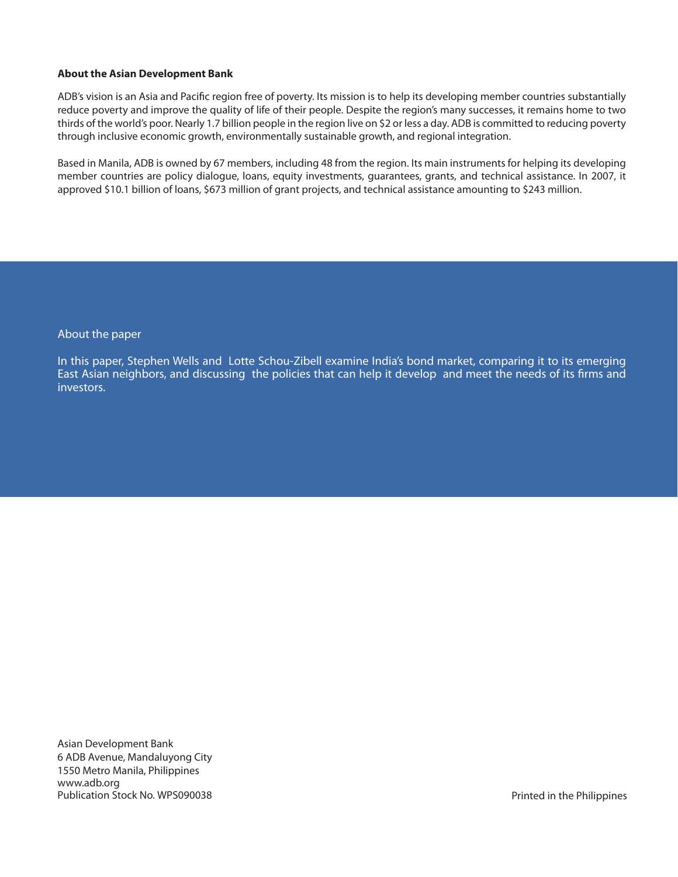**About the Asian Development Bank**

ADB's vision is an Asia and Pacific region free of poverty. Its mission is to help its developing member countries substantially reduce poverty and improve the quality of life of their people. Despite the region's many successes, it remains home to two thirds of the world's poor. Nearly 1.7 billion people in the region live on $2 or less a day. ADB is committed to reducing poverty through inclusive economic growth, environmentally sustainable growth, and regional integration.

Based in Manila, ADB is owned by 67 members, including 48 from the region. Its main instruments for helping its developing member countries are policy dialogue, loans, equity investments, guarantees, grants, and technical assistance. In 2007, it approved $10.1 billion of loans, $673 million of grant projects, and technical assistance amounting to $243 million.

About the paper

In this paper, Stephen Wells and Lotte Schou-Zibell examine India's bond market, comparing it to its emerging East Asian neighbors, and discussing the policies that can help it develop and meet the needs of its firms and investors.

Asian Development Bank
6 ADB Avenue, Mandaluyong City
1550 Metro Manila, Philippines
www.adb.org
Publication Stock No. WPS090038

Printed in the Philippines